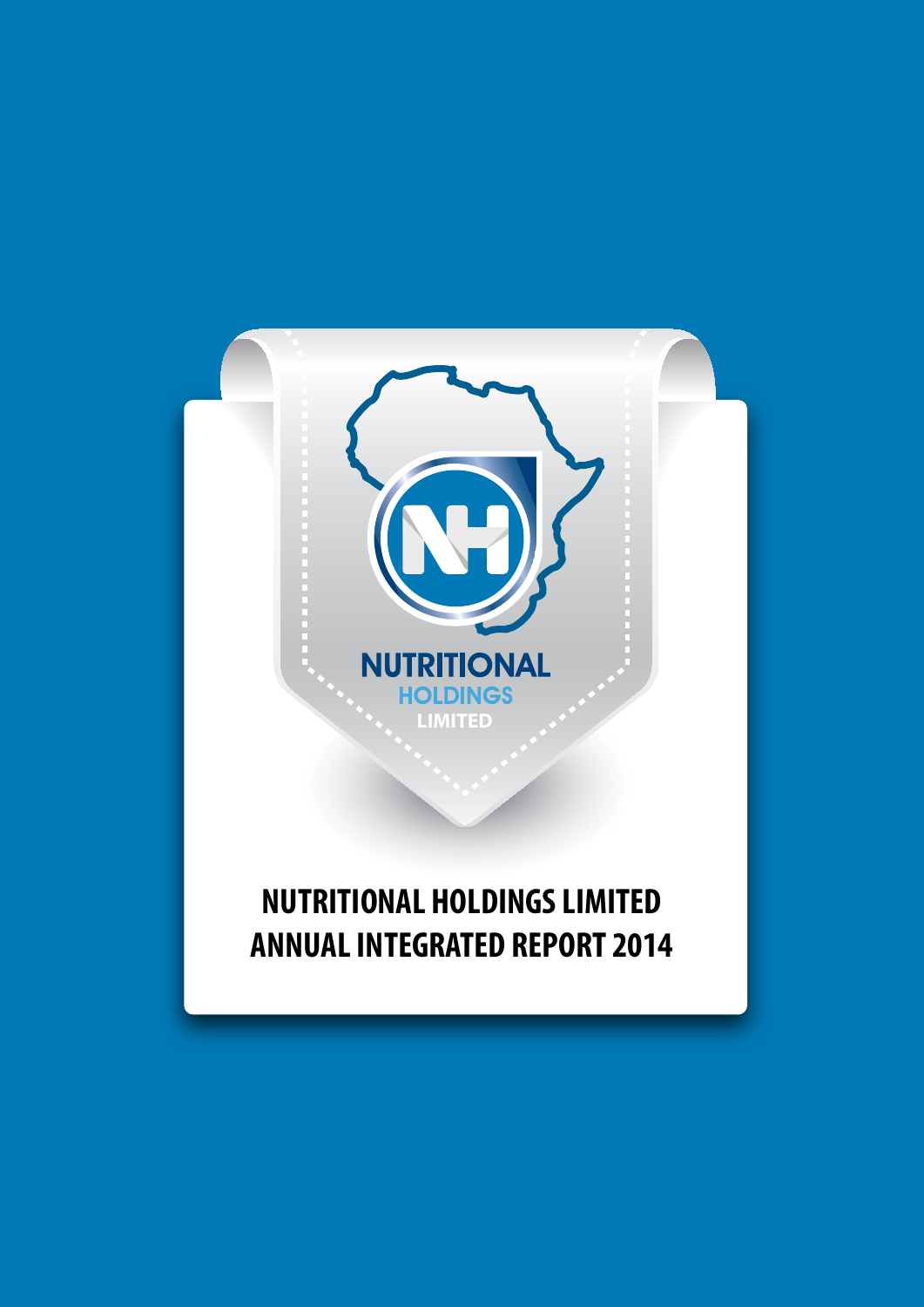NUTRITIONAL
HOLDINGS
LIMITED

# NUTRITIONAL HOLDINGS LIMITED ANNUAL INTEGRATED REPORT 2014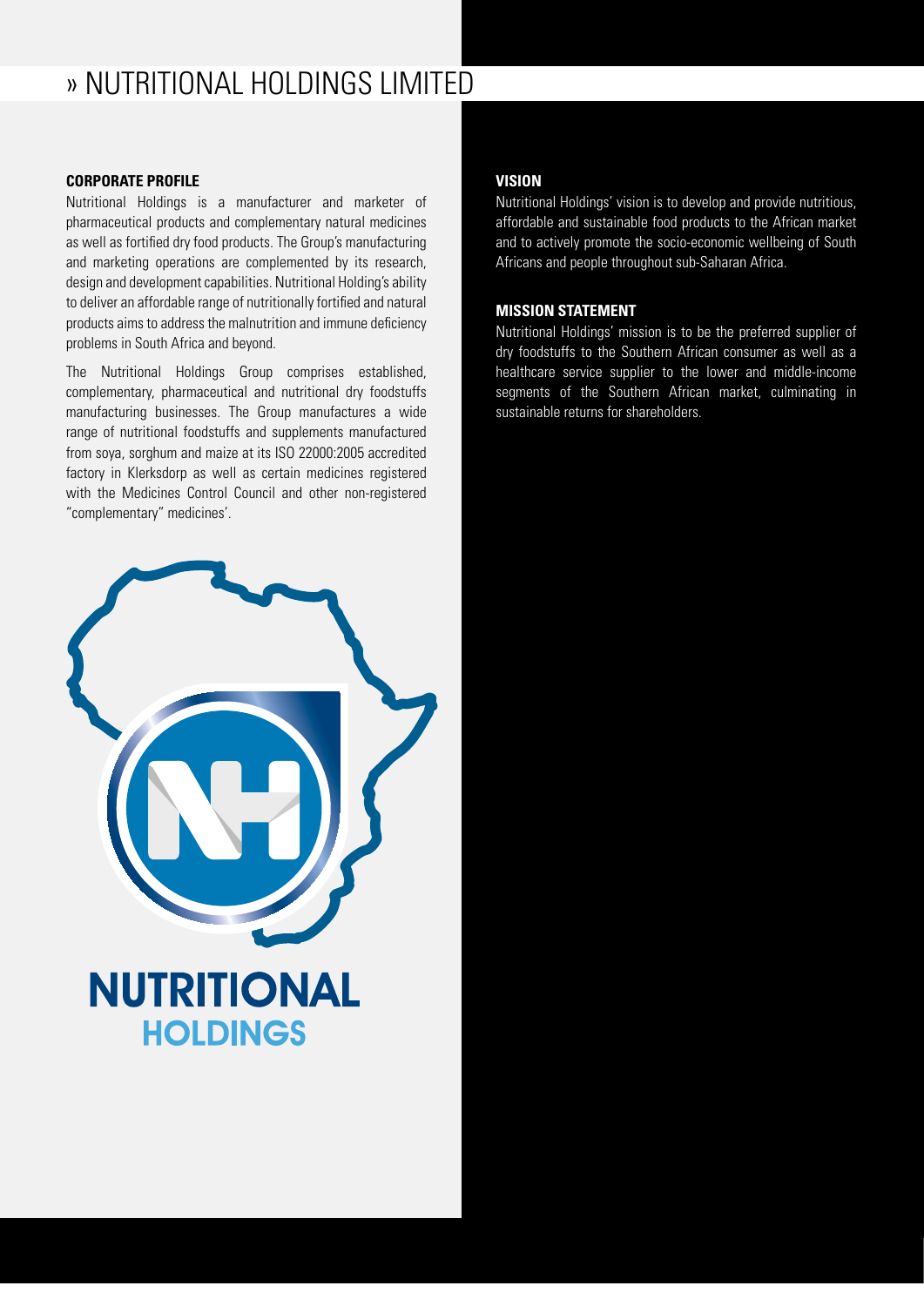# » NUTRITIONAL HOLDINGS LIMITED

### CORPORATE PROFILE

Nutritional Holdings is a manufacturer and marketer of pharmaceutical products and complementary natural medicines as well as fortified dry food products. The Group's manufacturing and marketing operations are complemented by its research, design and development capabilities. Nutritional Holding's ability to deliver an affordable range of nutritionally fortified and natural products aims to address the malnutrition and immune deficiency problems in South Africa and beyond.

The Nutritional Holdings Group comprises established, complementary, pharmaceutical and nutritional dry foodstuffs manufacturing businesses. The Group manufactures a wide range of nutritional foodstuffs and supplements manufactured from soya, sorghum and maize at its ISO 22000:2005 accredited factory in Klerksdorp as well as certain medicines registered with the Medicines Control Council and other non-registered "complementary" medicines'.

NUTRITIONAL
HOLDINGS

### VISION

Nutritional Holdings' vision is to develop and provide nutritious, affordable and sustainable food products to the African market and to actively promote the socio-economic wellbeing of South Africans and people throughout sub-Saharan Africa.

### MISSION STATEMENT

Nutritional Holdings' mission is to be the preferred supplier of dry foodstuffs to the Southern African consumer as well as a healthcare service supplier to the lower and middle-income segments of the Southern African market, culminating in sustainable returns for shareholders.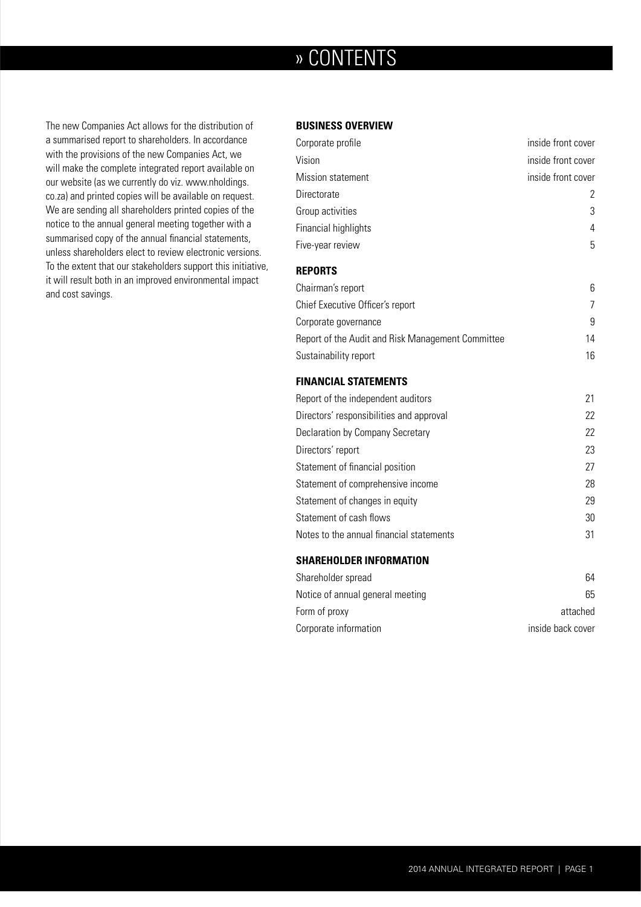# » CONTENTS

The new Companies Act allows for the distribution of a summarised report to shareholders. In accordance with the provisions of the new Companies Act, we will make the complete integrated report available on our website (as we currently do viz. www.nholdings.co.za) and printed copies will be available on request. We are sending all shareholders printed copies of the notice to the annual general meeting together with a summarised copy of the annual financial statements, unless shareholders elect to review electronic versions. To the extent that our stakeholders support this initiative, it will result both in an improved environmental impact and cost savings.

**BUSINESS OVERVIEW**

| | |
|---|---|
| Corporate profile | inside front cover |
| Vision | inside front cover |
| Mission statement | inside front cover |
| Directorate | 2 |
| Group activities | 3 |
| Financial highlights | 4 |
| Five-year review | 5 |

**REPORTS**

| | |
|---|---|
| Chairman's report | 6 |
| Chief Executive Officer's report | 7 |
| Corporate governance | 9 |
| Report of the Audit and Risk Management Committee | 14 |
| Sustainability report | 16 |

**FINANCIAL STATEMENTS**

| | |
|---|---|
| Report of the independent auditors | 21 |
| Directors' responsibilities and approval | 22 |
| Declaration by Company Secretary | 22 |
| Directors' report | 23 |
| Statement of financial position | 27 |
| Statement of comprehensive income | 28 |
| Statement of changes in equity | 29 |
| Statement of cash flows | 30 |
| Notes to the annual financial statements | 31 |

**SHAREHOLDER INFORMATION**

| | |
|---|---|
| Shareholder spread | 64 |
| Notice of annual general meeting | 65 |
| Form of proxy | attached |
| Corporate information | inside back cover |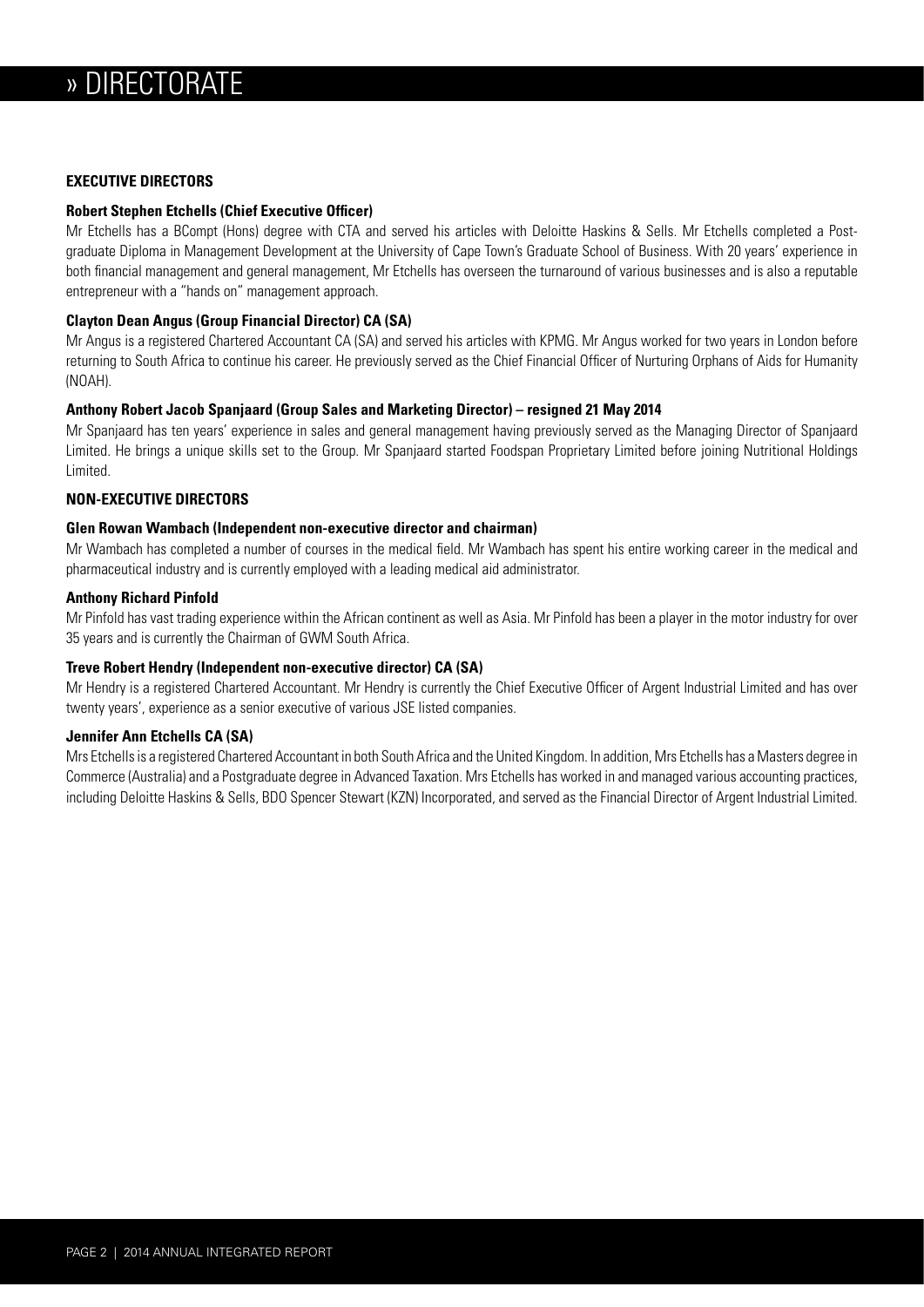# » DIRECTORATE

## EXECUTIVE DIRECTORS

### Robert Stephen Etchells (Chief Executive Officer)

Mr Etchells has a BCompt (Hons) degree with CTA and served his articles with Deloitte Haskins & Sells. Mr Etchells completed a Post-graduate Diploma in Management Development at the University of Cape Town's Graduate School of Business. With 20 years' experience in both financial management and general management, Mr Etchells has overseen the turnaround of various businesses and is also a reputable entrepreneur with a "hands on" management approach.

### Clayton Dean Angus (Group Financial Director) CA (SA)

Mr Angus is a registered Chartered Accountant CA (SA) and served his articles with KPMG. Mr Angus worked for two years in London before returning to South Africa to continue his career. He previously served as the Chief Financial Officer of Nurturing Orphans of Aids for Humanity (NOAH).

### Anthony Robert Jacob Spanjaard (Group Sales and Marketing Director) – resigned 21 May 2014

Mr Spanjaard has ten years' experience in sales and general management having previously served as the Managing Director of Spanjaard Limited. He brings a unique skills set to the Group. Mr Spanjaard started Foodspan Proprietary Limited before joining Nutritional Holdings Limited.

## NON-EXECUTIVE DIRECTORS

### Glen Rowan Wambach (Independent non-executive director and chairman)

Mr Wambach has completed a number of courses in the medical field. Mr Wambach has spent his entire working career in the medical and pharmaceutical industry and is currently employed with a leading medical aid administrator.

### Anthony Richard Pinfold

Mr Pinfold has vast trading experience within the African continent as well as Asia. Mr Pinfold has been a player in the motor industry for over 35 years and is currently the Chairman of GWM South Africa.

### Treve Robert Hendry (Independent non-executive director) CA (SA)

Mr Hendry is a registered Chartered Accountant. Mr Hendry is currently the Chief Executive Officer of Argent Industrial Limited and has over twenty years', experience as a senior executive of various JSE listed companies.

### Jennifer Ann Etchells CA (SA)

Mrs Etchells is a registered Chartered Accountant in both South Africa and the United Kingdom. In addition, Mrs Etchells has a Masters degree in Commerce (Australia) and a Postgraduate degree in Advanced Taxation. Mrs Etchells has worked in and managed various accounting practices, including Deloitte Haskins & Sells, BDO Spencer Stewart (KZN) Incorporated, and served as the Financial Director of Argent Industrial Limited.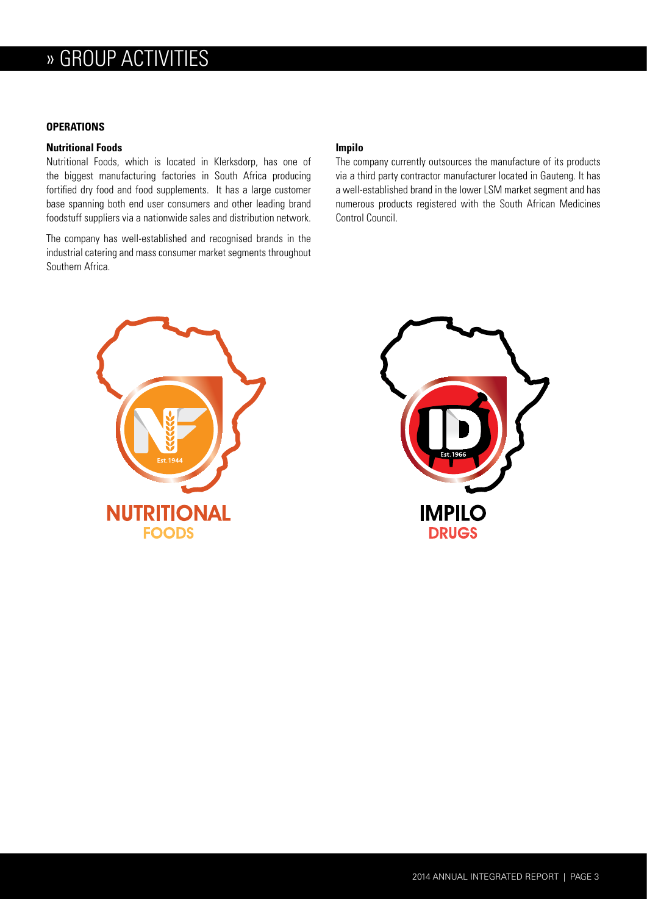# » GROUP ACTIVITIES

## OPERATIONS

### Nutritional Foods

Nutritional Foods, which is located in Klerksdorp, has one of the biggest manufacturing factories in South Africa producing fortified dry food and food supplements. It has a large customer base spanning both end user consumers and other leading brand foodstuff suppliers via a nationwide sales and distribution network.

The company has well-established and recognised brands in the industrial catering and mass consumer market segments throughout Southern Africa.

### Impilo

The company currently outsources the manufacture of its products via a third party contractor manufacturer located in Gauteng. It has a well-established brand in the lower LSM market segment and has numerous products registered with the South African Medicines Control Council.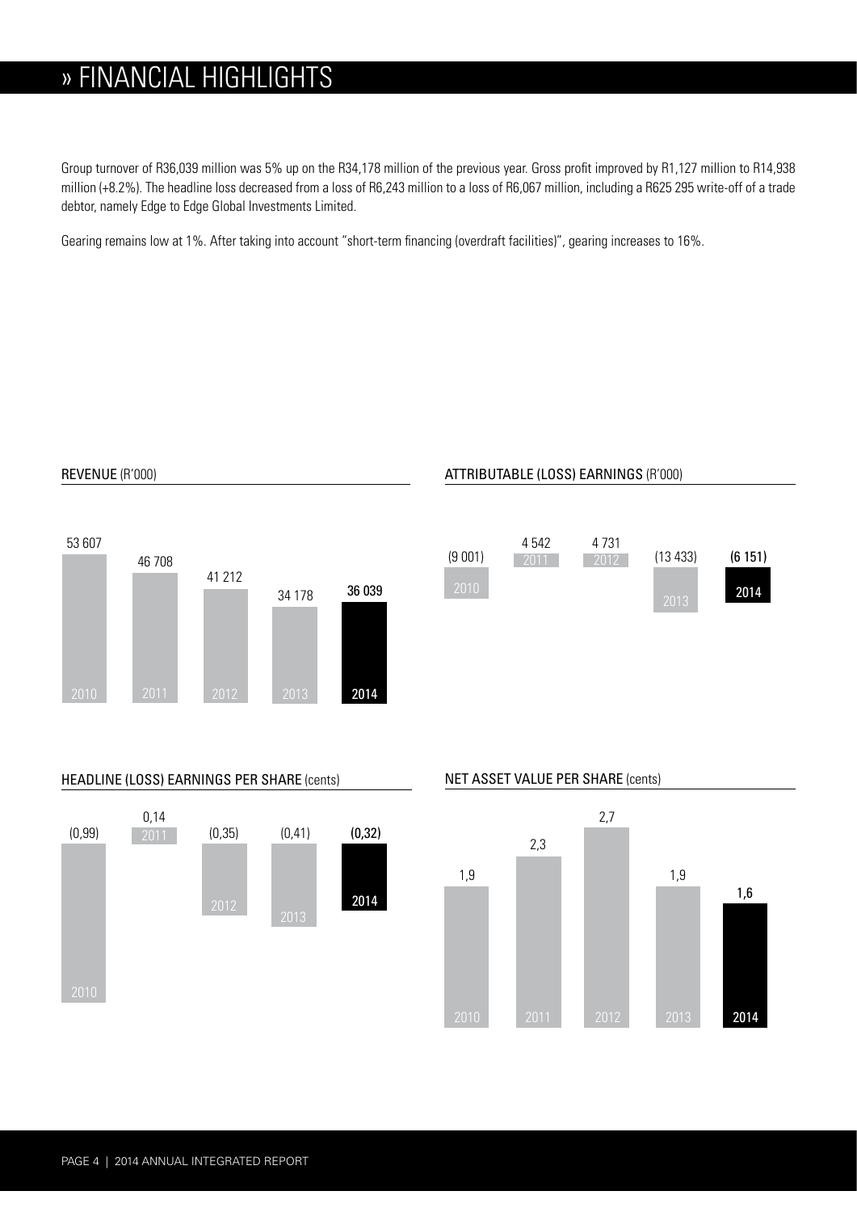# » FINANCIAL HIGHLIGHTS

Group turnover of R36,039 million was 5% up on the R34,178 million of the previous year. Gross profit improved by R1,127 million to R14,938 million (+8.2%). The headline loss decreased from a loss of R6,243 million to a loss of R6,067 million, including a R625 295 write-off of a trade debtor, namely Edge to Edge Global Investments Limited.

Gearing remains low at 1%. After taking into account "short-term financing (overdraft facilities)", gearing increases to 16%.

## REVENUE (R'000)

| 2010 | 2011 | 2012 | 2013 | 2014 |
|---|---|---|---|---|
| 53 607 | 46 708 | 41 212 | 34 178 | 36 039 |

## ATTRIBUTABLE (LOSS) EARNINGS (R'000)

| 2010 | 2011 | 2012 | 2013 | 2014 |
|---|---|---|---|---|
| (9 001) | 4 542 | 4 731 | (13 433) | (6 151) |

## HEADLINE (LOSS) EARNINGS PER SHARE (cents)

| 2010 | 2011 | 2012 | 2013 | 2014 |
|---|---|---|---|---|
| (0,99) | 0,14 | (0,35) | (0,41) | (0,32) |

## NET ASSET VALUE PER SHARE (cents)

| 2010 | 2011 | 2012 | 2013 | 2014 |
|---|---|---|---|---|
| 1,9 | 2,3 | 2,7 | 1,9 | 1,6 |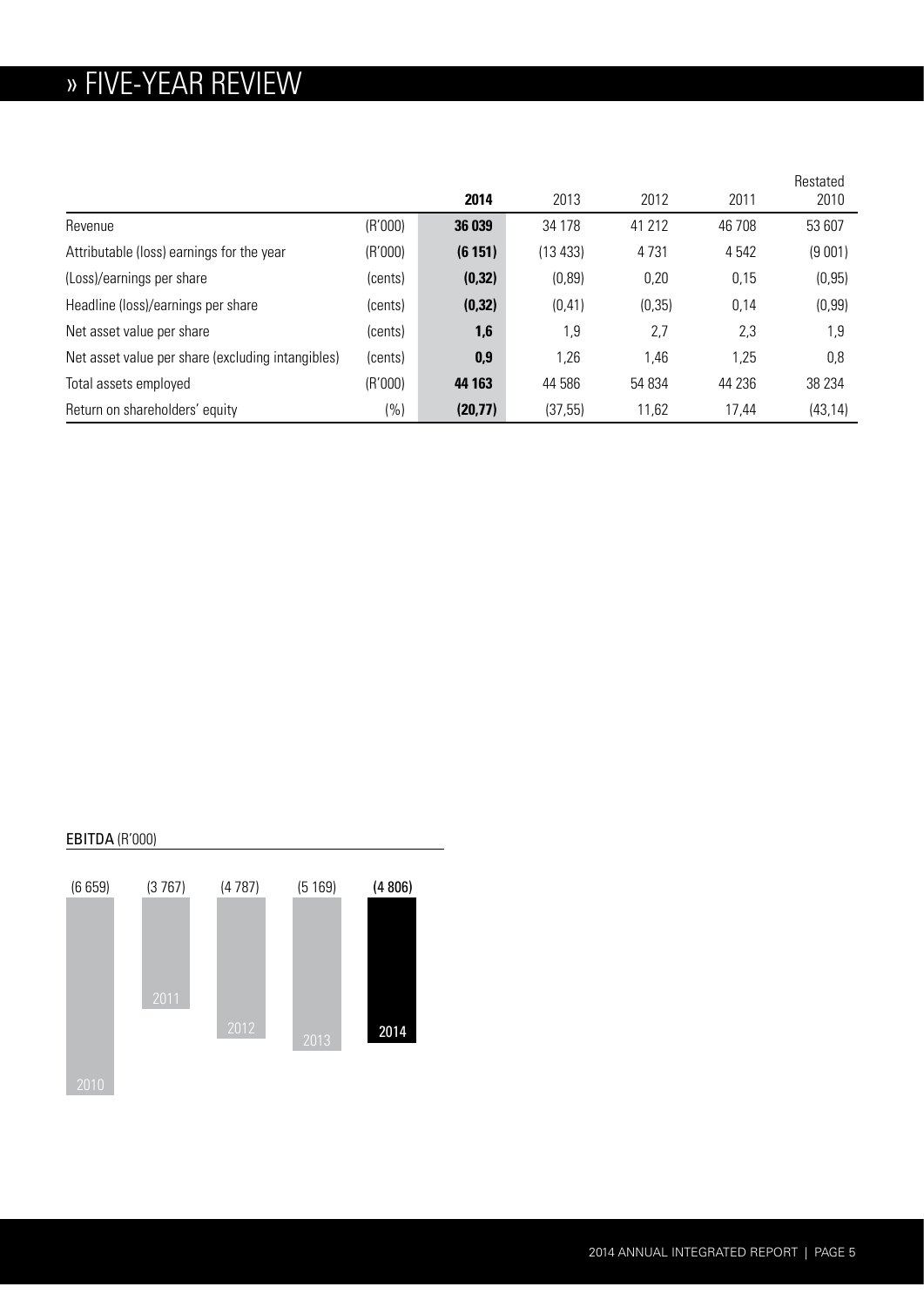# » FIVE-YEAR REVIEW

| | | **2014** | 2013 | 2012 | 2011 | Restated 2010 |
|---|---|---|---|---|---|---|
| Revenue | (R'000) | **36 039** | 34 178 | 41 212 | 46 708 | 53 607 |
| Attributable (loss) earnings for the year | (R'000) | **(6 151)** | (13 433) | 4 731 | 4 542 | (9 001) |
| (Loss)/earnings per share | (cents) | **(0,32)** | (0,89) | 0,20 | 0,15 | (0,95) |
| Headline (loss)/earnings per share | (cents) | **(0,32)** | (0,41) | (0,35) | 0,14 | (0,99) |
| Net asset value per share | (cents) | **1,6** | 1,9 | 2,7 | 2,3 | 1,9 |
| Net asset value per share (excluding intangibles) | (cents) | **0,9** | 1,26 | 1,46 | 1,25 | 0,8 |
| Total assets employed | (R'000) | **44 163** | 44 586 | 54 834 | 44 236 | 38 234 |
| Return on shareholders' equity | (%) | **(20,77)** | (37,55) | 11,62 | 17,44 | (43,14) |

**EBITDA** (R'000)

| 2010 | 2011 | 2012 | 2013 | **2014** |
|---|---|---|---|---|
| (6 659) | (3 767) | (4 787) | (5 169) | **(4 806)** |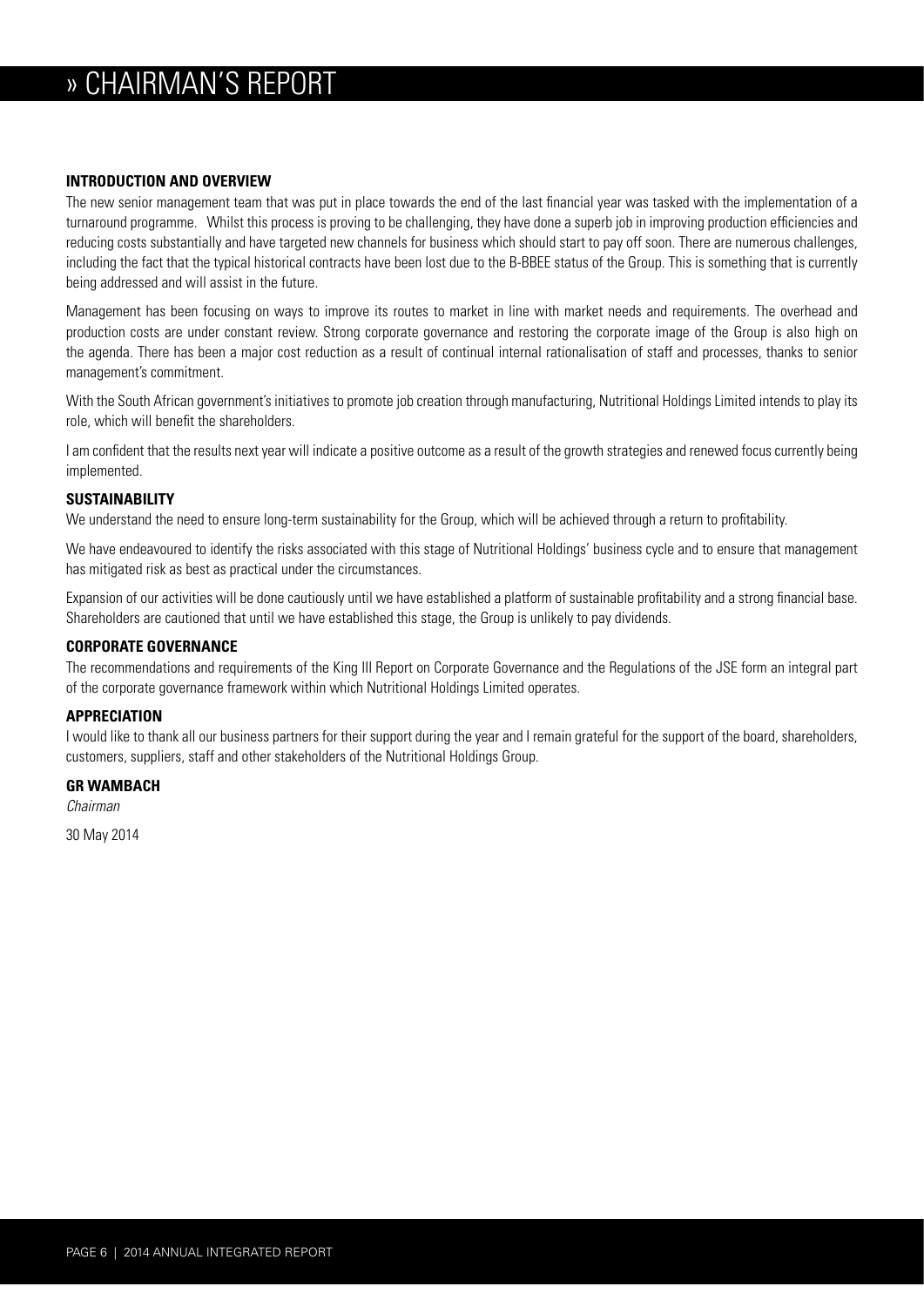# » CHAIRMAN'S REPORT

## INTRODUCTION AND OVERVIEW

The new senior management team that was put in place towards the end of the last financial year was tasked with the implementation of a turnaround programme. Whilst this process is proving to be challenging, they have done a superb job in improving production efficiencies and reducing costs substantially and have targeted new channels for business which should start to pay off soon. There are numerous challenges, including the fact that the typical historical contracts have been lost due to the B-BBEE status of the Group. This is something that is currently being addressed and will assist in the future.

Management has been focusing on ways to improve its routes to market in line with market needs and requirements. The overhead and production costs are under constant review. Strong corporate governance and restoring the corporate image of the Group is also high on the agenda. There has been a major cost reduction as a result of continual internal rationalisation of staff and processes, thanks to senior management's commitment.

With the South African government's initiatives to promote job creation through manufacturing, Nutritional Holdings Limited intends to play its role, which will benefit the shareholders.

I am confident that the results next year will indicate a positive outcome as a result of the growth strategies and renewed focus currently being implemented.

## SUSTAINABILITY

We understand the need to ensure long-term sustainability for the Group, which will be achieved through a return to profitability.

We have endeavoured to identify the risks associated with this stage of Nutritional Holdings' business cycle and to ensure that management has mitigated risk as best as practical under the circumstances.

Expansion of our activities will be done cautiously until we have established a platform of sustainable profitability and a strong financial base. Shareholders are cautioned that until we have established this stage, the Group is unlikely to pay dividends.

## CORPORATE GOVERNANCE

The recommendations and requirements of the King III Report on Corporate Governance and the Regulations of the JSE form an integral part of the corporate governance framework within which Nutritional Holdings Limited operates.

## APPRECIATION

I would like to thank all our business partners for their support during the year and I remain grateful for the support of the board, shareholders, customers, suppliers, staff and other stakeholders of the Nutritional Holdings Group.

**GR WAMBACH**
*Chairman*

30 May 2014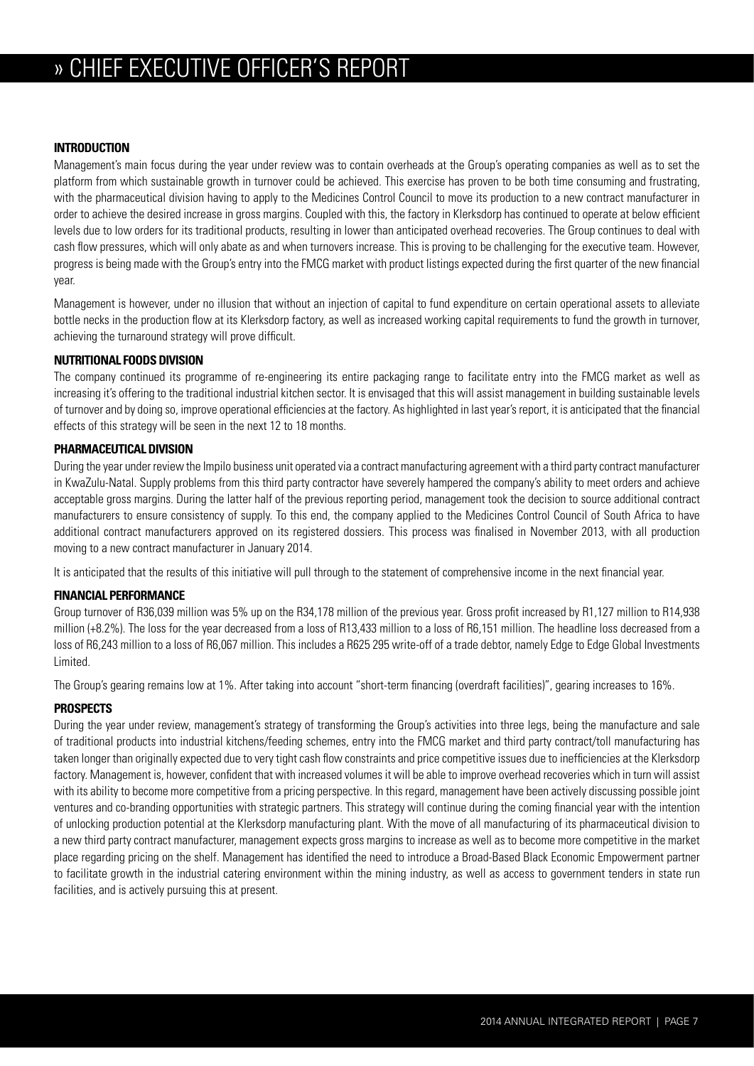# » CHIEF EXECUTIVE OFFICER'S REPORT

## INTRODUCTION

Management's main focus during the year under review was to contain overheads at the Group's operating companies as well as to set the platform from which sustainable growth in turnover could be achieved. This exercise has proven to be both time consuming and frustrating, with the pharmaceutical division having to apply to the Medicines Control Council to move its production to a new contract manufacturer in order to achieve the desired increase in gross margins. Coupled with this, the factory in Klerksdorp has continued to operate at below efficient levels due to low orders for its traditional products, resulting in lower than anticipated overhead recoveries. The Group continues to deal with cash flow pressures, which will only abate as and when turnovers increase. This is proving to be challenging for the executive team. However, progress is being made with the Group's entry into the FMCG market with product listings expected during the first quarter of the new financial year.

Management is however, under no illusion that without an injection of capital to fund expenditure on certain operational assets to alleviate bottle necks in the production flow at its Klerksdorp factory, as well as increased working capital requirements to fund the growth in turnover, achieving the turnaround strategy will prove difficult.

## NUTRITIONAL FOODS DIVISION

The company continued its programme of re-engineering its entire packaging range to facilitate entry into the FMCG market as well as increasing it's offering to the traditional industrial kitchen sector. It is envisaged that this will assist management in building sustainable levels of turnover and by doing so, improve operational efficiencies at the factory. As highlighted in last year's report, it is anticipated that the financial effects of this strategy will be seen in the next 12 to 18 months.

## PHARMACEUTICAL DIVISION

During the year under review the Impilo business unit operated via a contract manufacturing agreement with a third party contract manufacturer in KwaZulu-Natal. Supply problems from this third party contractor have severely hampered the company's ability to meet orders and achieve acceptable gross margins. During the latter half of the previous reporting period, management took the decision to source additional contract manufacturers to ensure consistency of supply. To this end, the company applied to the Medicines Control Council of South Africa to have additional contract manufacturers approved on its registered dossiers. This process was finalised in November 2013, with all production moving to a new contract manufacturer in January 2014.

It is anticipated that the results of this initiative will pull through to the statement of comprehensive income in the next financial year.

## FINANCIAL PERFORMANCE

Group turnover of R36,039 million was 5% up on the R34,178 million of the previous year. Gross profit increased by R1,127 million to R14,938 million (+8.2%). The loss for the year decreased from a loss of R13,433 million to a loss of R6,151 million. The headline loss decreased from a loss of R6,243 million to a loss of R6,067 million. This includes a R625 295 write-off of a trade debtor, namely Edge to Edge Global Investments Limited.

The Group's gearing remains low at 1%. After taking into account "short-term financing (overdraft facilities)", gearing increases to 16%.

## PROSPECTS

During the year under review, management's strategy of transforming the Group's activities into three legs, being the manufacture and sale of traditional products into industrial kitchens/feeding schemes, entry into the FMCG market and third party contract/toll manufacturing has taken longer than originally expected due to very tight cash flow constraints and price competitive issues due to inefficiencies at the Klerksdorp factory. Management is, however, confident that with increased volumes it will be able to improve overhead recoveries which in turn will assist with its ability to become more competitive from a pricing perspective. In this regard, management have been actively discussing possible joint ventures and co-branding opportunities with strategic partners. This strategy will continue during the coming financial year with the intention of unlocking production potential at the Klerksdorp manufacturing plant. With the move of all manufacturing of its pharmaceutical division to a new third party contract manufacturer, management expects gross margins to increase as well as to become more competitive in the market place regarding pricing on the shelf. Management has identified the need to introduce a Broad-Based Black Economic Empowerment partner to facilitate growth in the industrial catering environment within the mining industry, as well as access to government tenders in state run facilities, and is actively pursuing this at present.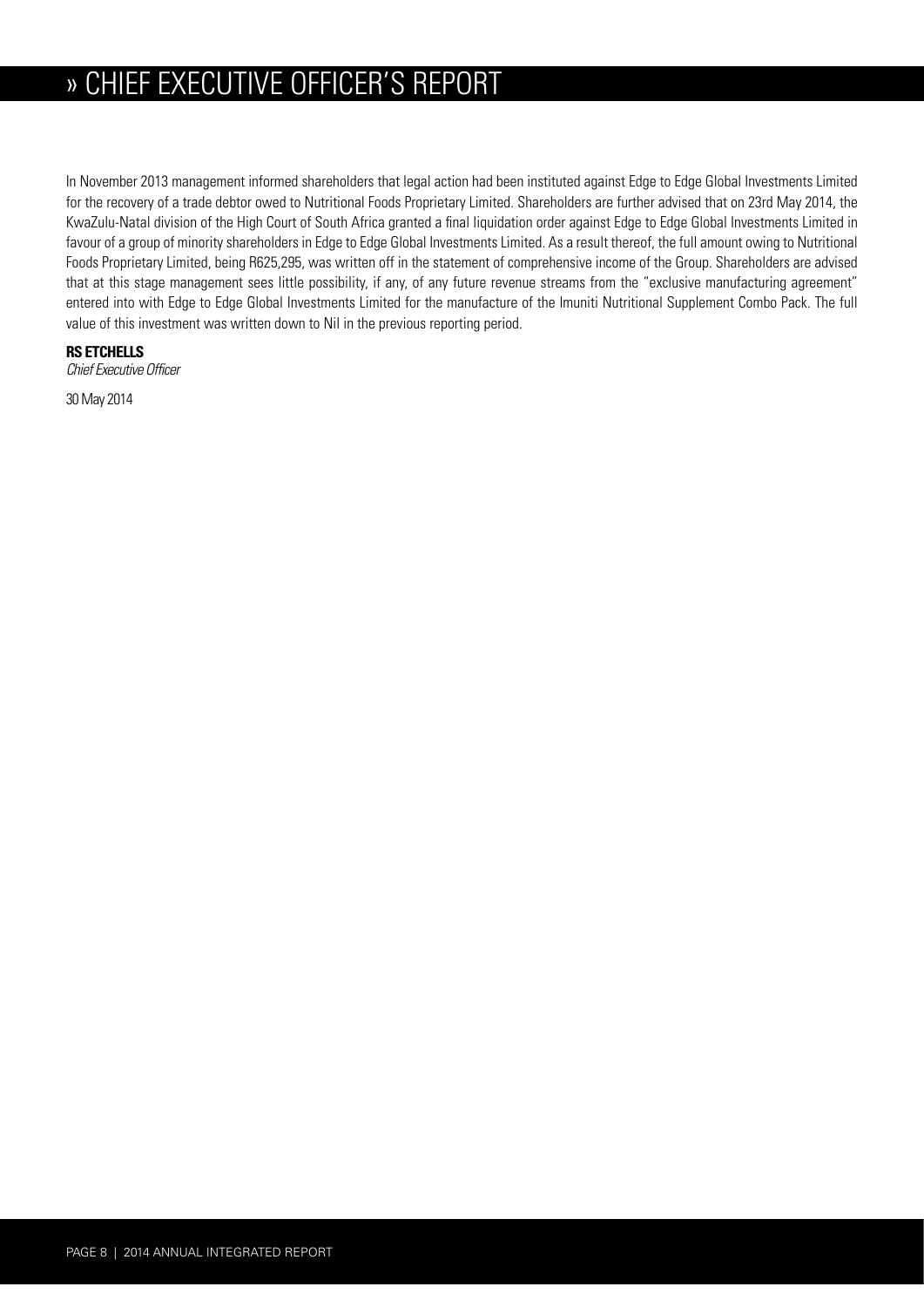# » CHIEF EXECUTIVE OFFICER'S REPORT

In November 2013 management informed shareholders that legal action had been instituted against Edge to Edge Global Investments Limited for the recovery of a trade debtor owed to Nutritional Foods Proprietary Limited. Shareholders are further advised that on 23rd May 2014, the KwaZulu-Natal division of the High Court of South Africa granted a final liquidation order against Edge to Edge Global Investments Limited in favour of a group of minority shareholders in Edge to Edge Global Investments Limited. As a result thereof, the full amount owing to Nutritional Foods Proprietary Limited, being R625,295, was written off in the statement of comprehensive income of the Group. Shareholders are advised that at this stage management sees little possibility, if any, of any future revenue streams from the "exclusive manufacturing agreement" entered into with Edge to Edge Global Investments Limited for the manufacture of the Imuniti Nutritional Supplement Combo Pack. The full value of this investment was written down to Nil in the previous reporting period.

**RS ETCHELLS**
*Chief Executive Officer*

30 May 2014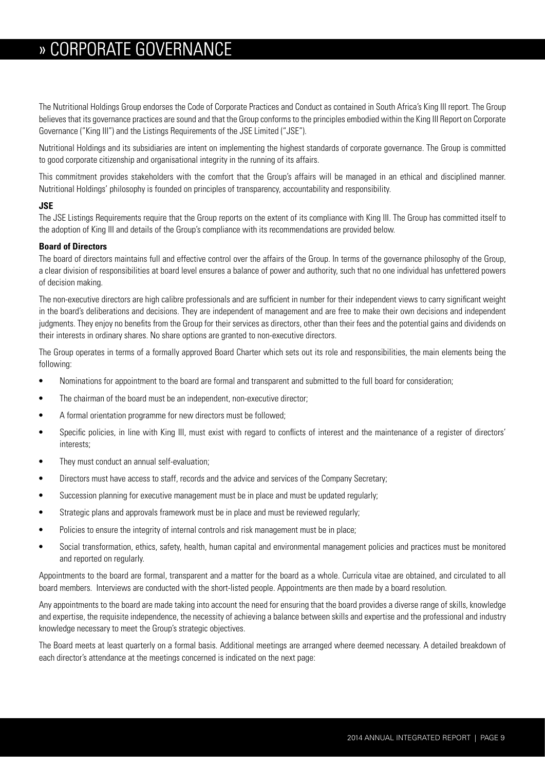# » CORPORATE GOVERNANCE

The Nutritional Holdings Group endorses the Code of Corporate Practices and Conduct as contained in South Africa's King III report. The Group believes that its governance practices are sound and that the Group conforms to the principles embodied within the King III Report on Corporate Governance ("King III") and the Listings Requirements of the JSE Limited ("JSE").

Nutritional Holdings and its subsidiaries are intent on implementing the highest standards of corporate governance. The Group is committed to good corporate citizenship and organisational integrity in the running of its affairs.

This commitment provides stakeholders with the comfort that the Group's affairs will be managed in an ethical and disciplined manner. Nutritional Holdings' philosophy is founded on principles of transparency, accountability and responsibility.

**JSE**

The JSE Listings Requirements require that the Group reports on the extent of its compliance with King III. The Group has committed itself to the adoption of King III and details of the Group's compliance with its recommendations are provided below.

**Board of Directors**

The board of directors maintains full and effective control over the affairs of the Group. In terms of the governance philosophy of the Group, a clear division of responsibilities at board level ensures a balance of power and authority, such that no one individual has unfettered powers of decision making.

The non-executive directors are high calibre professionals and are sufficient in number for their independent views to carry significant weight in the board's deliberations and decisions. They are independent of management and are free to make their own decisions and independent judgments. They enjoy no benefits from the Group for their services as directors, other than their fees and the potential gains and dividends on their interests in ordinary shares. No share options are granted to non-executive directors.

The Group operates in terms of a formally approved Board Charter which sets out its role and responsibilities, the main elements being the following:

- Nominations for appointment to the board are formal and transparent and submitted to the full board for consideration;
- The chairman of the board must be an independent, non-executive director;
- A formal orientation programme for new directors must be followed;
- Specific policies, in line with King III, must exist with regard to conflicts of interest and the maintenance of a register of directors' interests;
- They must conduct an annual self-evaluation;
- Directors must have access to staff, records and the advice and services of the Company Secretary;
- Succession planning for executive management must be in place and must be updated regularly;
- Strategic plans and approvals framework must be in place and must be reviewed regularly;
- Policies to ensure the integrity of internal controls and risk management must be in place;
- Social transformation, ethics, safety, health, human capital and environmental management policies and practices must be monitored and reported on regularly.

Appointments to the board are formal, transparent and a matter for the board as a whole. Curricula vitae are obtained, and circulated to all board members. Interviews are conducted with the short-listed people. Appointments are then made by a board resolution.

Any appointments to the board are made taking into account the need for ensuring that the board provides a diverse range of skills, knowledge and expertise, the requisite independence, the necessity of achieving a balance between skills and expertise and the professional and industry knowledge necessary to meet the Group's strategic objectives.

The Board meets at least quarterly on a formal basis. Additional meetings are arranged where deemed necessary. A detailed breakdown of each director's attendance at the meetings concerned is indicated on the next page: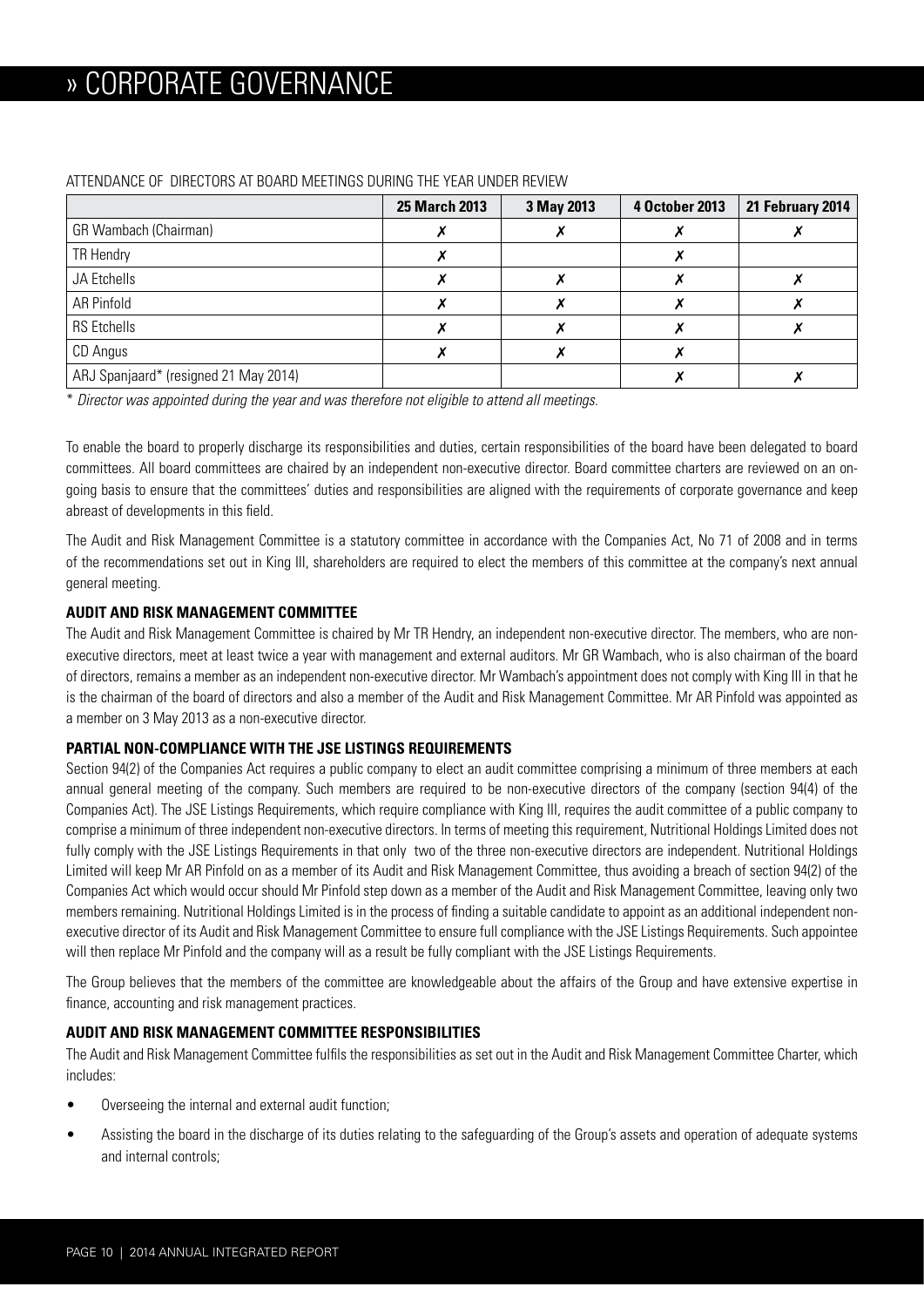# » CORPORATE GOVERNANCE

ATTENDANCE OF DIRECTORS AT BOARD MEETINGS DURING THE YEAR UNDER REVIEW

| | 25 March 2013 | 3 May 2013 | 4 October 2013 | 21 February 2014 |
|---|---|---|---|---|
| GR Wambach (Chairman) | ✗ | ✗ | ✗ | ✗ |
| TR Hendry | ✗ | | ✗ | |
| JA Etchells | ✗ | ✗ | ✗ | ✗ |
| AR Pinfold | ✗ | ✗ | ✗ | ✗ |
| RS Etchells | ✗ | ✗ | ✗ | ✗ |
| CD Angus | ✗ | ✗ | ✗ | |
| ARJ Spanjaard* (resigned 21 May 2014) | | | ✗ | ✗ |

\* *Director was appointed during the year and was therefore not eligible to attend all meetings.*

To enable the board to properly discharge its responsibilities and duties, certain responsibilities of the board have been delegated to board committees. All board committees are chaired by an independent non-executive director. Board committee charters are reviewed on an on-going basis to ensure that the committees' duties and responsibilities are aligned with the requirements of corporate governance and keep abreast of developments in this field.

The Audit and Risk Management Committee is a statutory committee in accordance with the Companies Act, No 71 of 2008 and in terms of the recommendations set out in King III, shareholders are required to elect the members of this committee at the company's next annual general meeting.

### AUDIT AND RISK MANAGEMENT COMMITTEE

The Audit and Risk Management Committee is chaired by Mr TR Hendry, an independent non-executive director. The members, who are non-executive directors, meet at least twice a year with management and external auditors. Mr GR Wambach, who is also chairman of the board of directors, remains a member as an independent non-executive director. Mr Wambach's appointment does not comply with King III in that he is the chairman of the board of directors and also a member of the Audit and Risk Management Committee. Mr AR Pinfold was appointed as a member on 3 May 2013 as a non-executive director.

### PARTIAL NON-COMPLIANCE WITH THE JSE LISTINGS REQUIREMENTS

Section 94(2) of the Companies Act requires a public company to elect an audit committee comprising a minimum of three members at each annual general meeting of the company. Such members are required to be non-executive directors of the company (section 94(4) of the Companies Act). The JSE Listings Requirements, which require compliance with King III, requires the audit committee of a public company to comprise a minimum of three independent non-executive directors. In terms of meeting this requirement, Nutritional Holdings Limited does not fully comply with the JSE Listings Requirements in that only two of the three non-executive directors are independent. Nutritional Holdings Limited will keep Mr AR Pinfold on as a member of its Audit and Risk Management Committee, thus avoiding a breach of section 94(2) of the Companies Act which would occur should Mr Pinfold step down as a member of the Audit and Risk Management Committee, leaving only two members remaining. Nutritional Holdings Limited is in the process of finding a suitable candidate to appoint as an additional independent non-executive director of its Audit and Risk Management Committee to ensure full compliance with the JSE Listings Requirements. Such appointee will then replace Mr Pinfold and the company will as a result be fully compliant with the JSE Listings Requirements.

The Group believes that the members of the committee are knowledgeable about the affairs of the Group and have extensive expertise in finance, accounting and risk management practices.

### AUDIT AND RISK MANAGEMENT COMMITTEE RESPONSIBILITIES

The Audit and Risk Management Committee fulfils the responsibilities as set out in the Audit and Risk Management Committee Charter, which includes:

- Overseeing the internal and external audit function;
- Assisting the board in the discharge of its duties relating to the safeguarding of the Group's assets and operation of adequate systems and internal controls;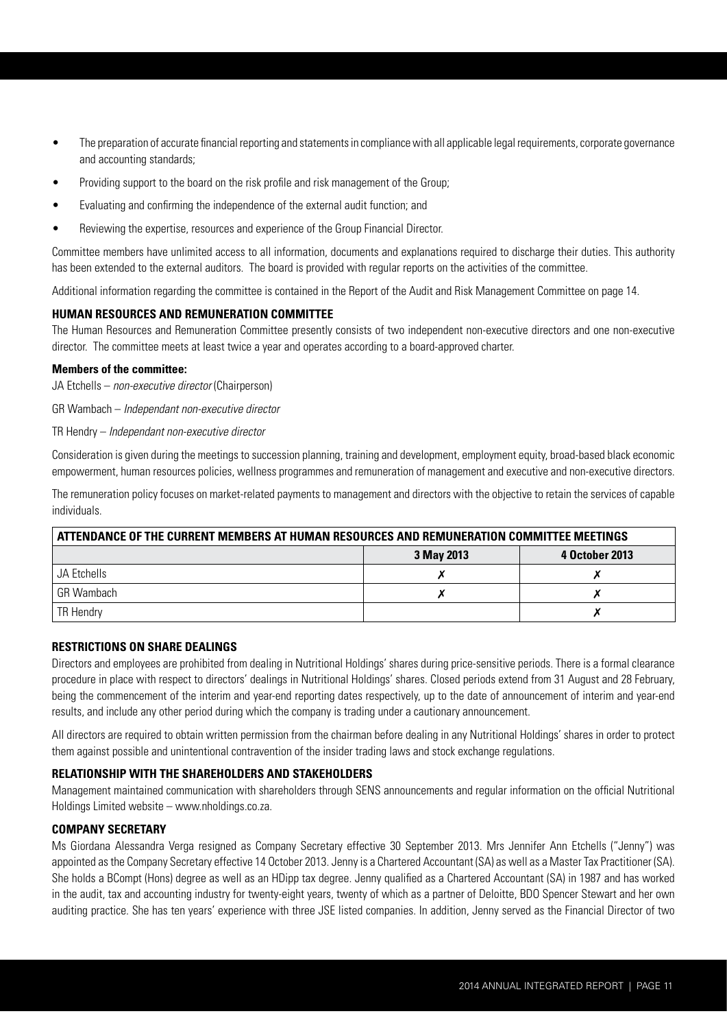- The preparation of accurate financial reporting and statements in compliance with all applicable legal requirements, corporate governance and accounting standards;
- Providing support to the board on the risk profile and risk management of the Group;
- Evaluating and confirming the independence of the external audit function; and
- Reviewing the expertise, resources and experience of the Group Financial Director.

Committee members have unlimited access to all information, documents and explanations required to discharge their duties. This authority has been extended to the external auditors. The board is provided with regular reports on the activities of the committee.

Additional information regarding the committee is contained in the Report of the Audit and Risk Management Committee on page 14.

### HUMAN RESOURCES AND REMUNERATION COMMITTEE

The Human Resources and Remuneration Committee presently consists of two independent non-executive directors and one non-executive director. The committee meets at least twice a year and operates according to a board-approved charter.

**Members of the committee:**

JA Etchells – *non-executive director* (Chairperson)

GR Wambach – *Independant non-executive director*

TR Hendry – *Independant non-executive director*

Consideration is given during the meetings to succession planning, training and development, employment equity, broad-based black economic empowerment, human resources policies, wellness programmes and remuneration of management and executive and non-executive directors.

The remuneration policy focuses on market-related payments to management and directors with the objective to retain the services of capable individuals.

| ATTENDANCE OF THE CURRENT MEMBERS AT HUMAN RESOURCES AND REMUNERATION COMMITTEE MEETINGS | | |
|---|---|---|
| | 3 May 2013 | 4 October 2013 |
| JA Etchells | ✗ | ✗ |
| GR Wambach | ✗ | ✗ |
| TR Hendry | | ✗ |

### RESTRICTIONS ON SHARE DEALINGS

Directors and employees are prohibited from dealing in Nutritional Holdings' shares during price-sensitive periods. There is a formal clearance procedure in place with respect to directors' dealings in Nutritional Holdings' shares. Closed periods extend from 31 August and 28 February, being the commencement of the interim and year-end reporting dates respectively, up to the date of announcement of interim and year-end results, and include any other period during which the company is trading under a cautionary announcement.

All directors are required to obtain written permission from the chairman before dealing in any Nutritional Holdings' shares in order to protect them against possible and unintentional contravention of the insider trading laws and stock exchange regulations.

### RELATIONSHIP WITH THE SHAREHOLDERS AND STAKEHOLDERS

Management maintained communication with shareholders through SENS announcements and regular information on the official Nutritional Holdings Limited website – www.nholdings.co.za.

### COMPANY SECRETARY

Ms Giordana Alessandra Verga resigned as Company Secretary effective 30 September 2013. Mrs Jennifer Ann Etchells ("Jenny") was appointed as the Company Secretary effective 14 October 2013. Jenny is a Chartered Accountant (SA) as well as a Master Tax Practitioner (SA). She holds a BCompt (Hons) degree as well as an HDipp tax degree. Jenny qualified as a Chartered Accountant (SA) in 1987 and has worked in the audit, tax and accounting industry for twenty-eight years, twenty of which as a partner of Deloitte, BDO Spencer Stewart and her own auditing practice. She has ten years' experience with three JSE listed companies. In addition, Jenny served as the Financial Director of two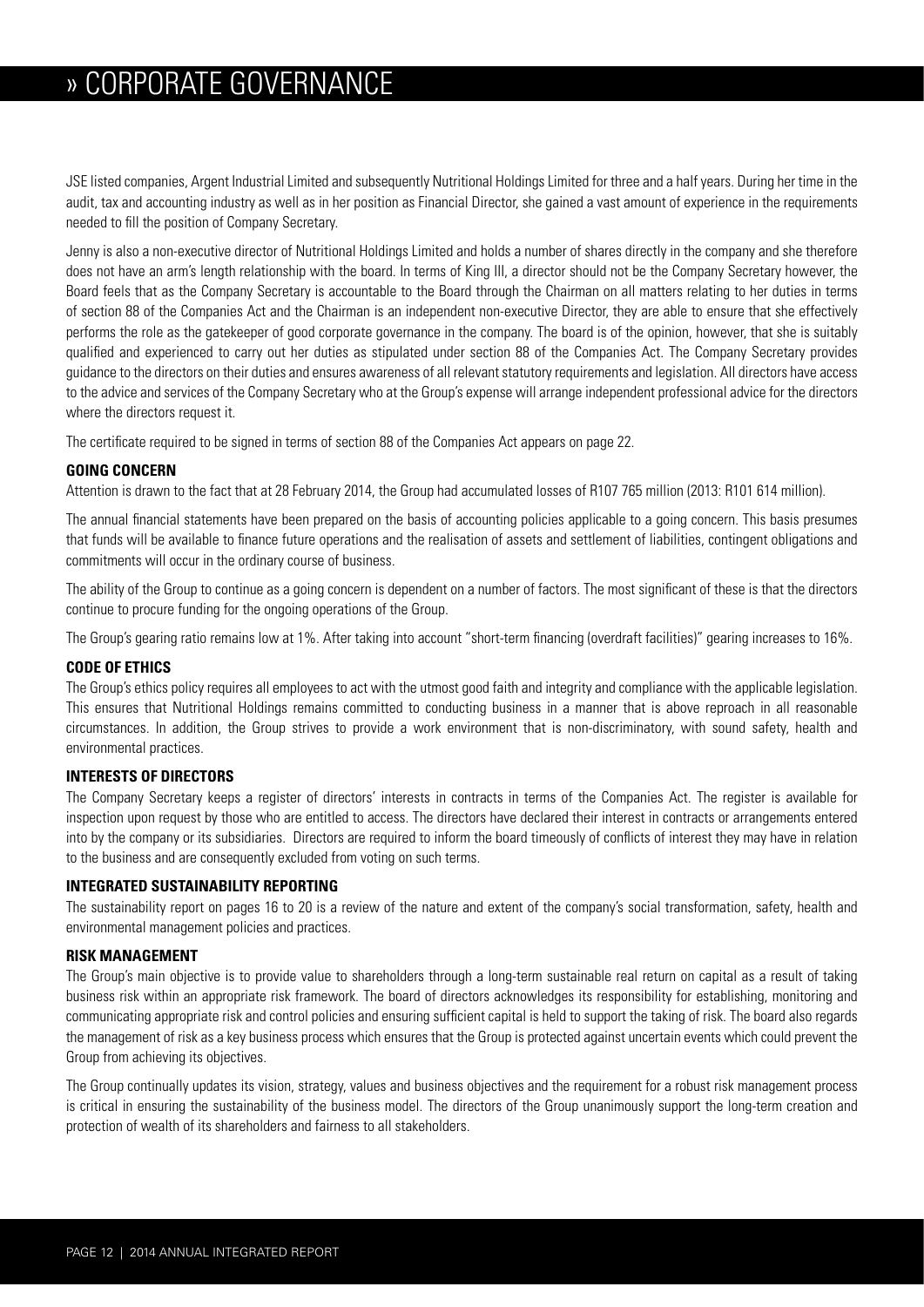# » CORPORATE GOVERNANCE

JSE listed companies, Argent Industrial Limited and subsequently Nutritional Holdings Limited for three and a half years. During her time in the audit, tax and accounting industry as well as in her position as Financial Director, she gained a vast amount of experience in the requirements needed to fill the position of Company Secretary.

Jenny is also a non-executive director of Nutritional Holdings Limited and holds a number of shares directly in the company and she therefore does not have an arm's length relationship with the board. In terms of King III, a director should not be the Company Secretary however, the Board feels that as the Company Secretary is accountable to the Board through the Chairman on all matters relating to her duties in terms of section 88 of the Companies Act and the Chairman is an independent non-executive Director, they are able to ensure that she effectively performs the role as the gatekeeper of good corporate governance in the company. The board is of the opinion, however, that she is suitably qualified and experienced to carry out her duties as stipulated under section 88 of the Companies Act. The Company Secretary provides guidance to the directors on their duties and ensures awareness of all relevant statutory requirements and legislation. All directors have access to the advice and services of the Company Secretary who at the Group's expense will arrange independent professional advice for the directors where the directors request it.

The certificate required to be signed in terms of section 88 of the Companies Act appears on page 22.

### GOING CONCERN

Attention is drawn to the fact that at 28 February 2014, the Group had accumulated losses of R107 765 million (2013: R101 614 million).

The annual financial statements have been prepared on the basis of accounting policies applicable to a going concern. This basis presumes that funds will be available to finance future operations and the realisation of assets and settlement of liabilities, contingent obligations and commitments will occur in the ordinary course of business.

The ability of the Group to continue as a going concern is dependent on a number of factors. The most significant of these is that the directors continue to procure funding for the ongoing operations of the Group.

The Group's gearing ratio remains low at 1%. After taking into account "short-term financing (overdraft facilities)" gearing increases to 16%.

### CODE OF ETHICS

The Group's ethics policy requires all employees to act with the utmost good faith and integrity and compliance with the applicable legislation. This ensures that Nutritional Holdings remains committed to conducting business in a manner that is above reproach in all reasonable circumstances. In addition, the Group strives to provide a work environment that is non-discriminatory, with sound safety, health and environmental practices.

### INTERESTS OF DIRECTORS

The Company Secretary keeps a register of directors' interests in contracts in terms of the Companies Act. The register is available for inspection upon request by those who are entitled to access. The directors have declared their interest in contracts or arrangements entered into by the company or its subsidiaries. Directors are required to inform the board timeously of conflicts of interest they may have in relation to the business and are consequently excluded from voting on such terms.

### INTEGRATED SUSTAINABILITY REPORTING

The sustainability report on pages 16 to 20 is a review of the nature and extent of the company's social transformation, safety, health and environmental management policies and practices.

### RISK MANAGEMENT

The Group's main objective is to provide value to shareholders through a long-term sustainable real return on capital as a result of taking business risk within an appropriate risk framework. The board of directors acknowledges its responsibility for establishing, monitoring and communicating appropriate risk and control policies and ensuring sufficient capital is held to support the taking of risk. The board also regards the management of risk as a key business process which ensures that the Group is protected against uncertain events which could prevent the Group from achieving its objectives.

The Group continually updates its vision, strategy, values and business objectives and the requirement for a robust risk management process is critical in ensuring the sustainability of the business model. The directors of the Group unanimously support the long-term creation and protection of wealth of its shareholders and fairness to all stakeholders.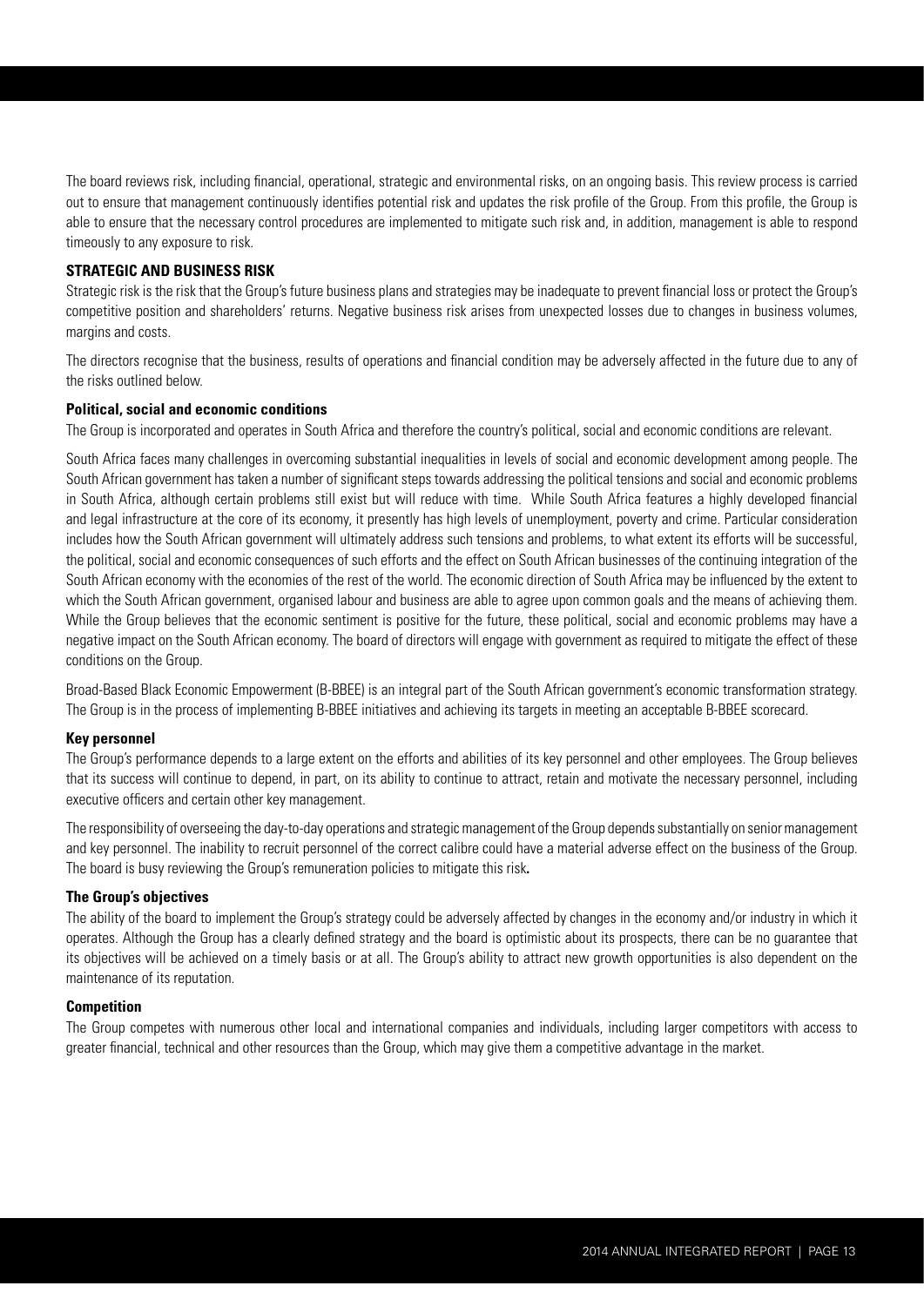The board reviews risk, including financial, operational, strategic and environmental risks, on an ongoing basis. This review process is carried out to ensure that management continuously identifies potential risk and updates the risk profile of the Group. From this profile, the Group is able to ensure that the necessary control procedures are implemented to mitigate such risk and, in addition, management is able to respond timeously to any exposure to risk.

## STRATEGIC AND BUSINESS RISK

Strategic risk is the risk that the Group's future business plans and strategies may be inadequate to prevent financial loss or protect the Group's competitive position and shareholders' returns. Negative business risk arises from unexpected losses due to changes in business volumes, margins and costs.

The directors recognise that the business, results of operations and financial condition may be adversely affected in the future due to any of the risks outlined below.

### Political, social and economic conditions

The Group is incorporated and operates in South Africa and therefore the country's political, social and economic conditions are relevant.

South Africa faces many challenges in overcoming substantial inequalities in levels of social and economic development among people. The South African government has taken a number of significant steps towards addressing the political tensions and social and economic problems in South Africa, although certain problems still exist but will reduce with time. While South Africa features a highly developed financial and legal infrastructure at the core of its economy, it presently has high levels of unemployment, poverty and crime. Particular consideration includes how the South African government will ultimately address such tensions and problems, to what extent its efforts will be successful, the political, social and economic consequences of such efforts and the effect on South African businesses of the continuing integration of the South African economy with the economies of the rest of the world. The economic direction of South Africa may be influenced by the extent to which the South African government, organised labour and business are able to agree upon common goals and the means of achieving them. While the Group believes that the economic sentiment is positive for the future, these political, social and economic problems may have a negative impact on the South African economy. The board of directors will engage with government as required to mitigate the effect of these conditions on the Group.

Broad-Based Black Economic Empowerment (B-BBEE) is an integral part of the South African government's economic transformation strategy. The Group is in the process of implementing B-BBEE initiatives and achieving its targets in meeting an acceptable B-BBEE scorecard.

### Key personnel

The Group's performance depends to a large extent on the efforts and abilities of its key personnel and other employees. The Group believes that its success will continue to depend, in part, on its ability to continue to attract, retain and motivate the necessary personnel, including executive officers and certain other key management.

The responsibility of overseeing the day-to-day operations and strategic management of the Group depends substantially on senior management and key personnel. The inability to recruit personnel of the correct calibre could have a material adverse effect on the business of the Group. The board is busy reviewing the Group's remuneration policies to mitigate this risk.

### The Group's objectives

The ability of the board to implement the Group's strategy could be adversely affected by changes in the economy and/or industry in which it operates. Although the Group has a clearly defined strategy and the board is optimistic about its prospects, there can be no guarantee that its objectives will be achieved on a timely basis or at all. The Group's ability to attract new growth opportunities is also dependent on the maintenance of its reputation.

### Competition

The Group competes with numerous other local and international companies and individuals, including larger competitors with access to greater financial, technical and other resources than the Group, which may give them a competitive advantage in the market.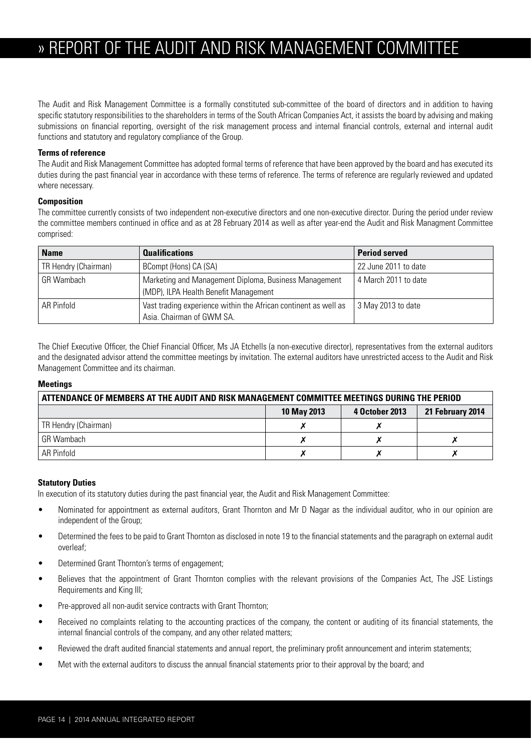# » REPORT OF THE AUDIT AND RISK MANAGEMENT COMMITTEE

The Audit and Risk Management Committee is a formally constituted sub-committee of the board of directors and in addition to having specific statutory responsibilities to the shareholders in terms of the South African Companies Act, it assists the board by advising and making submissions on financial reporting, oversight of the risk management process and internal financial controls, external and internal audit functions and statutory and regulatory compliance of the Group.

**Terms of reference**

The Audit and Risk Management Committee has adopted formal terms of reference that have been approved by the board and has executed its duties during the past financial year in accordance with these terms of reference. The terms of reference are regularly reviewed and updated where necessary.

**Composition**

The committee currently consists of two independent non-executive directors and one non-executive director. During the period under review the committee members continued in office and as at 28 February 2014 as well as after year-end the Audit and Risk Managment Committee comprised:

| Name | Qualifications | Period served |
|---|---|---|
| TR Hendry (Chairman) | BCompt (Hons) CA (SA) | 22 June 2011 to date |
| GR Wambach | Marketing and Management Diploma, Business Management (MDP), ILPA Health Benefit Management | 4 March 2011 to date |
| AR Pinfold | Vast trading experience within the African continent as well as Asia. Chairman of GWM SA. | 3 May 2013 to date |

The Chief Executive Officer, the Chief Financial Officer, Ms JA Etchells (a non-executive director), representatives from the external auditors and the designated advisor attend the committee meetings by invitation. The external auditors have unrestricted access to the Audit and Risk Management Committee and its chairman.

**Meetings**

| ATTENDANCE OF MEMBERS AT THE AUDIT AND RISK MANAGEMENT COMMITTEE MEETINGS DURING THE PERIOD | | | |
|---|---|---|---|
| | **10 May 2013** | **4 October 2013** | **21 February 2014** |
| TR Hendry (Chairman) | ✗ | ✗ | |
| GR Wambach | ✗ | ✗ | ✗ |
| AR Pinfold | ✗ | ✗ | ✗ |

**Statutory Duties**

In execution of its statutory duties during the past financial year, the Audit and Risk Management Committee:

- Nominated for appointment as external auditors, Grant Thornton and Mr D Nagar as the individual auditor, who in our opinion are independent of the Group;
- Determined the fees to be paid to Grant Thornton as disclosed in note 19 to the financial statements and the paragraph on external audit overleaf;
- Determined Grant Thornton's terms of engagement;
- Believes that the appointment of Grant Thornton complies with the relevant provisions of the Companies Act, The JSE Listings Requirements and King III;
- Pre-approved all non-audit service contracts with Grant Thornton;
- Received no complaints relating to the accounting practices of the company, the content or auditing of its financial statements, the internal financial controls of the company, and any other related matters;
- Reviewed the draft audited financial statements and annual report, the preliminary profit announcement and interim statements;
- Met with the external auditors to discuss the annual financial statements prior to their approval by the board; and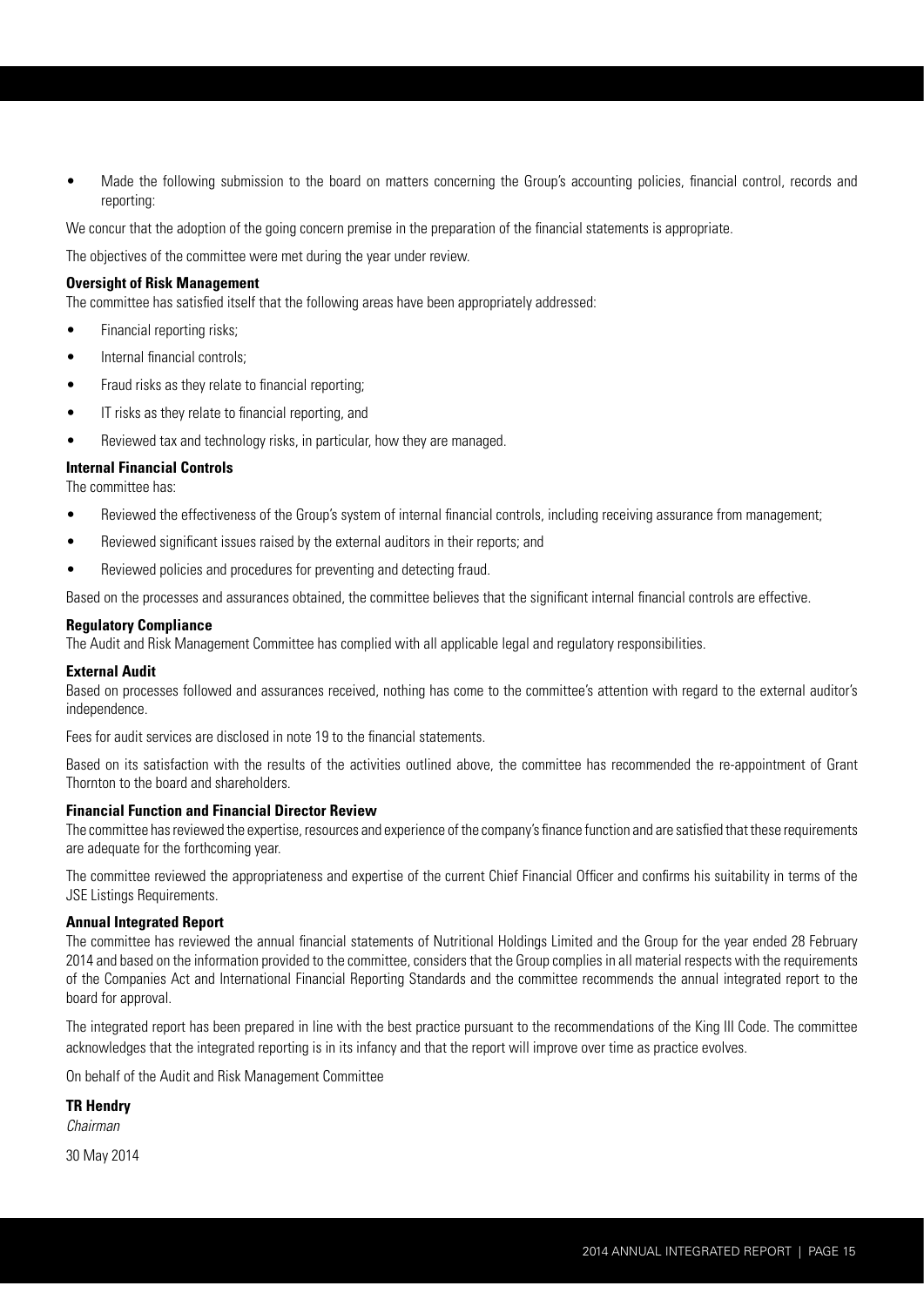- Made the following submission to the board on matters concerning the Group's accounting policies, financial control, records and reporting:

We concur that the adoption of the going concern premise in the preparation of the financial statements is appropriate.

The objectives of the committee were met during the year under review.

**Oversight of Risk Management**

The committee has satisfied itself that the following areas have been appropriately addressed:

- Financial reporting risks;
- Internal financial controls;
- Fraud risks as they relate to financial reporting;
- IT risks as they relate to financial reporting, and
- Reviewed tax and technology risks, in particular, how they are managed.

**Internal Financial Controls**

The committee has:

- Reviewed the effectiveness of the Group's system of internal financial controls, including receiving assurance from management;
- Reviewed significant issues raised by the external auditors in their reports; and
- Reviewed policies and procedures for preventing and detecting fraud.

Based on the processes and assurances obtained, the committee believes that the significant internal financial controls are effective.

**Regulatory Compliance**

The Audit and Risk Management Committee has complied with all applicable legal and regulatory responsibilities.

**External Audit**

Based on processes followed and assurances received, nothing has come to the committee's attention with regard to the external auditor's independence.

Fees for audit services are disclosed in note 19 to the financial statements.

Based on its satisfaction with the results of the activities outlined above, the committee has recommended the re-appointment of Grant Thornton to the board and shareholders.

**Financial Function and Financial Director Review**

The committee has reviewed the expertise, resources and experience of the company's finance function and are satisfied that these requirements are adequate for the forthcoming year.

The committee reviewed the appropriateness and expertise of the current Chief Financial Officer and confirms his suitability in terms of the JSE Listings Requirements.

**Annual Integrated Report**

The committee has reviewed the annual financial statements of Nutritional Holdings Limited and the Group for the year ended 28 February 2014 and based on the information provided to the committee, considers that the Group complies in all material respects with the requirements of the Companies Act and International Financial Reporting Standards and the committee recommends the annual integrated report to the board for approval.

The integrated report has been prepared in line with the best practice pursuant to the recommendations of the King III Code. The committee acknowledges that the integrated reporting is in its infancy and that the report will improve over time as practice evolves.

On behalf of the Audit and Risk Management Committee

**TR Hendry**
*Chairman*

30 May 2014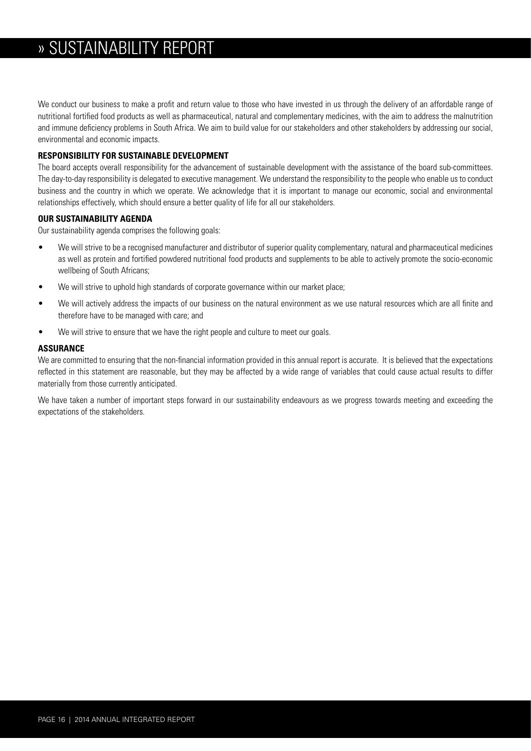# » SUSTAINABILITY REPORT

We conduct our business to make a profit and return value to those who have invested in us through the delivery of an affordable range of nutritional fortified food products as well as pharmaceutical, natural and complementary medicines, with the aim to address the malnutrition and immune deficiency problems in South Africa. We aim to build value for our stakeholders and other stakeholders by addressing our social, environmental and economic impacts.

**RESPONSIBILITY FOR SUSTAINABLE DEVELOPMENT**

The board accepts overall responsibility for the advancement of sustainable development with the assistance of the board sub-committees. The day-to-day responsibility is delegated to executive management. We understand the responsibility to the people who enable us to conduct business and the country in which we operate. We acknowledge that it is important to manage our economic, social and environmental relationships effectively, which should ensure a better quality of life for all our stakeholders.

**OUR SUSTAINABILITY AGENDA**

Our sustainability agenda comprises the following goals:

- We will strive to be a recognised manufacturer and distributor of superior quality complementary, natural and pharmaceutical medicines as well as protein and fortified powdered nutritional food products and supplements to be able to actively promote the socio-economic wellbeing of South Africans;
- We will strive to uphold high standards of corporate governance within our market place;
- We will actively address the impacts of our business on the natural environment as we use natural resources which are all finite and therefore have to be managed with care; and
- We will strive to ensure that we have the right people and culture to meet our goals.

**ASSURANCE**

We are committed to ensuring that the non-financial information provided in this annual report is accurate. It is believed that the expectations reflected in this statement are reasonable, but they may be affected by a wide range of variables that could cause actual results to differ materially from those currently anticipated.

We have taken a number of important steps forward in our sustainability endeavours as we progress towards meeting and exceeding the expectations of the stakeholders.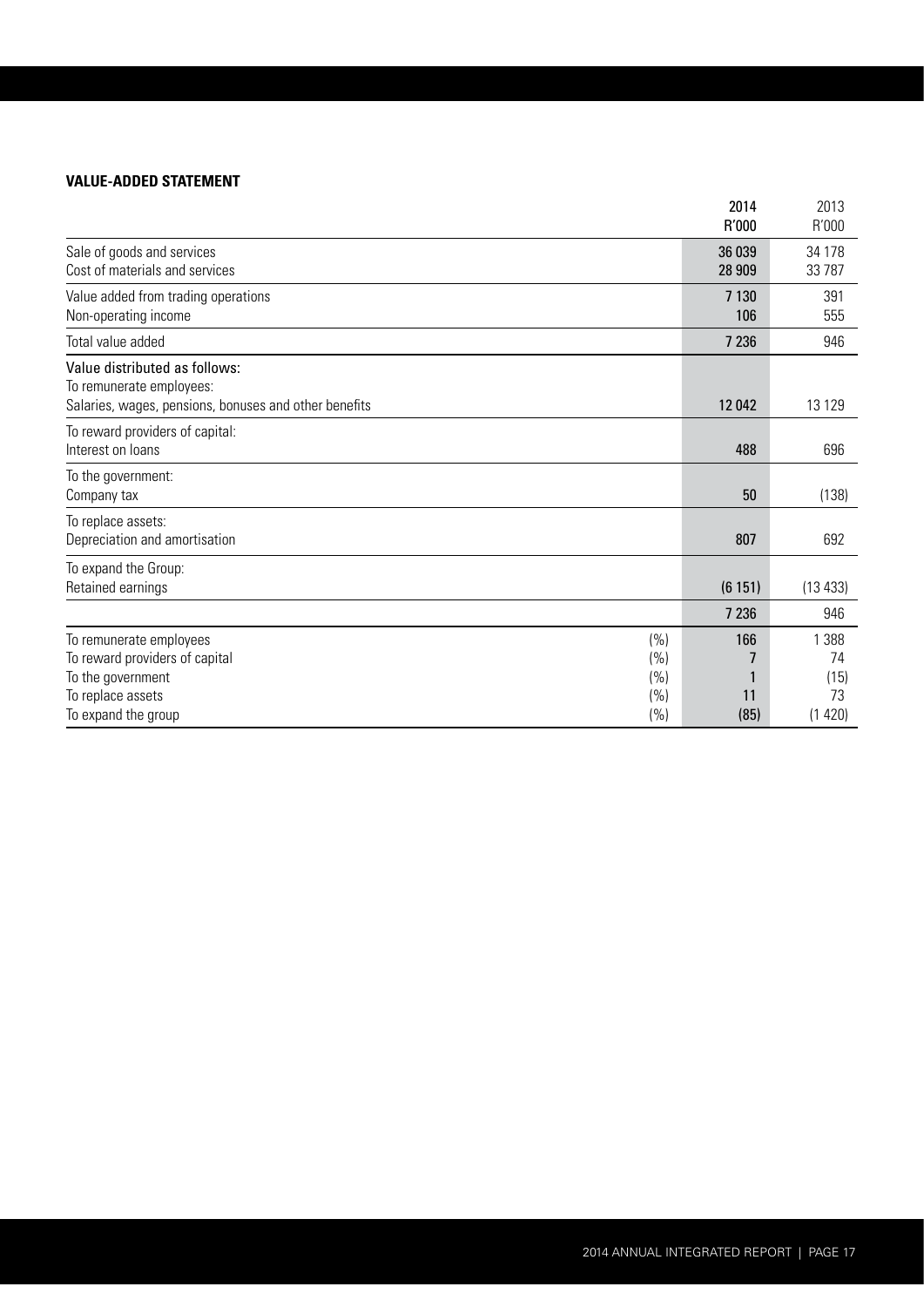**VALUE-ADDED STATEMENT**

| | | 2014 R'000 | 2013 R'000 |
|---|---|---|---|
| Sale of goods and services | | 36 039 | 34 178 |
| Cost of materials and services | | 28 909 | 33 787 |
| Value added from trading operations | | 7 130 | 391 |
| Non-operating income | | 106 | 555 |
| Total value added | | 7 236 | 946 |
| Value distributed as follows: | | | |
| To remunerate employees: | | | |
| Salaries, wages, pensions, bonuses and other benefits | | 12 042 | 13 129 |
| To reward providers of capital: | | | |
| Interest on loans | | 488 | 696 |
| To the government: | | | |
| Company tax | | 50 | (138) |
| To replace assets: | | | |
| Depreciation and amortisation | | 807 | 692 |
| To expand the Group: | | | |
| Retained earnings | | (6 151) | (13 433) |
| | | 7 236 | 946 |
| To remunerate employees | (%) | 166 | 1 388 |
| To reward providers of capital | (%) | 7 | 74 |
| To the government | (%) | 1 | (15) |
| To replace assets | (%) | 11 | 73 |
| To expand the group | (%) | (85) | (1 420) |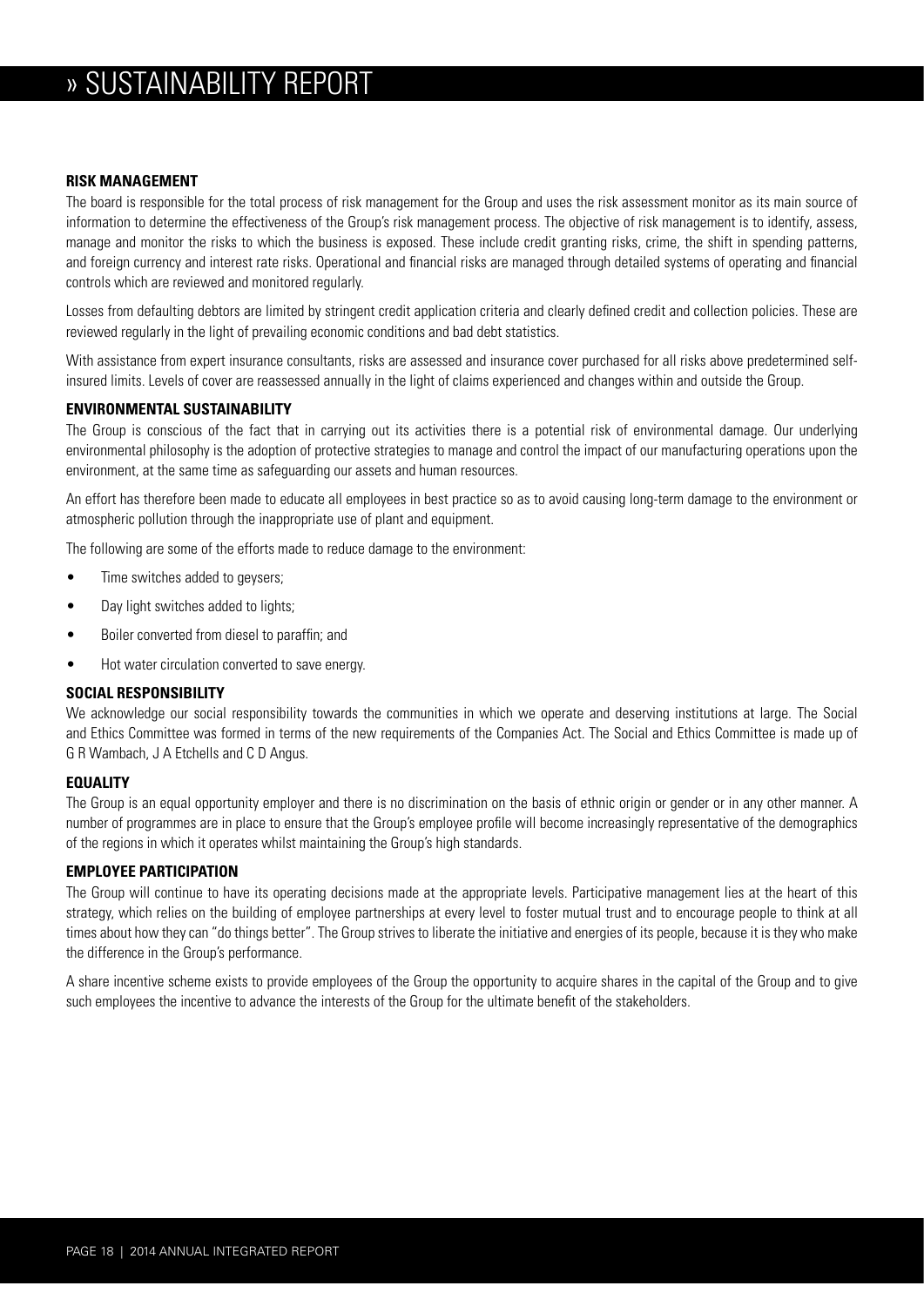# » SUSTAINABILITY REPORT

## RISK MANAGEMENT

The board is responsible for the total process of risk management for the Group and uses the risk assessment monitor as its main source of information to determine the effectiveness of the Group's risk management process. The objective of risk management is to identify, assess, manage and monitor the risks to which the business is exposed. These include credit granting risks, crime, the shift in spending patterns, and foreign currency and interest rate risks. Operational and financial risks are managed through detailed systems of operating and financial controls which are reviewed and monitored regularly.

Losses from defaulting debtors are limited by stringent credit application criteria and clearly defined credit and collection policies. These are reviewed regularly in the light of prevailing economic conditions and bad debt statistics.

With assistance from expert insurance consultants, risks are assessed and insurance cover purchased for all risks above predetermined self-insured limits. Levels of cover are reassessed annually in the light of claims experienced and changes within and outside the Group.

## ENVIRONMENTAL SUSTAINABILITY

The Group is conscious of the fact that in carrying out its activities there is a potential risk of environmental damage. Our underlying environmental philosophy is the adoption of protective strategies to manage and control the impact of our manufacturing operations upon the environment, at the same time as safeguarding our assets and human resources.

An effort has therefore been made to educate all employees in best practice so as to avoid causing long-term damage to the environment or atmospheric pollution through the inappropriate use of plant and equipment.

The following are some of the efforts made to reduce damage to the environment:

- Time switches added to geysers;
- Day light switches added to lights;
- Boiler converted from diesel to paraffin; and
- Hot water circulation converted to save energy.

## SOCIAL RESPONSIBILITY

We acknowledge our social responsibility towards the communities in which we operate and deserving institutions at large. The Social and Ethics Committee was formed in terms of the new requirements of the Companies Act. The Social and Ethics Committee is made up of G R Wambach, J A Etchells and C D Angus.

## EQUALITY

The Group is an equal opportunity employer and there is no discrimination on the basis of ethnic origin or gender or in any other manner. A number of programmes are in place to ensure that the Group's employee profile will become increasingly representative of the demographics of the regions in which it operates whilst maintaining the Group's high standards.

## EMPLOYEE PARTICIPATION

The Group will continue to have its operating decisions made at the appropriate levels. Participative management lies at the heart of this strategy, which relies on the building of employee partnerships at every level to foster mutual trust and to encourage people to think at all times about how they can "do things better". The Group strives to liberate the initiative and energies of its people, because it is they who make the difference in the Group's performance.

A share incentive scheme exists to provide employees of the Group the opportunity to acquire shares in the capital of the Group and to give such employees the incentive to advance the interests of the Group for the ultimate benefit of the stakeholders.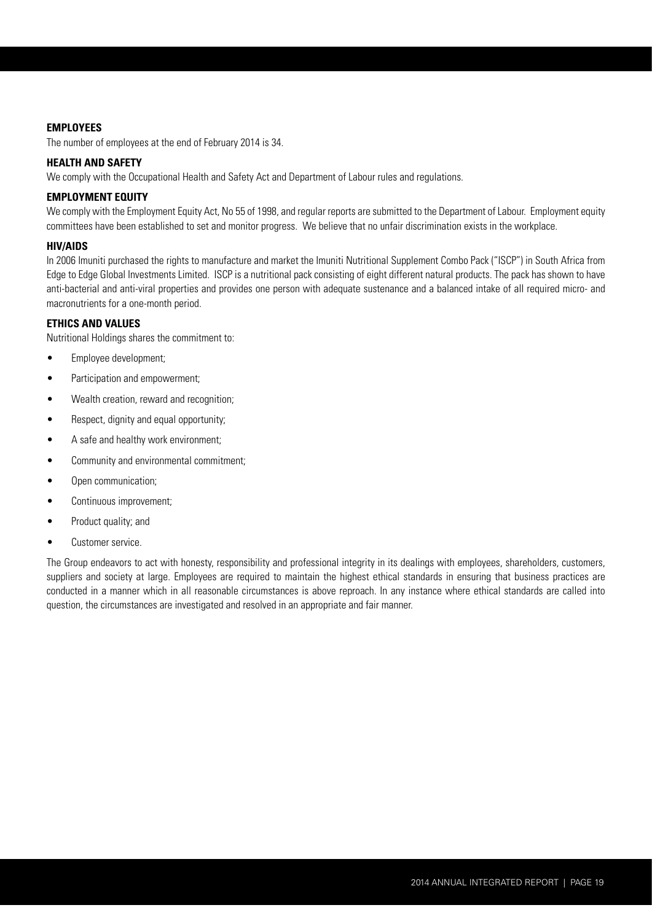## EMPLOYEES

The number of employees at the end of February 2014 is 34.

## HEALTH AND SAFETY

We comply with the Occupational Health and Safety Act and Department of Labour rules and regulations.

## EMPLOYMENT EQUITY

We comply with the Employment Equity Act, No 55 of 1998, and regular reports are submitted to the Department of Labour. Employment equity committees have been established to set and monitor progress. We believe that no unfair discrimination exists in the workplace.

## HIV/AIDS

In 2006 Imuniti purchased the rights to manufacture and market the Imuniti Nutritional Supplement Combo Pack ("ISCP") in South Africa from Edge to Edge Global Investments Limited. ISCP is a nutritional pack consisting of eight different natural products. The pack has shown to have anti-bacterial and anti-viral properties and provides one person with adequate sustenance and a balanced intake of all required micro- and macronutrients for a one-month period.

## ETHICS AND VALUES

Nutritional Holdings shares the commitment to:

- Employee development;
- Participation and empowerment;
- Wealth creation, reward and recognition;
- Respect, dignity and equal opportunity;
- A safe and healthy work environment;
- Community and environmental commitment;
- Open communication;
- Continuous improvement;
- Product quality; and
- Customer service.

The Group endeavors to act with honesty, responsibility and professional integrity in its dealings with employees, shareholders, customers, suppliers and society at large. Employees are required to maintain the highest ethical standards in ensuring that business practices are conducted in a manner which in all reasonable circumstances is above reproach. In any instance where ethical standards are called into question, the circumstances are investigated and resolved in an appropriate and fair manner.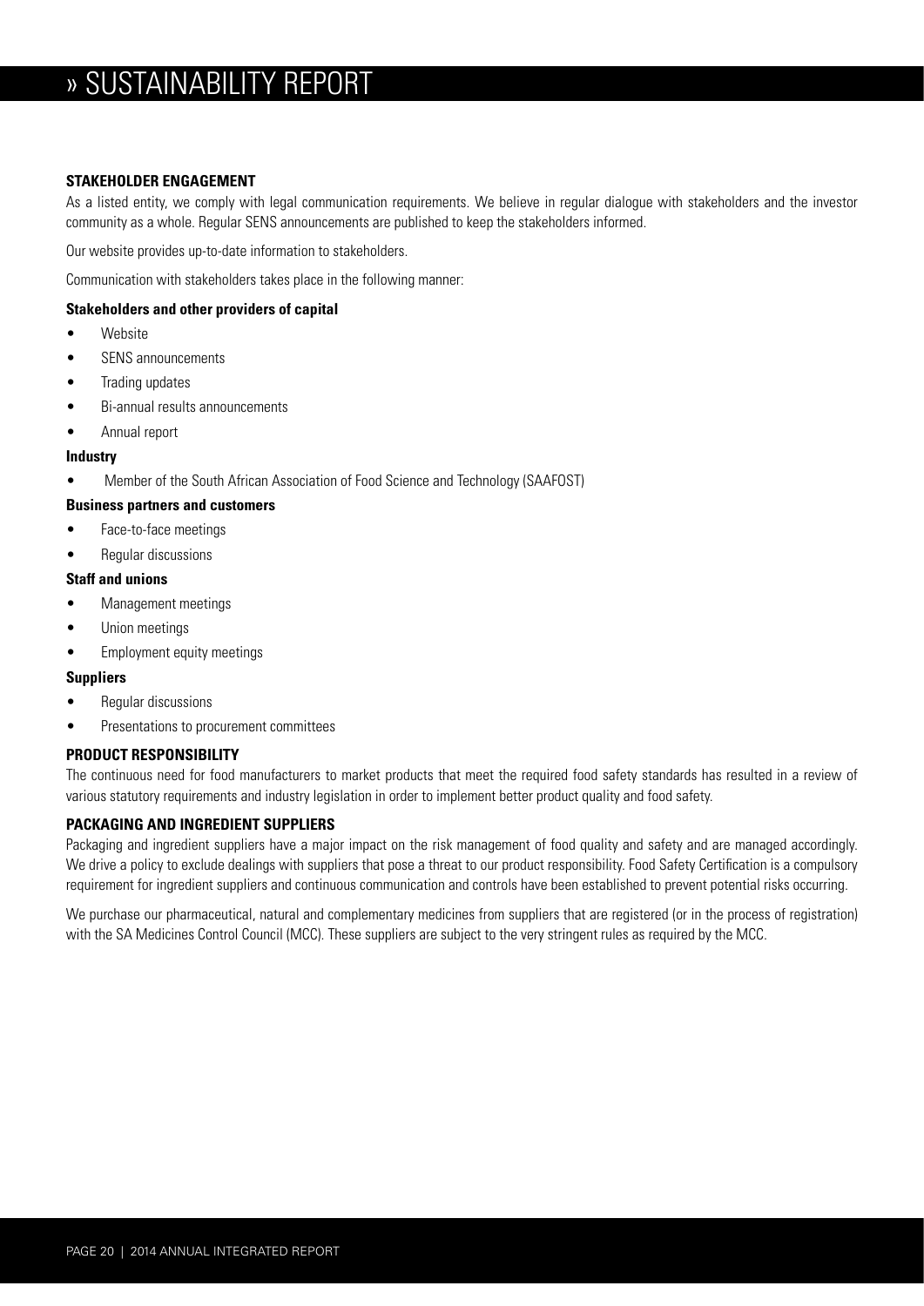# » SUSTAINABILITY REPORT

## STAKEHOLDER ENGAGEMENT

As a listed entity, we comply with legal communication requirements. We believe in regular dialogue with stakeholders and the investor community as a whole. Regular SENS announcements are published to keep the stakeholders informed.

Our website provides up-to-date information to stakeholders.

Communication with stakeholders takes place in the following manner:

**Stakeholders and other providers of capital**

- Website
- SENS announcements
- Trading updates
- Bi-annual results announcements
- Annual report

**Industry**

- Member of the South African Association of Food Science and Technology (SAAFOST)

**Business partners and customers**

- Face-to-face meetings
- Regular discussions

**Staff and unions**

- Management meetings
- Union meetings
- Employment equity meetings

**Suppliers**

- Regular discussions
- Presentations to procurement committees

## PRODUCT RESPONSIBILITY

The continuous need for food manufacturers to market products that meet the required food safety standards has resulted in a review of various statutory requirements and industry legislation in order to implement better product quality and food safety.

## PACKAGING AND INGREDIENT SUPPLIERS

Packaging and ingredient suppliers have a major impact on the risk management of food quality and safety and are managed accordingly. We drive a policy to exclude dealings with suppliers that pose a threat to our product responsibility. Food Safety Certification is a compulsory requirement for ingredient suppliers and continuous communication and controls have been established to prevent potential risks occurring.

We purchase our pharmaceutical, natural and complementary medicines from suppliers that are registered (or in the process of registration) with the SA Medicines Control Council (MCC). These suppliers are subject to the very stringent rules as required by the MCC.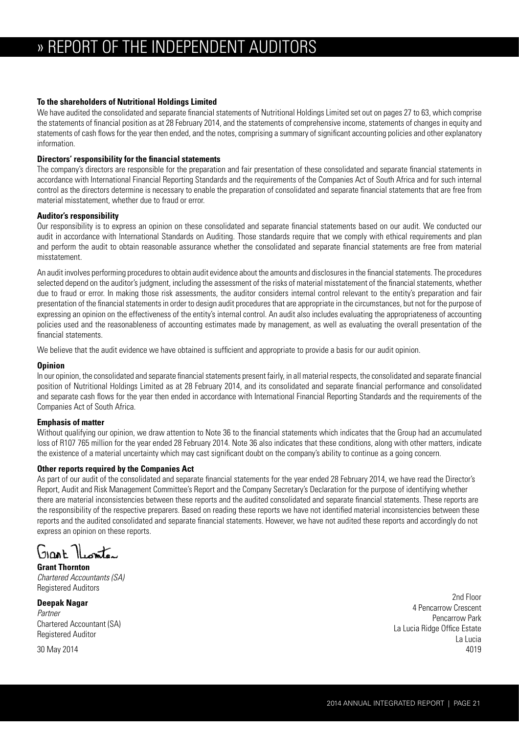# » REPORT OF THE INDEPENDENT AUDITORS

**To the shareholders of Nutritional Holdings Limited**

We have audited the consolidated and separate financial statements of Nutritional Holdings Limited set out on pages 27 to 63, which comprise the statements of financial position as at 28 February 2014, and the statements of comprehensive income, statements of changes in equity and statements of cash flows for the year then ended, and the notes, comprising a summary of significant accounting policies and other explanatory information.

**Directors' responsibility for the financial statements**

The company's directors are responsible for the preparation and fair presentation of these consolidated and separate financial statements in accordance with International Financial Reporting Standards and the requirements of the Companies Act of South Africa and for such internal control as the directors determine is necessary to enable the preparation of consolidated and separate financial statements that are free from material misstatement, whether due to fraud or error.

**Auditor's responsibility**

Our responsibility is to express an opinion on these consolidated and separate financial statements based on our audit. We conducted our audit in accordance with International Standards on Auditing. Those standards require that we comply with ethical requirements and plan and perform the audit to obtain reasonable assurance whether the consolidated and separate financial statements are free from material misstatement.

An audit involves performing procedures to obtain audit evidence about the amounts and disclosures in the financial statements. The procedures selected depend on the auditor's judgment, including the assessment of the risks of material misstatement of the financial statements, whether due to fraud or error. In making those risk assessments, the auditor considers internal control relevant to the entity's preparation and fair presentation of the financial statements in order to design audit procedures that are appropriate in the circumstances, but not for the purpose of expressing an opinion on the effectiveness of the entity's internal control. An audit also includes evaluating the appropriateness of accounting policies used and the reasonableness of accounting estimates made by management, as well as evaluating the overall presentation of the financial statements.

We believe that the audit evidence we have obtained is sufficient and appropriate to provide a basis for our audit opinion.

**Opinion**

In our opinion, the consolidated and separate financial statements present fairly, in all material respects, the consolidated and separate financial position of Nutritional Holdings Limited as at 28 February 2014, and its consolidated and separate financial performance and consolidated and separate cash flows for the year then ended in accordance with International Financial Reporting Standards and the requirements of the Companies Act of South Africa.

**Emphasis of matter**

Without qualifying our opinion, we draw attention to Note 36 to the financial statements which indicates that the Group had an accumulated loss of R107 765 million for the year ended 28 February 2014. Note 36 also indicates that these conditions, along with other matters, indicate the existence of a material uncertainty which may cast significant doubt on the company's ability to continue as a going concern.

**Other reports required by the Companies Act**

As part of our audit of the consolidated and separate financial statements for the year ended 28 February 2014, we have read the Director's Report, Audit and Risk Management Committee's Report and the Company Secretary's Declaration for the purpose of identifying whether there are material inconsistencies between these reports and the audited consolidated and separate financial statements. These reports are the responsibility of the respective preparers. Based on reading these reports we have not identified material inconsistencies between these reports and the audited consolidated and separate financial statements. However, we have not audited these reports and accordingly do not express an opinion on these reports.

Grant Thornton

**Grant Thornton**
*Chartered Accountants (SA)*
Registered Auditors

**Deepak Nagar**
*Partner*
Chartered Accountant (SA)
Registered Auditor

30 May 2014

2nd Floor
4 Pencarrow Crescent
Pencarrow Park
La Lucia Ridge Office Estate
La Lucia
4019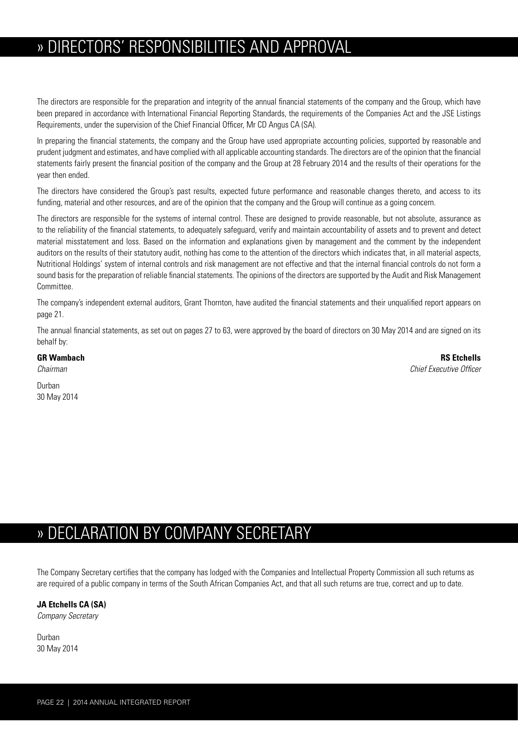# » DIRECTORS' RESPONSIBILITIES AND APPROVAL

The directors are responsible for the preparation and integrity of the annual financial statements of the company and the Group, which have been prepared in accordance with International Financial Reporting Standards, the requirements of the Companies Act and the JSE Listings Requirements, under the supervision of the Chief Financial Officer, Mr CD Angus CA (SA).

In preparing the financial statements, the company and the Group have used appropriate accounting policies, supported by reasonable and prudent judgment and estimates, and have complied with all applicable accounting standards. The directors are of the opinion that the financial statements fairly present the financial position of the company and the Group at 28 February 2014 and the results of their operations for the year then ended.

The directors have considered the Group's past results, expected future performance and reasonable changes thereto, and access to its funding, material and other resources, and are of the opinion that the company and the Group will continue as a going concern.

The directors are responsible for the systems of internal control. These are designed to provide reasonable, but not absolute, assurance as to the reliability of the financial statements, to adequately safeguard, verify and maintain accountability of assets and to prevent and detect material misstatement and loss. Based on the information and explanations given by management and the comment by the independent auditors on the results of their statutory audit, nothing has come to the attention of the directors which indicates that, in all material aspects, Nutritional Holdings' system of internal controls and risk management are not effective and that the internal financial controls do not form a sound basis for the preparation of reliable financial statements. The opinions of the directors are supported by the Audit and Risk Management Committee.

The company's independent external auditors, Grant Thornton, have audited the financial statements and their unqualified report appears on page 21.

The annual financial statements, as set out on pages 27 to 63, were approved by the board of directors on 30 May 2014 and are signed on its behalf by:

**GR Wambach**
*Chairman*

**RS Etchells**
*Chief Executive Officer*

Durban
30 May 2014

# » DECLARATION BY COMPANY SECRETARY

The Company Secretary certifies that the company has lodged with the Companies and Intellectual Property Commission all such returns as are required of a public company in terms of the South African Companies Act, and that all such returns are true, correct and up to date.

**JA Etchells CA (SA)**
*Company Secretary*

Durban
30 May 2014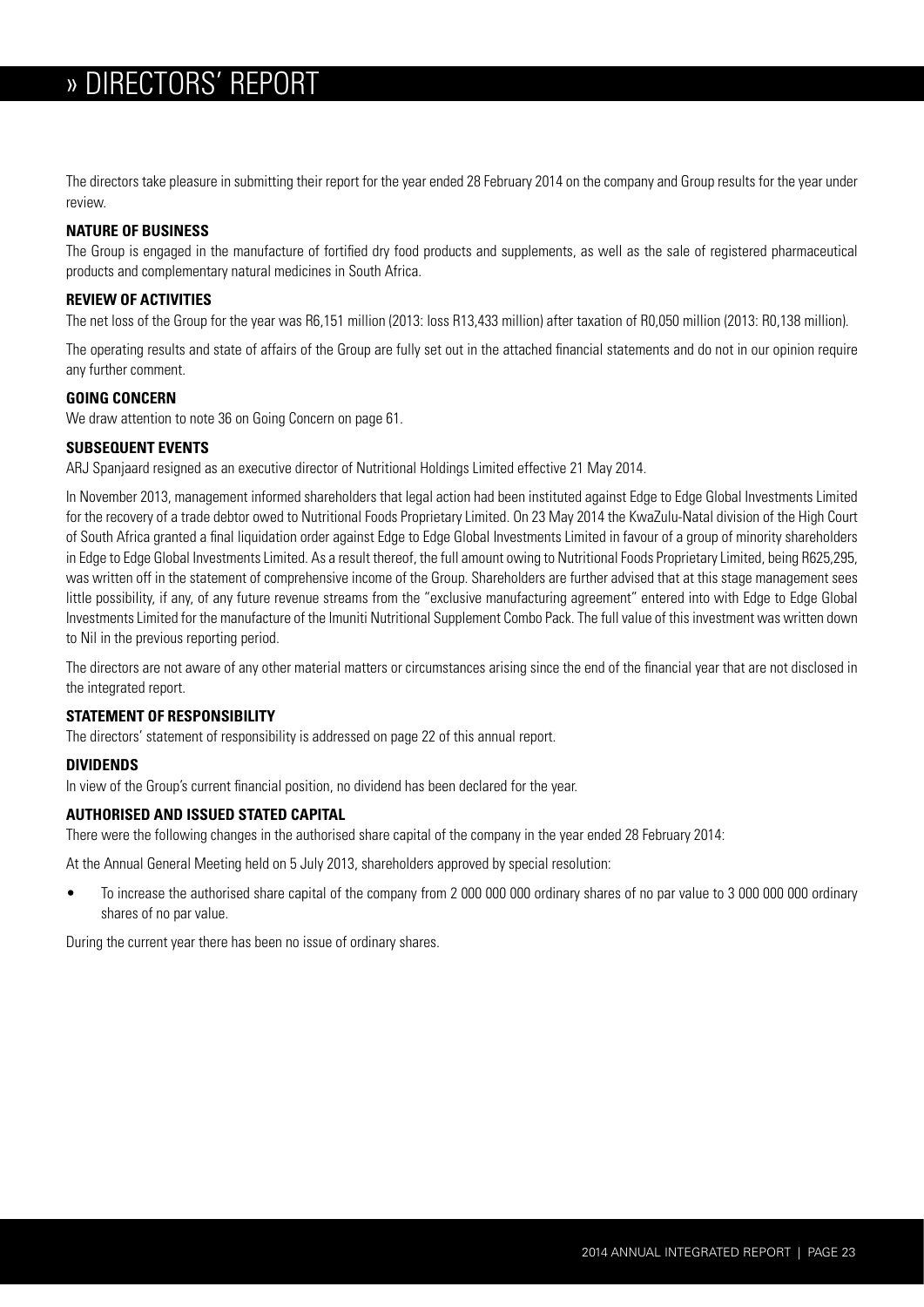# » DIRECTORS' REPORT

The directors take pleasure in submitting their report for the year ended 28 February 2014 on the company and Group results for the year under review.

**NATURE OF BUSINESS**

The Group is engaged in the manufacture of fortified dry food products and supplements, as well as the sale of registered pharmaceutical products and complementary natural medicines in South Africa.

**REVIEW OF ACTIVITIES**

The net loss of the Group for the year was R6,151 million (2013: loss R13,433 million) after taxation of R0,050 million (2013: R0,138 million).

The operating results and state of affairs of the Group are fully set out in the attached financial statements and do not in our opinion require any further comment.

**GOING CONCERN**

We draw attention to note 36 on Going Concern on page 61.

**SUBSEQUENT EVENTS**

ARJ Spanjaard resigned as an executive director of Nutritional Holdings Limited effective 21 May 2014.

In November 2013, management informed shareholders that legal action had been instituted against Edge to Edge Global Investments Limited for the recovery of a trade debtor owed to Nutritional Foods Proprietary Limited. On 23 May 2014 the KwaZulu-Natal division of the High Court of South Africa granted a final liquidation order against Edge to Edge Global Investments Limited in favour of a group of minority shareholders in Edge to Edge Global Investments Limited. As a result thereof, the full amount owing to Nutritional Foods Proprietary Limited, being R625,295, was written off in the statement of comprehensive income of the Group. Shareholders are further advised that at this stage management sees little possibility, if any, of any future revenue streams from the "exclusive manufacturing agreement" entered into with Edge to Edge Global Investments Limited for the manufacture of the Imuniti Nutritional Supplement Combo Pack. The full value of this investment was written down to Nil in the previous reporting period.

The directors are not aware of any other material matters or circumstances arising since the end of the financial year that are not disclosed in the integrated report.

**STATEMENT OF RESPONSIBILITY**

The directors' statement of responsibility is addressed on page 22 of this annual report.

**DIVIDENDS**

In view of the Group's current financial position, no dividend has been declared for the year.

**AUTHORISED AND ISSUED STATED CAPITAL**

There were the following changes in the authorised share capital of the company in the year ended 28 February 2014:

At the Annual General Meeting held on 5 July 2013, shareholders approved by special resolution:

- To increase the authorised share capital of the company from 2 000 000 000 ordinary shares of no par value to 3 000 000 000 ordinary shares of no par value.

During the current year there has been no issue of ordinary shares.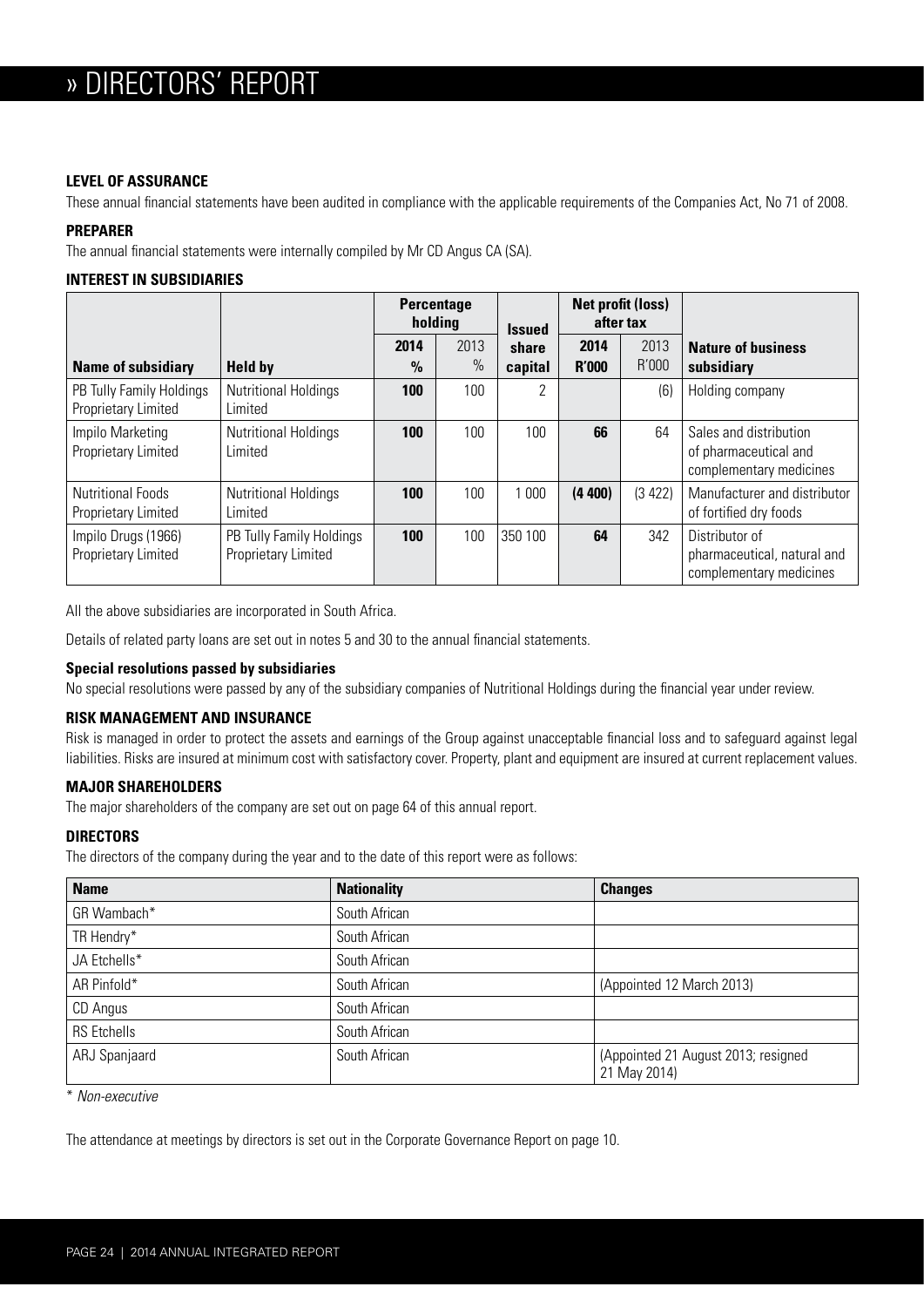# » DIRECTORS' REPORT

**LEVEL OF ASSURANCE**

These annual financial statements have been audited in compliance with the applicable requirements of the Companies Act, No 71 of 2008.

**PREPARER**

The annual financial statements were internally compiled by Mr CD Angus CA (SA).

**INTEREST IN SUBSIDIARIES**

| | | Percentage holding | | Issued share capital | Net profit (loss) after tax | | |
|---|---|---|---|---|---|---|---|
| **Name of subsidiary** | **Held by** | **2014 %** | 2013 % | | **2014 R'000** | 2013 R'000 | **Nature of business subsidiary** |
| PB Tully Family Holdings Proprietary Limited | Nutritional Holdings Limited | **100** | 100 | 2 | | (6) | Holding company |
| Impilo Marketing Proprietary Limited | Nutritional Holdings Limited | **100** | 100 | 100 | **66** | 64 | Sales and distribution of pharmaceutical and complementary medicines |
| Nutritional Foods Proprietary Limited | Nutritional Holdings Limited | **100** | 100 | 1 000 | **(4 400)** | (3 422) | Manufacturer and distributor of fortified dry foods |
| Impilo Drugs (1966) Proprietary Limited | PB Tully Family Holdings Proprietary Limited | **100** | 100 | 350 100 | **64** | 342 | Distributor of pharmaceutical, natural and complementary medicines |

All the above subsidiaries are incorporated in South Africa.

Details of related party loans are set out in notes 5 and 30 to the annual financial statements.

**Special resolutions passed by subsidiaries**

No special resolutions were passed by any of the subsidiary companies of Nutritional Holdings during the financial year under review.

**RISK MANAGEMENT AND INSURANCE**

Risk is managed in order to protect the assets and earnings of the Group against unacceptable financial loss and to safeguard against legal liabilities. Risks are insured at minimum cost with satisfactory cover. Property, plant and equipment are insured at current replacement values.

**MAJOR SHAREHOLDERS**

The major shareholders of the company are set out on page 64 of this annual report.

**DIRECTORS**

The directors of the company during the year and to the date of this report were as follows:

| Name | Nationality | Changes |
|---|---|---|
| GR Wambach* | South African | |
| TR Hendry* | South African | |
| JA Etchells* | South African | |
| AR Pinfold* | South African | (Appointed 12 March 2013) |
| CD Angus | South African | |
| RS Etchells | South African | |
| ARJ Spanjaard | South African | (Appointed 21 August 2013; resigned 21 May 2014) |

\* *Non-executive*

The attendance at meetings by directors is set out in the Corporate Governance Report on page 10.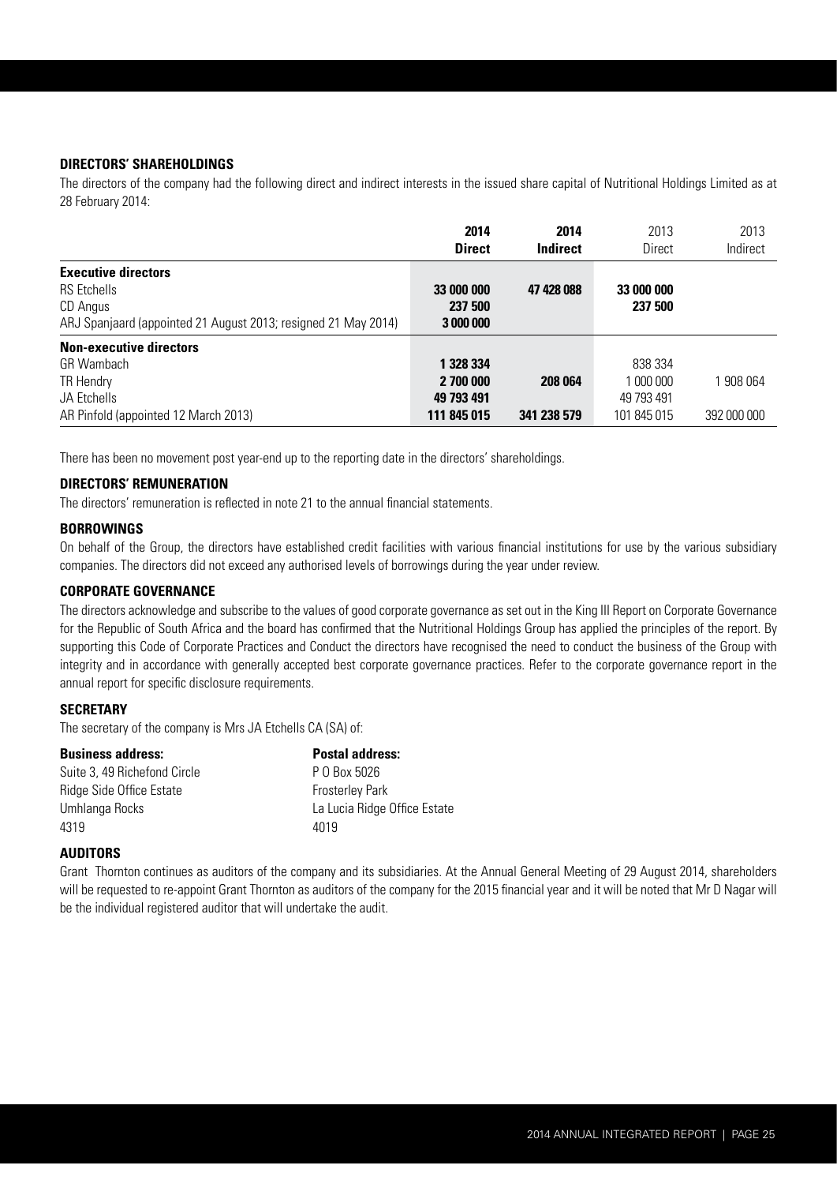### DIRECTORS' SHAREHOLDINGS

The directors of the company had the following direct and indirect interests in the issued share capital of Nutritional Holdings Limited as at 28 February 2014:

| | **2014 Direct** | **2014 Indirect** | 2013 Direct | 2013 Indirect |
|---|---|---|---|---|
| **Executive directors** | | | | |
| RS Etchells | **33 000 000** | **47 428 088** | **33 000 000** | |
| CD Angus | **237 500** | | **237 500** | |
| ARJ Spanjaard (appointed 21 August 2013; resigned 21 May 2014) | **3 000 000** | | | |
| **Non-executive directors** | | | | |
| GR Wambach | **1 328 334** | | 838 334 | |
| TR Hendry | **2 700 000** | **208 064** | 1 000 000 | 1 908 064 |
| JA Etchells | **49 793 491** | | 49 793 491 | |
| AR Pinfold (appointed 12 March 2013) | **111 845 015** | **341 238 579** | 101 845 015 | 392 000 000 |

There has been no movement post year-end up to the reporting date in the directors' shareholdings.

### DIRECTORS' REMUNERATION

The directors' remuneration is reflected in note 21 to the annual financial statements.

### BORROWINGS

On behalf of the Group, the directors have established credit facilities with various financial institutions for use by the various subsidiary companies. The directors did not exceed any authorised levels of borrowings during the year under review.

### CORPORATE GOVERNANCE

The directors acknowledge and subscribe to the values of good corporate governance as set out in the King III Report on Corporate Governance for the Republic of South Africa and the board has confirmed that the Nutritional Holdings Group has applied the principles of the report. By supporting this Code of Corporate Practices and Conduct the directors have recognised the need to conduct the business of the Group with integrity and in accordance with generally accepted best corporate governance practices. Refer to the corporate governance report in the annual report for specific disclosure requirements.

### SECRETARY

The secretary of the company is Mrs JA Etchells CA (SA) of:

| **Business address:** | **Postal address:** |
|---|---|
| Suite 3, 49 Richefond Circle | P O Box 5026 |
| Ridge Side Office Estate | Frosterley Park |
| Umhlanga Rocks | La Lucia Ridge Office Estate |
| 4319 | 4019 |

### AUDITORS

Grant Thornton continues as auditors of the company and its subsidiaries. At the Annual General Meeting of 29 August 2014, shareholders will be requested to re-appoint Grant Thornton as auditors of the company for the 2015 financial year and it will be noted that Mr D Nagar will be the individual registered auditor that will undertake the audit.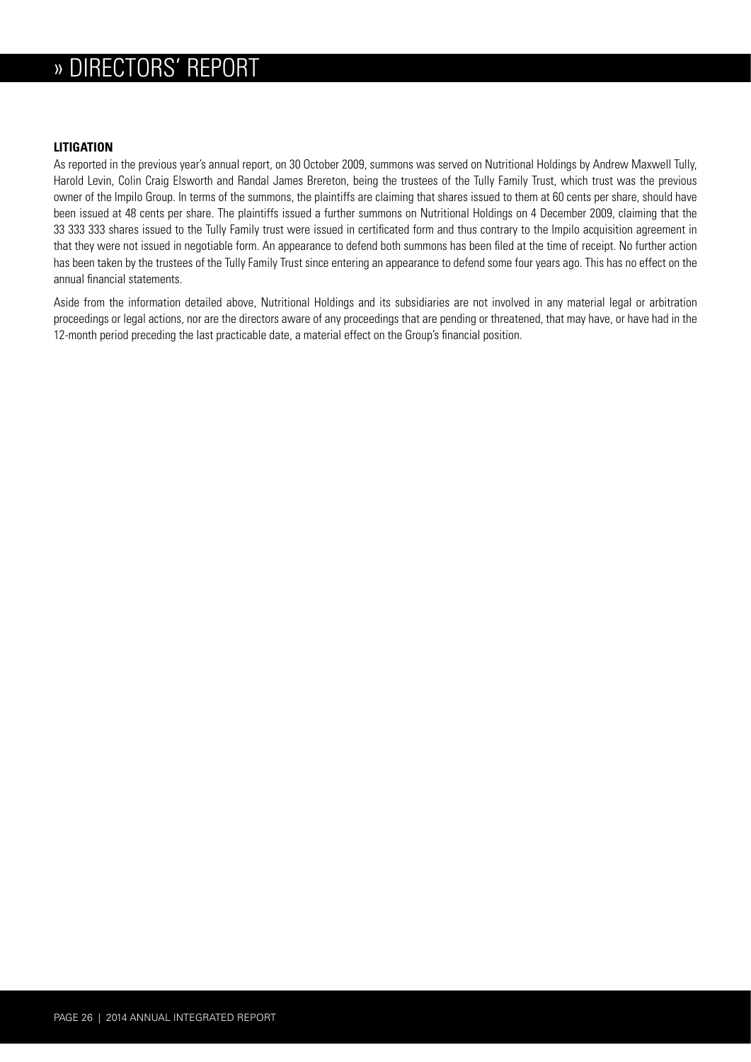## LITIGATION

As reported in the previous year's annual report, on 30 October 2009, summons was served on Nutritional Holdings by Andrew Maxwell Tully, Harold Levin, Colin Craig Elsworth and Randal James Brereton, being the trustees of the Tully Family Trust, which trust was the previous owner of the Impilo Group. In terms of the summons, the plaintiffs are claiming that shares issued to them at 60 cents per share, should have been issued at 48 cents per share. The plaintiffs issued a further summons on Nutritional Holdings on 4 December 2009, claiming that the 33 333 333 shares issued to the Tully Family trust were issued in certificated form and thus contrary to the Impilo acquisition agreement in that they were not issued in negotiable form. An appearance to defend both summons has been filed at the time of receipt. No further action has been taken by the trustees of the Tully Family Trust since entering an appearance to defend some four years ago. This has no effect on the annual financial statements.

Aside from the information detailed above, Nutritional Holdings and its subsidiaries are not involved in any material legal or arbitration proceedings or legal actions, nor are the directors aware of any proceedings that are pending or threatened, that may have, or have had in the 12-month period preceding the last practicable date, a material effect on the Group's financial position.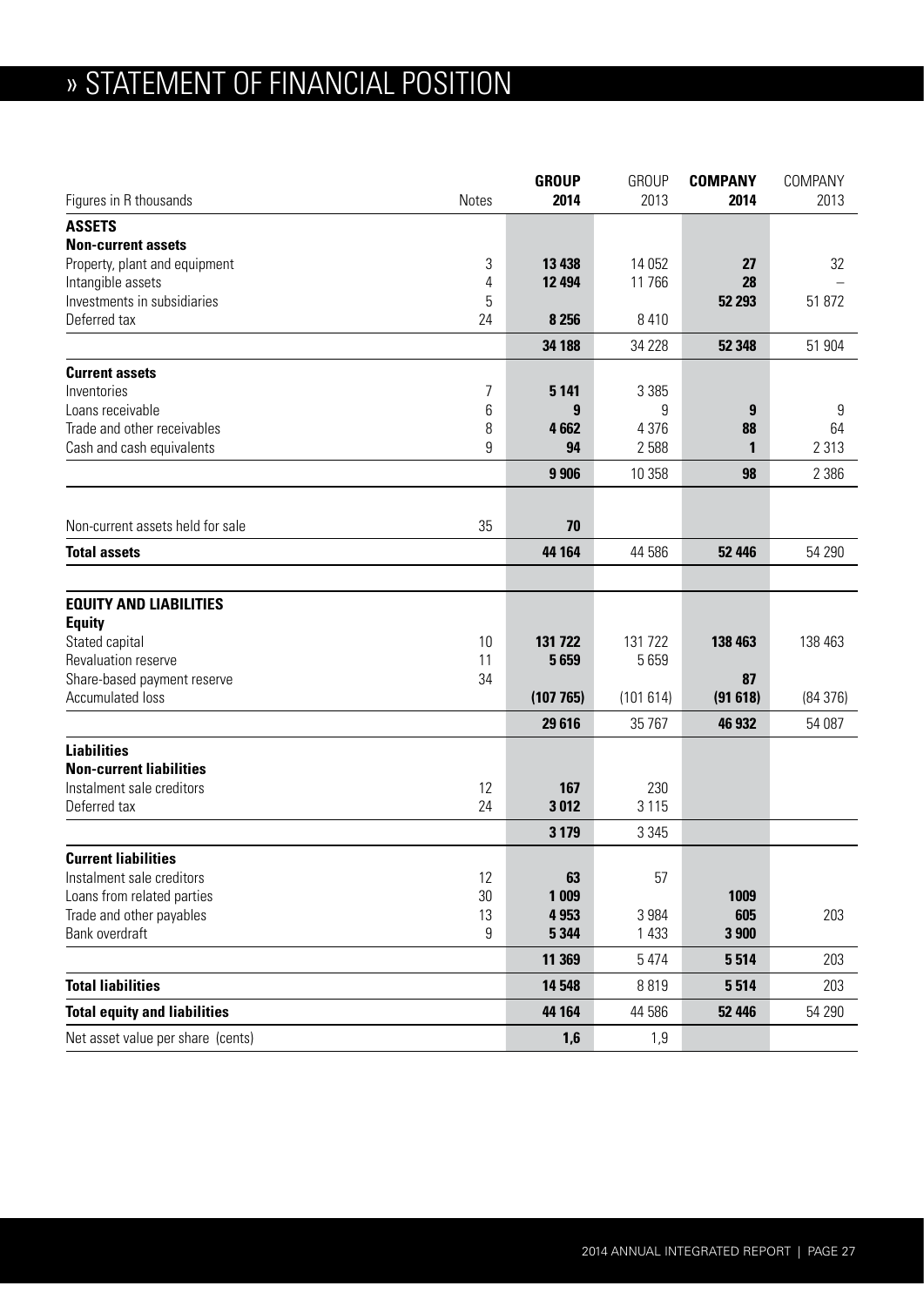# » STATEMENT OF FINANCIAL POSITION

| Figures in R thousands | Notes | **GROUP 2014** | GROUP 2013 | **COMPANY 2014** | COMPANY 2013 |
|---|---|---|---|---|---|
| **ASSETS** | | | | | |
| **Non-current assets** | | | | | |
| Property, plant and equipment | 3 | **13 438** | 14 052 | **27** | 32 |
| Intangible assets | 4 | **12 494** | 11 766 | **28** | – |
| Investments in subsidiaries | 5 | | | **52 293** | 51 872 |
| Deferred tax | 24 | **8 256** | 8 410 | | |
| | | **34 188** | 34 228 | **52 348** | 51 904 |
| **Current assets** | | | | | |
| Inventories | 7 | **5 141** | 3 385 | | |
| Loans receivable | 6 | **9** | 9 | **9** | 9 |
| Trade and other receivables | 8 | **4 662** | 4 376 | **88** | 64 |
| Cash and cash equivalents | 9 | **94** | 2 588 | **1** | 2 313 |
| | | **9 906** | 10 358 | **98** | 2 386 |
| Non-current assets held for sale | 35 | **70** | | | |
| **Total assets** | | **44 164** | 44 586 | **52 446** | 54 290 |
| **EQUITY AND LIABILITIES** | | | | | |
| **Equity** | | | | | |
| Stated capital | 10 | **131 722** | 131 722 | **138 463** | 138 463 |
| Revaluation reserve | 11 | **5 659** | 5 659 | | |
| Share-based payment reserve | 34 | | | **87** | |
| Accumulated loss | | **(107 765)** | (101 614) | **(91 618)** | (84 376) |
| | | **29 616** | 35 767 | **46 932** | 54 087 |
| **Liabilities** | | | | | |
| **Non-current liabilities** | | | | | |
| Instalment sale creditors | 12 | **167** | 230 | | |
| Deferred tax | 24 | **3 012** | 3 115 | | |
| | | **3 179** | 3 345 | | |
| **Current liabilities** | | | | | |
| Instalment sale creditors | 12 | **63** | 57 | | |
| Loans from related parties | 30 | **1 009** | | **1009** | |
| Trade and other payables | 13 | **4 953** | 3 984 | **605** | 203 |
| Bank overdraft | 9 | **5 344** | 1 433 | **3 900** | |
| | | **11 369** | 5 474 | **5 514** | 203 |
| **Total liabilities** | | **14 548** | 8 819 | **5 514** | 203 |
| **Total equity and liabilities** | | **44 164** | 44 586 | **52 446** | 54 290 |
| Net asset value per share (cents) | | **1,6** | 1,9 | | |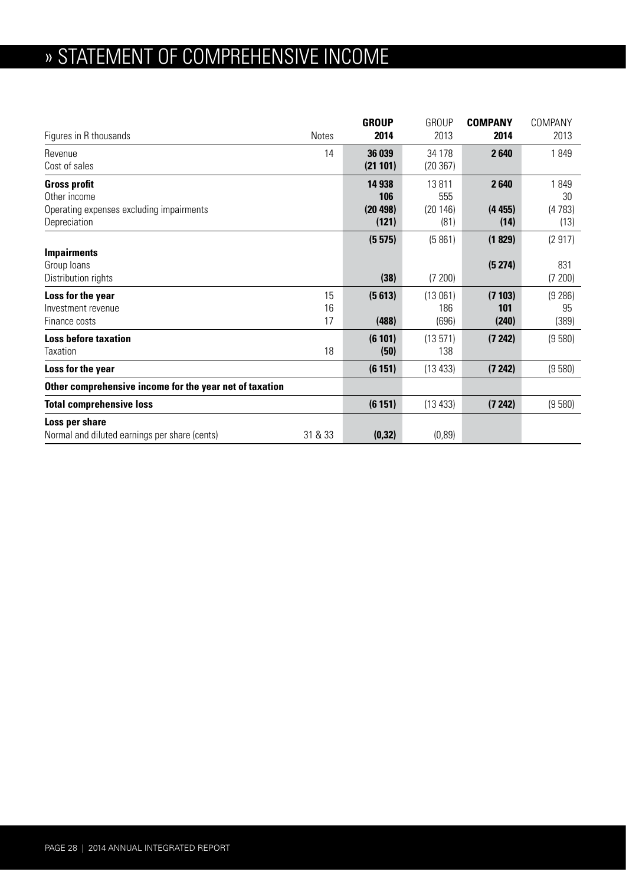# » STATEMENT OF COMPREHENSIVE INCOME

| Figures in R thousands | Notes | **GROUP 2014** | GROUP 2013 | **COMPANY 2014** | COMPANY 2013 |
|---|---|---|---|---|---|
| Revenue | 14 | **36 039** | 34 178 | **2 640** | 1 849 |
| Cost of sales | | **(21 101)** | (20 367) | | |
| **Gross profit** | | **14 938** | 13 811 | **2 640** | 1 849 |
| Other income | | **106** | 555 | | 30 |
| Operating expenses excluding impairments | | **(20 498)** | (20 146) | **(4 455)** | (4 783) |
| Depreciation | | **(121)** | (81) | **(14)** | (13) |
| | | **(5 575)** | (5 861) | **(1 829)** | (2 917) |
| **Impairments** | | | | | |
| Group loans | | | | **(5 274)** | 831 |
| Distribution rights | | **(38)** | (7 200) | | (7 200) |
| **Loss for the year** | 15 | **(5 613)** | (13 061) | **(7 103)** | (9 286) |
| Investment revenue | 16 | | 186 | **101** | 95 |
| Finance costs | 17 | **(488)** | (696) | **(240)** | (389) |
| **Loss before taxation** | | **(6 101)** | (13 571) | **(7 242)** | (9 580) |
| Taxation | 18 | **(50)** | 138 | | |
| **Loss for the year** | | **(6 151)** | (13 433) | **(7 242)** | (9 580) |
| **Other comprehensive income for the year net of taxation** | | | | | |
| **Total comprehensive loss** | | **(6 151)** | (13 433) | **(7 242)** | (9 580) |
| **Loss per share** | | | | | |
| Normal and diluted earnings per share (cents) | 31 & 33 | **(0,32)** | (0,89) | | |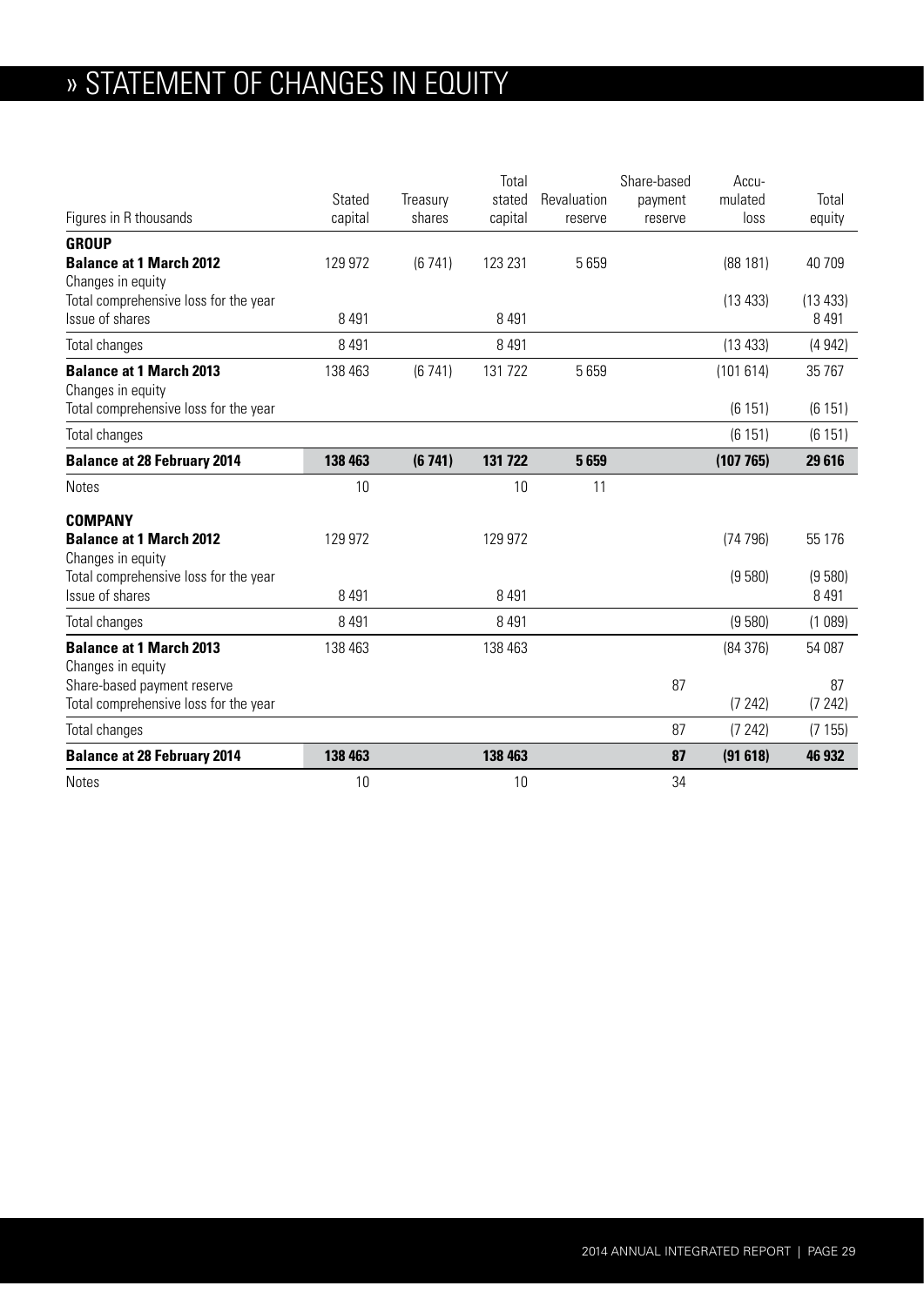# » STATEMENT OF CHANGES IN EQUITY

| Figures in R thousands | Stated capital | Treasury shares | Total stated capital | Revaluation reserve | Share-based payment reserve | Accu-mulated loss | Total equity |
|---|---|---|---|---|---|---|---|
| **GROUP** | | | | | | | |
| **Balance at 1 March 2012** | 129 972 | (6 741) | 123 231 | 5 659 | | (88 181) | 40 709 |
| Changes in equity | | | | | | | |
| Total comprehensive loss for the year | | | | | | (13 433) | (13 433) |
| Issue of shares | 8 491 | | 8 491 | | | | 8 491 |
| Total changes | 8 491 | | 8 491 | | | (13 433) | (4 942) |
| **Balance at 1 March 2013** | 138 463 | (6 741) | 131 722 | 5 659 | | (101 614) | 35 767 |
| Changes in equity | | | | | | | |
| Total comprehensive loss for the year | | | | | | (6 151) | (6 151) |
| Total changes | | | | | | (6 151) | (6 151) |
| **Balance at 28 February 2014** | **138 463** | **(6 741)** | **131 722** | **5 659** | | **(107 765)** | **29 616** |
| Notes | 10 | | 10 | 11 | | | |
| **COMPANY** | | | | | | | |
| **Balance at 1 March 2012** | 129 972 | | 129 972 | | | (74 796) | 55 176 |
| Changes in equity | | | | | | | |
| Total comprehensive loss for the year | | | | | | (9 580) | (9 580) |
| Issue of shares | 8 491 | | 8 491 | | | | 8 491 |
| Total changes | 8 491 | | 8 491 | | | (9 580) | (1 089) |
| **Balance at 1 March 2013** | 138 463 | | 138 463 | | | (84 376) | 54 087 |
| Changes in equity | | | | | | | |
| Share-based payment reserve | | | | | 87 | | 87 |
| Total comprehensive loss for the year | | | | | | (7 242) | (7 242) |
| Total changes | | | | | 87 | (7 242) | (7 155) |
| **Balance at 28 February 2014** | **138 463** | | **138 463** | | **87** | **(91 618)** | **46 932** |
| Notes | 10 | | 10 | | 34 | | |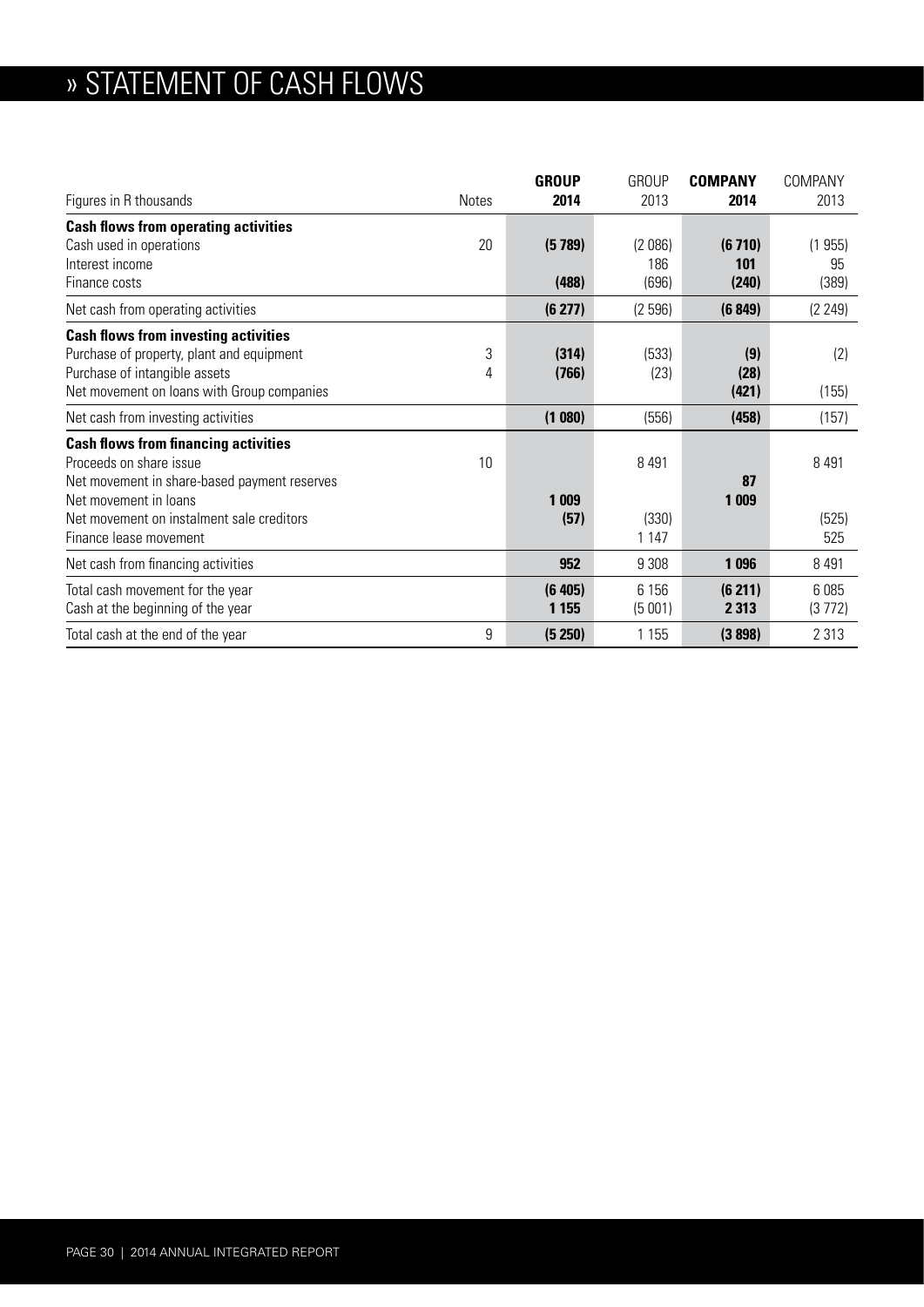# » STATEMENT OF CASH FLOWS

| Figures in R thousands | Notes | **GROUP 2014** | GROUP 2013 | **COMPANY 2014** | COMPANY 2013 |
|---|---|---|---|---|---|
| **Cash flows from operating activities** | | | | | |
| Cash used in operations | 20 | **(5 789)** | (2 086) | **(6 710)** | (1 955) |
| Interest income | | | 186 | **101** | 95 |
| Finance costs | | **(488)** | (696) | **(240)** | (389) |
| Net cash from operating activities | | **(6 277)** | (2 596) | **(6 849)** | (2 249) |
| **Cash flows from investing activities** | | | | | |
| Purchase of property, plant and equipment | 3 | **(314)** | (533) | **(9)** | (2) |
| Purchase of intangible assets | 4 | **(766)** | (23) | **(28)** | |
| Net movement on loans with Group companies | | | | **(421)** | (155) |
| Net cash from investing activities | | **(1 080)** | (556) | **(458)** | (157) |
| **Cash flows from financing activities** | | | | | |
| Proceeds on share issue | 10 | | 8 491 | | 8 491 |
| Net movement in share-based payment reserves | | | | **87** | |
| Net movement in loans | | **1 009** | | **1 009** | |
| Net movement on instalment sale creditors | | **(57)** | (330) | | (525) |
| Finance lease movement | | | 1 147 | | 525 |
| Net cash from financing activities | | **952** | 9 308 | **1 096** | 8 491 |
| Total cash movement for the year | | **(6 405)** | 6 156 | **(6 211)** | 6 085 |
| Cash at the beginning of the year | | **1 155** | (5 001) | **2 313** | (3 772) |
| Total cash at the end of the year | 9 | **(5 250)** | 1 155 | **(3 898)** | 2 313 |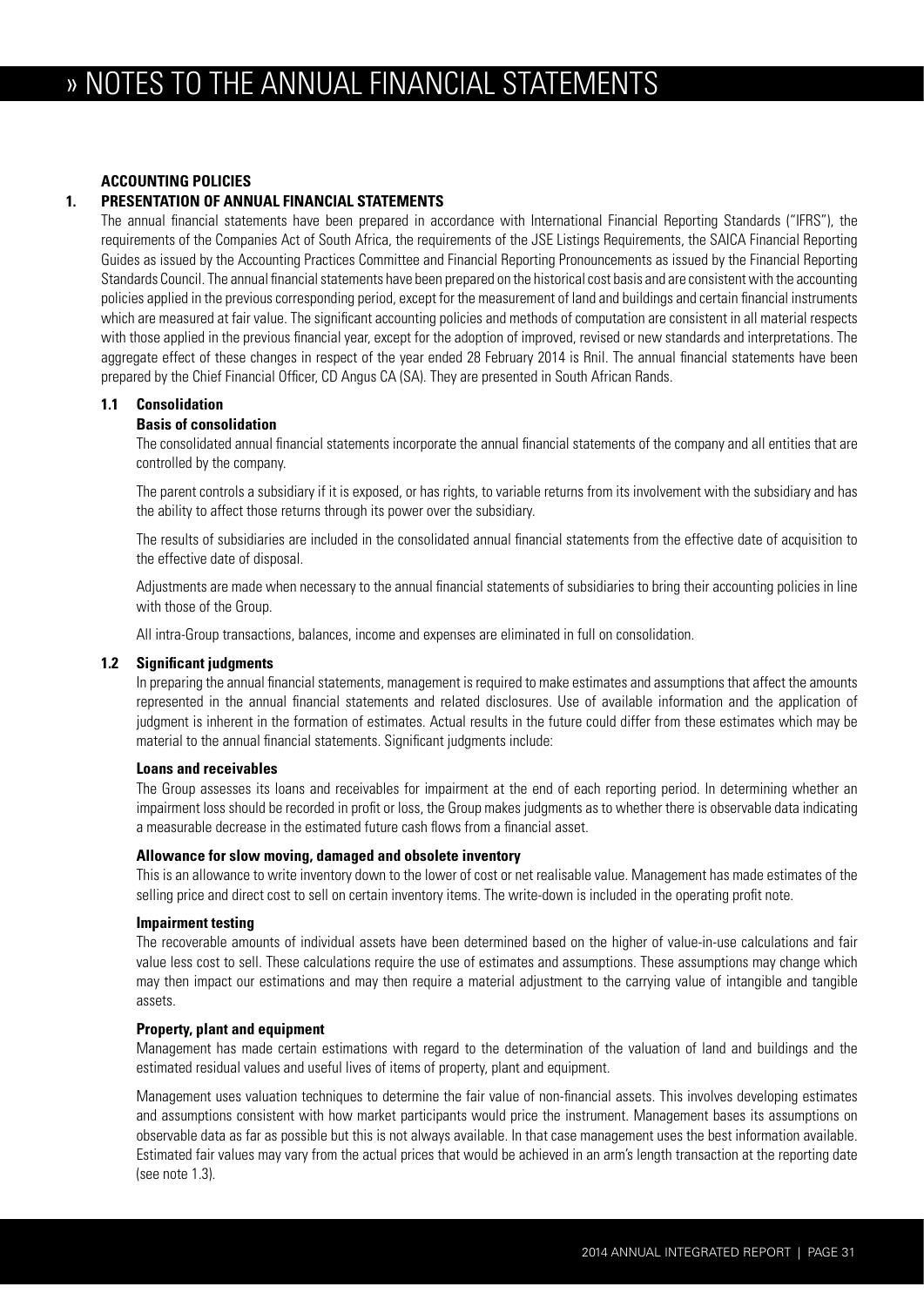# » NOTES TO THE ANNUAL FINANCIAL STATEMENTS

## ACCOUNTING POLICIES

### 1. PRESENTATION OF ANNUAL FINANCIAL STATEMENTS

The annual financial statements have been prepared in accordance with International Financial Reporting Standards ("IFRS"), the requirements of the Companies Act of South Africa, the requirements of the JSE Listings Requirements, the SAICA Financial Reporting Guides as issued by the Accounting Practices Committee and Financial Reporting Pronouncements as issued by the Financial Reporting Standards Council. The annual financial statements have been prepared on the historical cost basis and are consistent with the accounting policies applied in the previous corresponding period, except for the measurement of land and buildings and certain financial instruments which are measured at fair value. The significant accounting policies and methods of computation are consistent in all material respects with those applied in the previous financial year, except for the adoption of improved, revised or new standards and interpretations. The aggregate effect of these changes in respect of the year ended 28 February 2014 is Rnil. The annual financial statements have been prepared by the Chief Financial Officer, CD Angus CA (SA). They are presented in South African Rands.

#### 1.1 Consolidation

**Basis of consolidation**

The consolidated annual financial statements incorporate the annual financial statements of the company and all entities that are controlled by the company.

The parent controls a subsidiary if it is exposed, or has rights, to variable returns from its involvement with the subsidiary and has the ability to affect those returns through its power over the subsidiary.

The results of subsidiaries are included in the consolidated annual financial statements from the effective date of acquisition to the effective date of disposal.

Adjustments are made when necessary to the annual financial statements of subsidiaries to bring their accounting policies in line with those of the Group.

All intra-Group transactions, balances, income and expenses are eliminated in full on consolidation.

#### 1.2 Significant judgments

In preparing the annual financial statements, management is required to make estimates and assumptions that affect the amounts represented in the annual financial statements and related disclosures. Use of available information and the application of judgment is inherent in the formation of estimates. Actual results in the future could differ from these estimates which may be material to the annual financial statements. Significant judgments include:

**Loans and receivables**

The Group assesses its loans and receivables for impairment at the end of each reporting period. In determining whether an impairment loss should be recorded in profit or loss, the Group makes judgments as to whether there is observable data indicating a measurable decrease in the estimated future cash flows from a financial asset.

**Allowance for slow moving, damaged and obsolete inventory**

This is an allowance to write inventory down to the lower of cost or net realisable value. Management has made estimates of the selling price and direct cost to sell on certain inventory items. The write-down is included in the operating profit note.

**Impairment testing**

The recoverable amounts of individual assets have been determined based on the higher of value-in-use calculations and fair value less cost to sell. These calculations require the use of estimates and assumptions. These assumptions may change which may then impact our estimations and may then require a material adjustment to the carrying value of intangible and tangible assets.

**Property, plant and equipment**

Management has made certain estimations with regard to the determination of the valuation of land and buildings and the estimated residual values and useful lives of items of property, plant and equipment.

Management uses valuation techniques to determine the fair value of non-financial assets. This involves developing estimates and assumptions consistent with how market participants would price the instrument. Management bases its assumptions on observable data as far as possible but this is not always available. In that case management uses the best information available. Estimated fair values may vary from the actual prices that would be achieved in an arm's length transaction at the reporting date (see note 1.3).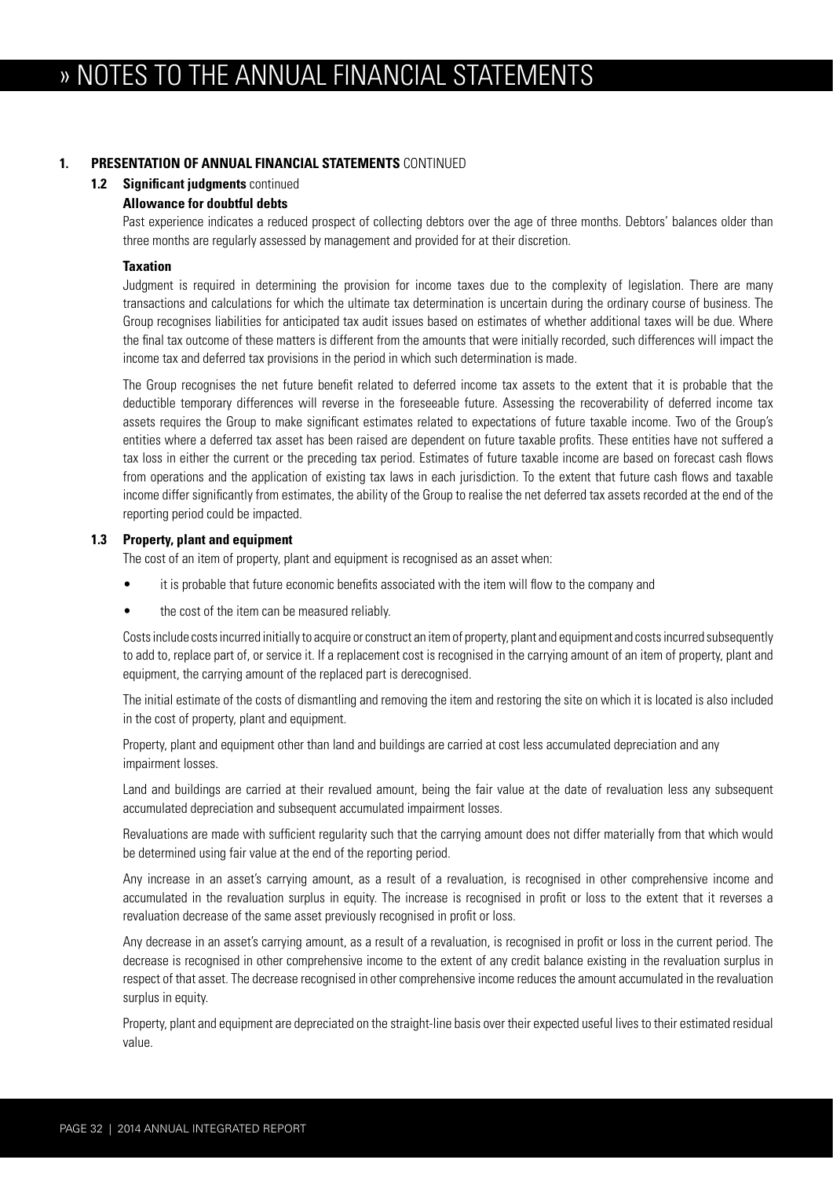## 1. PRESENTATION OF ANNUAL FINANCIAL STATEMENTS CONTINUED

### 1.2 Significant judgments continued

**Allowance for doubtful debts**

Past experience indicates a reduced prospect of collecting debtors over the age of three months. Debtors' balances older than three months are regularly assessed by management and provided for at their discretion.

**Taxation**

Judgment is required in determining the provision for income taxes due to the complexity of legislation. There are many transactions and calculations for which the ultimate tax determination is uncertain during the ordinary course of business. The Group recognises liabilities for anticipated tax audit issues based on estimates of whether additional taxes will be due. Where the final tax outcome of these matters is different from the amounts that were initially recorded, such differences will impact the income tax and deferred tax provisions in the period in which such determination is made.

The Group recognises the net future benefit related to deferred income tax assets to the extent that it is probable that the deductible temporary differences will reverse in the foreseeable future. Assessing the recoverability of deferred income tax assets requires the Group to make significant estimates related to expectations of future taxable income. Two of the Group's entities where a deferred tax asset has been raised are dependent on future taxable profits. These entities have not suffered a tax loss in either the current or the preceding tax period. Estimates of future taxable income are based on forecast cash flows from operations and the application of existing tax laws in each jurisdiction. To the extent that future cash flows and taxable income differ significantly from estimates, the ability of the Group to realise the net deferred tax assets recorded at the end of the reporting period could be impacted.

### 1.3 Property, plant and equipment

The cost of an item of property, plant and equipment is recognised as an asset when:

- it is probable that future economic benefits associated with the item will flow to the company and
- the cost of the item can be measured reliably.

Costs include costs incurred initially to acquire or construct an item of property, plant and equipment and costs incurred subsequently to add to, replace part of, or service it. If a replacement cost is recognised in the carrying amount of an item of property, plant and equipment, the carrying amount of the replaced part is derecognised.

The initial estimate of the costs of dismantling and removing the item and restoring the site on which it is located is also included in the cost of property, plant and equipment.

Property, plant and equipment other than land and buildings are carried at cost less accumulated depreciation and any impairment losses.

Land and buildings are carried at their revalued amount, being the fair value at the date of revaluation less any subsequent accumulated depreciation and subsequent accumulated impairment losses.

Revaluations are made with sufficient regularity such that the carrying amount does not differ materially from that which would be determined using fair value at the end of the reporting period.

Any increase in an asset's carrying amount, as a result of a revaluation, is recognised in other comprehensive income and accumulated in the revaluation surplus in equity. The increase is recognised in profit or loss to the extent that it reverses a revaluation decrease of the same asset previously recognised in profit or loss.

Any decrease in an asset's carrying amount, as a result of a revaluation, is recognised in profit or loss in the current period. The decrease is recognised in other comprehensive income to the extent of any credit balance existing in the revaluation surplus in respect of that asset. The decrease recognised in other comprehensive income reduces the amount accumulated in the revaluation surplus in equity.

Property, plant and equipment are depreciated on the straight-line basis over their expected useful lives to their estimated residual value.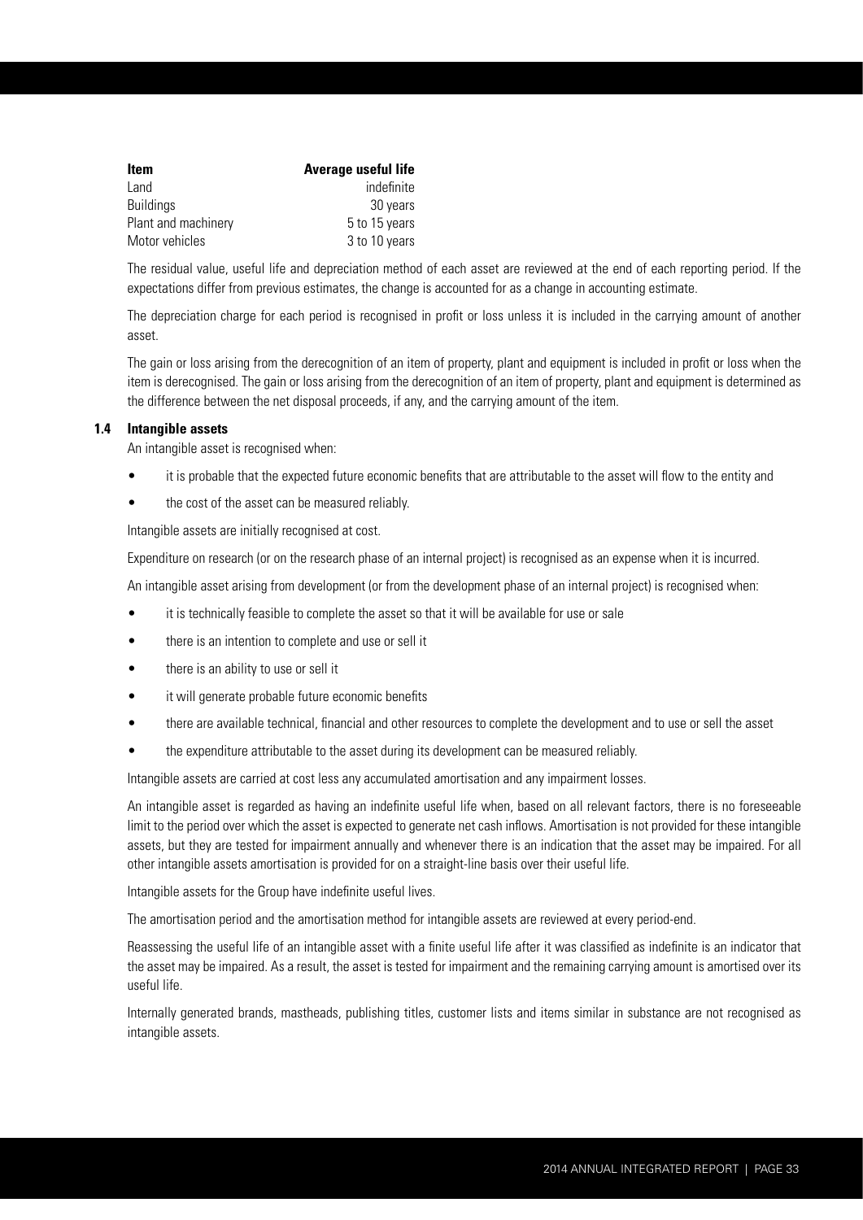| Item | Average useful life |
| --- | --- |
| Land | indefinite |
| Buildings | 30 years |
| Plant and machinery | 5 to 15 years |
| Motor vehicles | 3 to 10 years |

The residual value, useful life and depreciation method of each asset are reviewed at the end of each reporting period. If the expectations differ from previous estimates, the change is accounted for as a change in accounting estimate.

The depreciation charge for each period is recognised in profit or loss unless it is included in the carrying amount of another asset.

The gain or loss arising from the derecognition of an item of property, plant and equipment is included in profit or loss when the item is derecognised. The gain or loss arising from the derecognition of an item of property, plant and equipment is determined as the difference between the net disposal proceeds, if any, and the carrying amount of the item.

### 1.4 Intangible assets

An intangible asset is recognised when:

- it is probable that the expected future economic benefits that are attributable to the asset will flow to the entity and
- the cost of the asset can be measured reliably.

Intangible assets are initially recognised at cost.

Expenditure on research (or on the research phase of an internal project) is recognised as an expense when it is incurred.

An intangible asset arising from development (or from the development phase of an internal project) is recognised when:

- it is technically feasible to complete the asset so that it will be available for use or sale
- there is an intention to complete and use or sell it
- there is an ability to use or sell it
- it will generate probable future economic benefits
- there are available technical, financial and other resources to complete the development and to use or sell the asset
- the expenditure attributable to the asset during its development can be measured reliably.

Intangible assets are carried at cost less any accumulated amortisation and any impairment losses.

An intangible asset is regarded as having an indefinite useful life when, based on all relevant factors, there is no foreseeable limit to the period over which the asset is expected to generate net cash inflows. Amortisation is not provided for these intangible assets, but they are tested for impairment annually and whenever there is an indication that the asset may be impaired. For all other intangible assets amortisation is provided for on a straight-line basis over their useful life.

Intangible assets for the Group have indefinite useful lives.

The amortisation period and the amortisation method for intangible assets are reviewed at every period-end.

Reassessing the useful life of an intangible asset with a finite useful life after it was classified as indefinite is an indicator that the asset may be impaired. As a result, the asset is tested for impairment and the remaining carrying amount is amortised over its useful life.

Internally generated brands, mastheads, publishing titles, customer lists and items similar in substance are not recognised as intangible assets.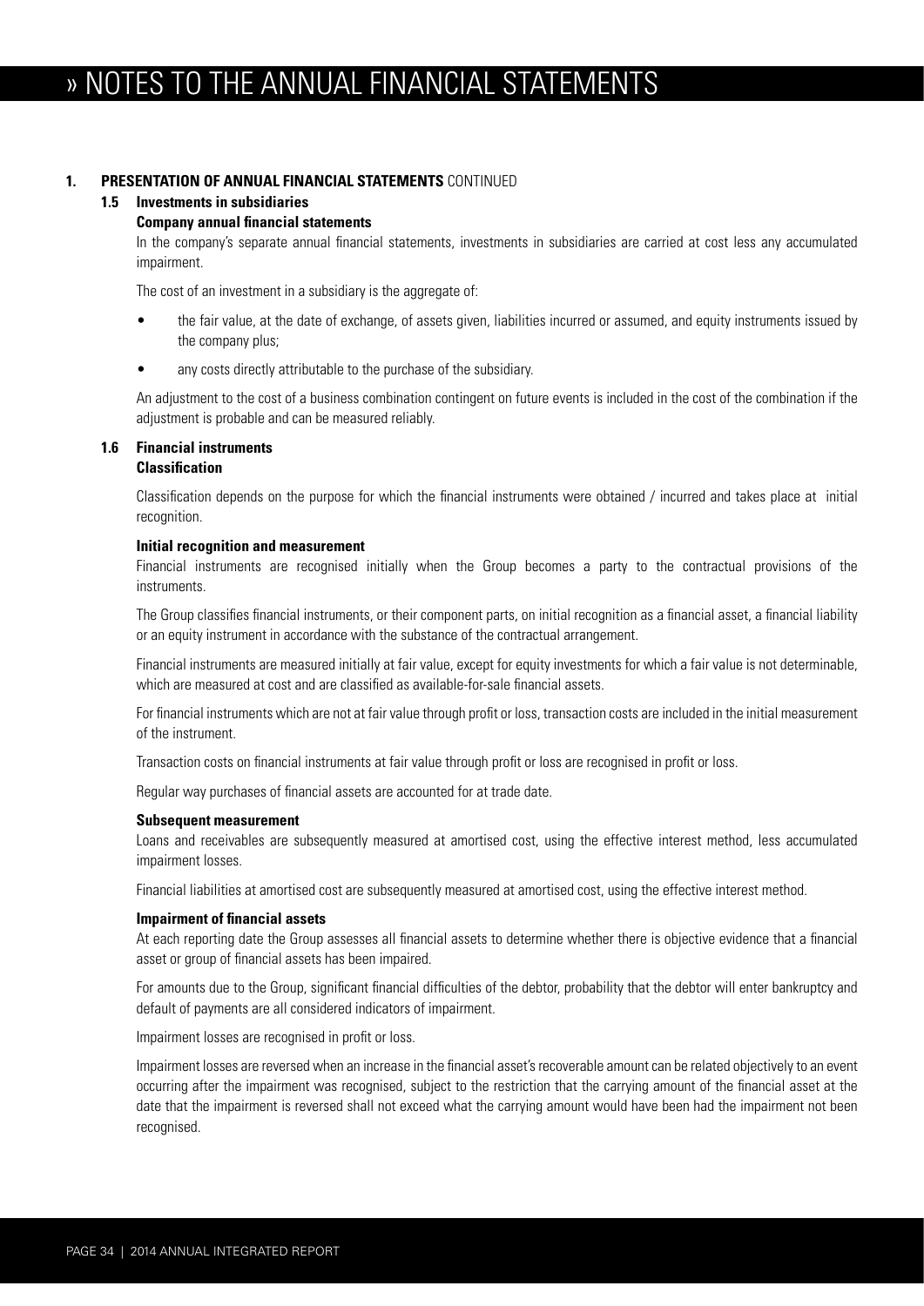# » NOTES TO THE ANNUAL FINANCIAL STATEMENTS

## 1. PRESENTATION OF ANNUAL FINANCIAL STATEMENTS CONTINUED

### 1.5 Investments in subsidiaries

**Company annual financial statements**

In the company's separate annual financial statements, investments in subsidiaries are carried at cost less any accumulated impairment.

The cost of an investment in a subsidiary is the aggregate of:

- the fair value, at the date of exchange, of assets given, liabilities incurred or assumed, and equity instruments issued by the company plus;
- any costs directly attributable to the purchase of the subsidiary.

An adjustment to the cost of a business combination contingent on future events is included in the cost of the combination if the adjustment is probable and can be measured reliably.

### 1.6 Financial instruments

**Classification**

Classification depends on the purpose for which the financial instruments were obtained / incurred and takes place at initial recognition.

**Initial recognition and measurement**

Financial instruments are recognised initially when the Group becomes a party to the contractual provisions of the instruments.

The Group classifies financial instruments, or their component parts, on initial recognition as a financial asset, a financial liability or an equity instrument in accordance with the substance of the contractual arrangement.

Financial instruments are measured initially at fair value, except for equity investments for which a fair value is not determinable, which are measured at cost and are classified as available-for-sale financial assets.

For financial instruments which are not at fair value through profit or loss, transaction costs are included in the initial measurement of the instrument.

Transaction costs on financial instruments at fair value through profit or loss are recognised in profit or loss.

Regular way purchases of financial assets are accounted for at trade date.

**Subsequent measurement**

Loans and receivables are subsequently measured at amortised cost, using the effective interest method, less accumulated impairment losses.

Financial liabilities at amortised cost are subsequently measured at amortised cost, using the effective interest method.

**Impairment of financial assets**

At each reporting date the Group assesses all financial assets to determine whether there is objective evidence that a financial asset or group of financial assets has been impaired.

For amounts due to the Group, significant financial difficulties of the debtor, probability that the debtor will enter bankruptcy and default of payments are all considered indicators of impairment.

Impairment losses are recognised in profit or loss.

Impairment losses are reversed when an increase in the financial asset's recoverable amount can be related objectively to an event occurring after the impairment was recognised, subject to the restriction that the carrying amount of the financial asset at the date that the impairment is reversed shall not exceed what the carrying amount would have been had the impairment not been recognised.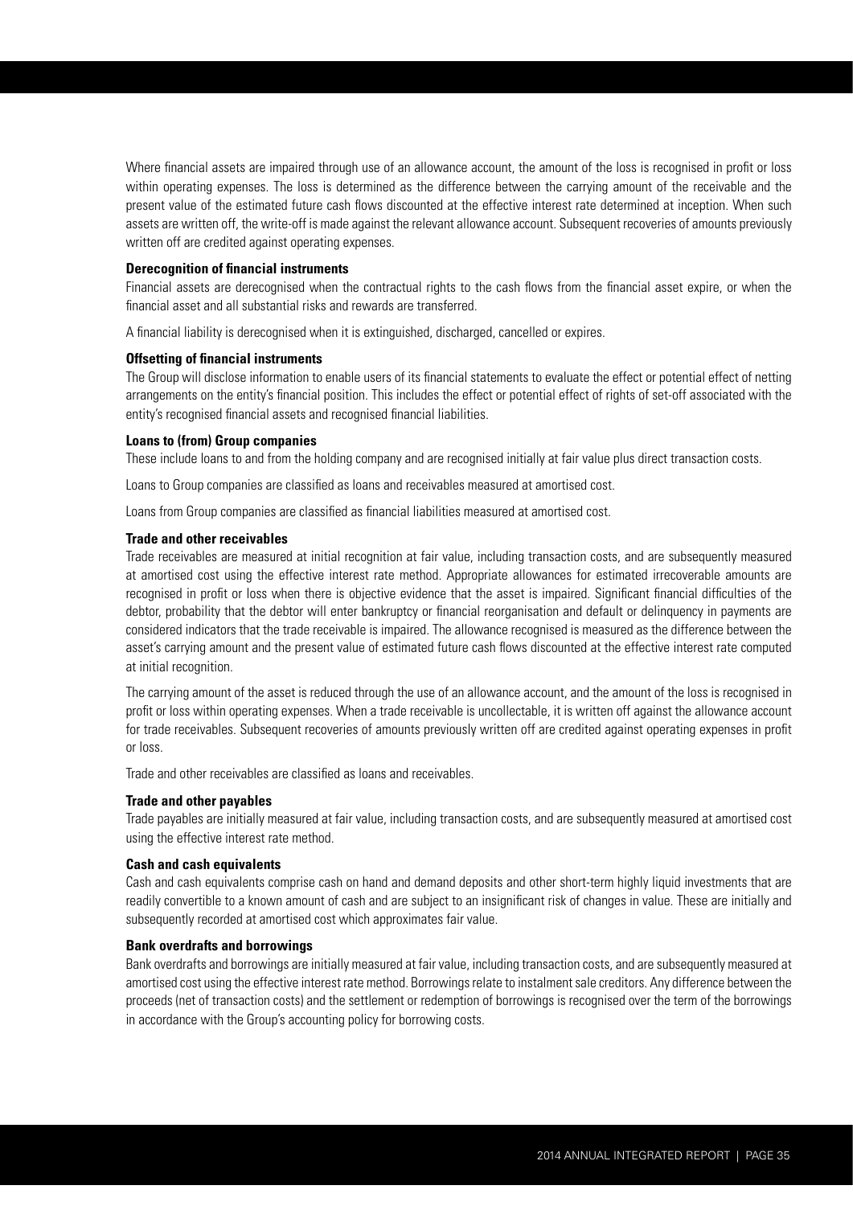Where financial assets are impaired through use of an allowance account, the amount of the loss is recognised in profit or loss within operating expenses. The loss is determined as the difference between the carrying amount of the receivable and the present value of the estimated future cash flows discounted at the effective interest rate determined at inception. When such assets are written off, the write-off is made against the relevant allowance account. Subsequent recoveries of amounts previously written off are credited against operating expenses.

**Derecognition of financial instruments**

Financial assets are derecognised when the contractual rights to the cash flows from the financial asset expire, or when the financial asset and all substantial risks and rewards are transferred.

A financial liability is derecognised when it is extinguished, discharged, cancelled or expires.

**Offsetting of financial instruments**

The Group will disclose information to enable users of its financial statements to evaluate the effect or potential effect of netting arrangements on the entity's financial position. This includes the effect or potential effect of rights of set-off associated with the entity's recognised financial assets and recognised financial liabilities.

**Loans to (from) Group companies**

These include loans to and from the holding company and are recognised initially at fair value plus direct transaction costs.

Loans to Group companies are classified as loans and receivables measured at amortised cost.

Loans from Group companies are classified as financial liabilities measured at amortised cost.

**Trade and other receivables**

Trade receivables are measured at initial recognition at fair value, including transaction costs, and are subsequently measured at amortised cost using the effective interest rate method. Appropriate allowances for estimated irrecoverable amounts are recognised in profit or loss when there is objective evidence that the asset is impaired. Significant financial difficulties of the debtor, probability that the debtor will enter bankruptcy or financial reorganisation and default or delinquency in payments are considered indicators that the trade receivable is impaired. The allowance recognised is measured as the difference between the asset's carrying amount and the present value of estimated future cash flows discounted at the effective interest rate computed at initial recognition.

The carrying amount of the asset is reduced through the use of an allowance account, and the amount of the loss is recognised in profit or loss within operating expenses. When a trade receivable is uncollectable, it is written off against the allowance account for trade receivables. Subsequent recoveries of amounts previously written off are credited against operating expenses in profit or loss.

Trade and other receivables are classified as loans and receivables.

**Trade and other payables**

Trade payables are initially measured at fair value, including transaction costs, and are subsequently measured at amortised cost using the effective interest rate method.

**Cash and cash equivalents**

Cash and cash equivalents comprise cash on hand and demand deposits and other short-term highly liquid investments that are readily convertible to a known amount of cash and are subject to an insignificant risk of changes in value. These are initially and subsequently recorded at amortised cost which approximates fair value.

**Bank overdrafts and borrowings**

Bank overdrafts and borrowings are initially measured at fair value, including transaction costs, and are subsequently measured at amortised cost using the effective interest rate method. Borrowings relate to instalment sale creditors. Any difference between the proceeds (net of transaction costs) and the settlement or redemption of borrowings is recognised over the term of the borrowings in accordance with the Group's accounting policy for borrowing costs.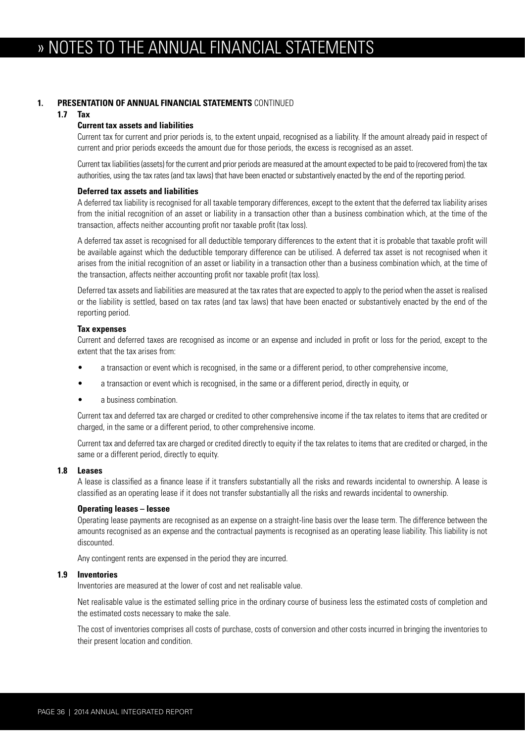## 1. PRESENTATION OF ANNUAL FINANCIAL STATEMENTS CONTINUED

### 1.7 Tax

**Current tax assets and liabilities**

Current tax for current and prior periods is, to the extent unpaid, recognised as a liability. If the amount already paid in respect of current and prior periods exceeds the amount due for those periods, the excess is recognised as an asset.

Current tax liabilities (assets) for the current and prior periods are measured at the amount expected to be paid to (recovered from) the tax authorities, using the tax rates (and tax laws) that have been enacted or substantively enacted by the end of the reporting period.

**Deferred tax assets and liabilities**

A deferred tax liability is recognised for all taxable temporary differences, except to the extent that the deferred tax liability arises from the initial recognition of an asset or liability in a transaction other than a business combination which, at the time of the transaction, affects neither accounting profit nor taxable profit (tax loss).

A deferred tax asset is recognised for all deductible temporary differences to the extent that it is probable that taxable profit will be available against which the deductible temporary difference can be utilised. A deferred tax asset is not recognised when it arises from the initial recognition of an asset or liability in a transaction other than a business combination which, at the time of the transaction, affects neither accounting profit nor taxable profit (tax loss).

Deferred tax assets and liabilities are measured at the tax rates that are expected to apply to the period when the asset is realised or the liability is settled, based on tax rates (and tax laws) that have been enacted or substantively enacted by the end of the reporting period.

**Tax expenses**

Current and deferred taxes are recognised as income or an expense and included in profit or loss for the period, except to the extent that the tax arises from:

- a transaction or event which is recognised, in the same or a different period, to other comprehensive income,
- a transaction or event which is recognised, in the same or a different period, directly in equity, or
- a business combination.

Current tax and deferred tax are charged or credited to other comprehensive income if the tax relates to items that are credited or charged, in the same or a different period, to other comprehensive income.

Current tax and deferred tax are charged or credited directly to equity if the tax relates to items that are credited or charged, in the same or a different period, directly to equity.

### 1.8 Leases

A lease is classified as a finance lease if it transfers substantially all the risks and rewards incidental to ownership. A lease is classified as an operating lease if it does not transfer substantially all the risks and rewards incidental to ownership.

**Operating leases – lessee**

Operating lease payments are recognised as an expense on a straight-line basis over the lease term. The difference between the amounts recognised as an expense and the contractual payments is recognised as an operating lease liability. This liability is not discounted.

Any contingent rents are expensed in the period they are incurred.

### 1.9 Inventories

Inventories are measured at the lower of cost and net realisable value.

Net realisable value is the estimated selling price in the ordinary course of business less the estimated costs of completion and the estimated costs necessary to make the sale.

The cost of inventories comprises all costs of purchase, costs of conversion and other costs incurred in bringing the inventories to their present location and condition.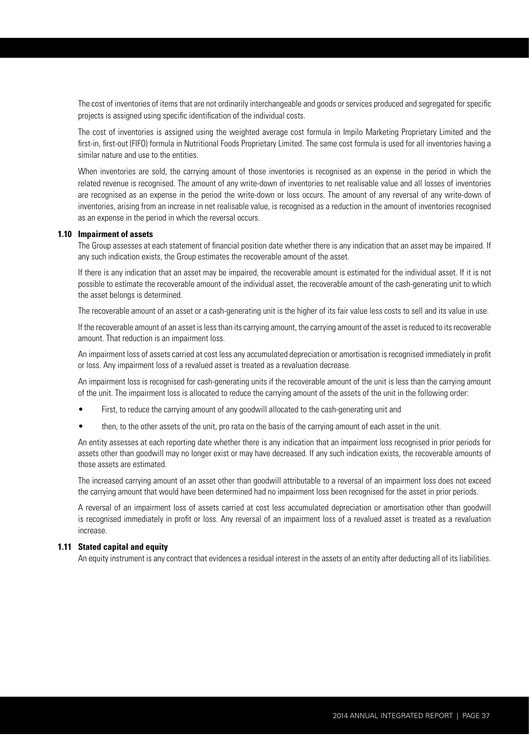The cost of inventories of items that are not ordinarily interchangeable and goods or services produced and segregated for specific projects is assigned using specific identification of the individual costs.

The cost of inventories is assigned using the weighted average cost formula in Impilo Marketing Proprietary Limited and the first-in, first-out (FIFO) formula in Nutritional Foods Proprietary Limited. The same cost formula is used for all inventories having a similar nature and use to the entities.

When inventories are sold, the carrying amount of those inventories is recognised as an expense in the period in which the related revenue is recognised. The amount of any write-down of inventories to net realisable value and all losses of inventories are recognised as an expense in the period the write-down or loss occurs. The amount of any reversal of any write-down of inventories, arising from an increase in net realisable value, is recognised as a reduction in the amount of inventories recognised as an expense in the period in which the reversal occurs.

### 1.10 Impairment of assets

The Group assesses at each statement of financial position date whether there is any indication that an asset may be impaired. If any such indication exists, the Group estimates the recoverable amount of the asset.

If there is any indication that an asset may be impaired, the recoverable amount is estimated for the individual asset. If it is not possible to estimate the recoverable amount of the individual asset, the recoverable amount of the cash-generating unit to which the asset belongs is determined.

The recoverable amount of an asset or a cash-generating unit is the higher of its fair value less costs to sell and its value in use.

If the recoverable amount of an asset is less than its carrying amount, the carrying amount of the asset is reduced to its recoverable amount. That reduction is an impairment loss.

An impairment loss of assets carried at cost less any accumulated depreciation or amortisation is recognised immediately in profit or loss. Any impairment loss of a revalued asset is treated as a revaluation decrease.

An impairment loss is recognised for cash-generating units if the recoverable amount of the unit is less than the carrying amount of the unit. The impairment loss is allocated to reduce the carrying amount of the assets of the unit in the following order:

- First, to reduce the carrying amount of any goodwill allocated to the cash-generating unit and
- then, to the other assets of the unit, pro rata on the basis of the carrying amount of each asset in the unit.

An entity assesses at each reporting date whether there is any indication that an impairment loss recognised in prior periods for assets other than goodwill may no longer exist or may have decreased. If any such indication exists, the recoverable amounts of those assets are estimated.

The increased carrying amount of an asset other than goodwill attributable to a reversal of an impairment loss does not exceed the carrying amount that would have been determined had no impairment loss been recognised for the asset in prior periods.

A reversal of an impairment loss of assets carried at cost less accumulated depreciation or amortisation other than goodwill is recognised immediately in profit or loss. Any reversal of an impairment loss of a revalued asset is treated as a revaluation increase.

### 1.11 Stated capital and equity

An equity instrument is any contract that evidences a residual interest in the assets of an entity after deducting all of its liabilities.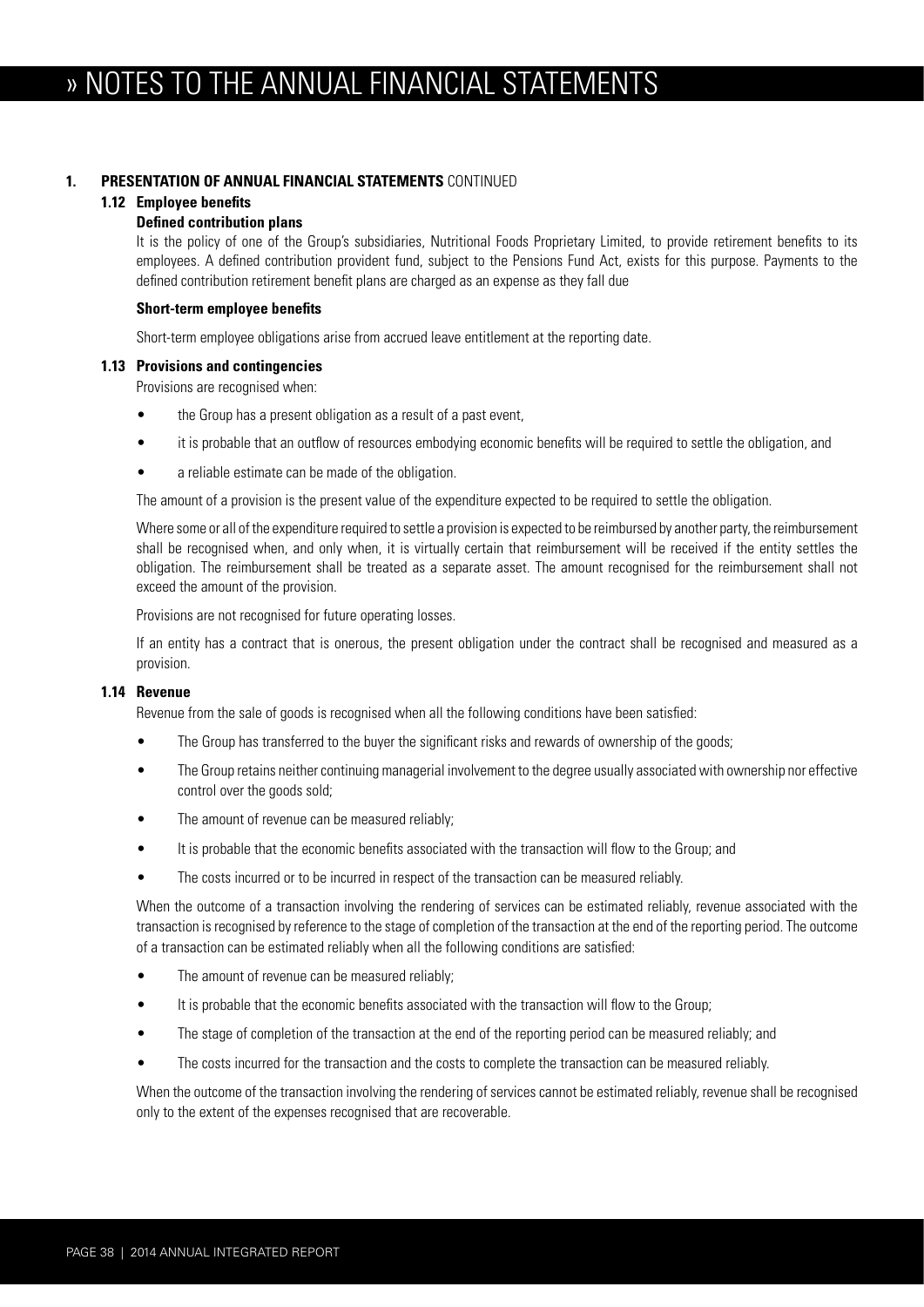## 1. PRESENTATION OF ANNUAL FINANCIAL STATEMENTS CONTINUED

### 1.12 Employee benefits

**Defined contribution plans**

It is the policy of one of the Group's subsidiaries, Nutritional Foods Proprietary Limited, to provide retirement benefits to its employees. A defined contribution provident fund, subject to the Pensions Fund Act, exists for this purpose. Payments to the defined contribution retirement benefit plans are charged as an expense as they fall due

**Short-term employee benefits**

Short-term employee obligations arise from accrued leave entitlement at the reporting date.

### 1.13 Provisions and contingencies

Provisions are recognised when:

- the Group has a present obligation as a result of a past event,
- it is probable that an outflow of resources embodying economic benefits will be required to settle the obligation, and
- a reliable estimate can be made of the obligation.

The amount of a provision is the present value of the expenditure expected to be required to settle the obligation.

Where some or all of the expenditure required to settle a provision is expected to be reimbursed by another party, the reimbursement shall be recognised when, and only when, it is virtually certain that reimbursement will be received if the entity settles the obligation. The reimbursement shall be treated as a separate asset. The amount recognised for the reimbursement shall not exceed the amount of the provision.

Provisions are not recognised for future operating losses.

If an entity has a contract that is onerous, the present obligation under the contract shall be recognised and measured as a provision.

### 1.14 Revenue

Revenue from the sale of goods is recognised when all the following conditions have been satisfied:

- The Group has transferred to the buyer the significant risks and rewards of ownership of the goods;
- The Group retains neither continuing managerial involvement to the degree usually associated with ownership nor effective control over the goods sold;
- The amount of revenue can be measured reliably;
- It is probable that the economic benefits associated with the transaction will flow to the Group; and
- The costs incurred or to be incurred in respect of the transaction can be measured reliably.

When the outcome of a transaction involving the rendering of services can be estimated reliably, revenue associated with the transaction is recognised by reference to the stage of completion of the transaction at the end of the reporting period. The outcome of a transaction can be estimated reliably when all the following conditions are satisfied:

- The amount of revenue can be measured reliably;
- It is probable that the economic benefits associated with the transaction will flow to the Group;
- The stage of completion of the transaction at the end of the reporting period can be measured reliably; and
- The costs incurred for the transaction and the costs to complete the transaction can be measured reliably.

When the outcome of the transaction involving the rendering of services cannot be estimated reliably, revenue shall be recognised only to the extent of the expenses recognised that are recoverable.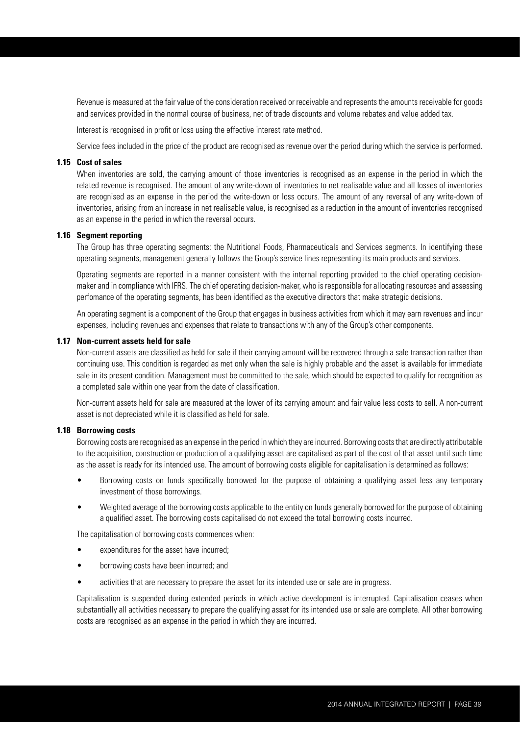Revenue is measured at the fair value of the consideration received or receivable and represents the amounts receivable for goods and services provided in the normal course of business, net of trade discounts and volume rebates and value added tax.

Interest is recognised in profit or loss using the effective interest rate method.

Service fees included in the price of the product are recognised as revenue over the period during which the service is performed.

### 1.15 Cost of sales

When inventories are sold, the carrying amount of those inventories is recognised as an expense in the period in which the related revenue is recognised. The amount of any write-down of inventories to net realisable value and all losses of inventories are recognised as an expense in the period the write-down or loss occurs. The amount of any reversal of any write-down of inventories, arising from an increase in net realisable value, is recognised as a reduction in the amount of inventories recognised as an expense in the period in which the reversal occurs.

### 1.16 Segment reporting

The Group has three operating segments: the Nutritional Foods, Pharmaceuticals and Services segments. In identifying these operating segments, management generally follows the Group's service lines representing its main products and services.

Operating segments are reported in a manner consistent with the internal reporting provided to the chief operating decision-maker and in compliance with IFRS. The chief operating decision-maker, who is responsible for allocating resources and assessing perfomance of the operating segments, has been identified as the executive directors that make strategic decisions.

An operating segment is a component of the Group that engages in business activities from which it may earn revenues and incur expenses, including revenues and expenses that relate to transactions with any of the Group's other components.

### 1.17 Non-current assets held for sale

Non-current assets are classified as held for sale if their carrying amount will be recovered through a sale transaction rather than continuing use. This condition is regarded as met only when the sale is highly probable and the asset is available for immediate sale in its present condition. Management must be committed to the sale, which should be expected to qualify for recognition as a completed sale within one year from the date of classification.

Non-current assets held for sale are measured at the lower of its carrying amount and fair value less costs to sell. A non-current asset is not depreciated while it is classified as held for sale.

### 1.18 Borrowing costs

Borrowing costs are recognised as an expense in the period in which they are incurred. Borrowing costs that are directly attributable to the acquisition, construction or production of a qualifying asset are capitalised as part of the cost of that asset until such time as the asset is ready for its intended use. The amount of borrowing costs eligible for capitalisation is determined as follows:

- Borrowing costs on funds specifically borrowed for the purpose of obtaining a qualifying asset less any temporary investment of those borrowings.
- Weighted average of the borrowing costs applicable to the entity on funds generally borrowed for the purpose of obtaining a qualified asset. The borrowing costs capitalised do not exceed the total borrowing costs incurred.

The capitalisation of borrowing costs commences when:

- expenditures for the asset have incurred;
- borrowing costs have been incurred; and
- activities that are necessary to prepare the asset for its intended use or sale are in progress.

Capitalisation is suspended during extended periods in which active development is interrupted. Capitalisation ceases when substantially all activities necessary to prepare the qualifying asset for its intended use or sale are complete. All other borrowing costs are recognised as an expense in the period in which they are incurred.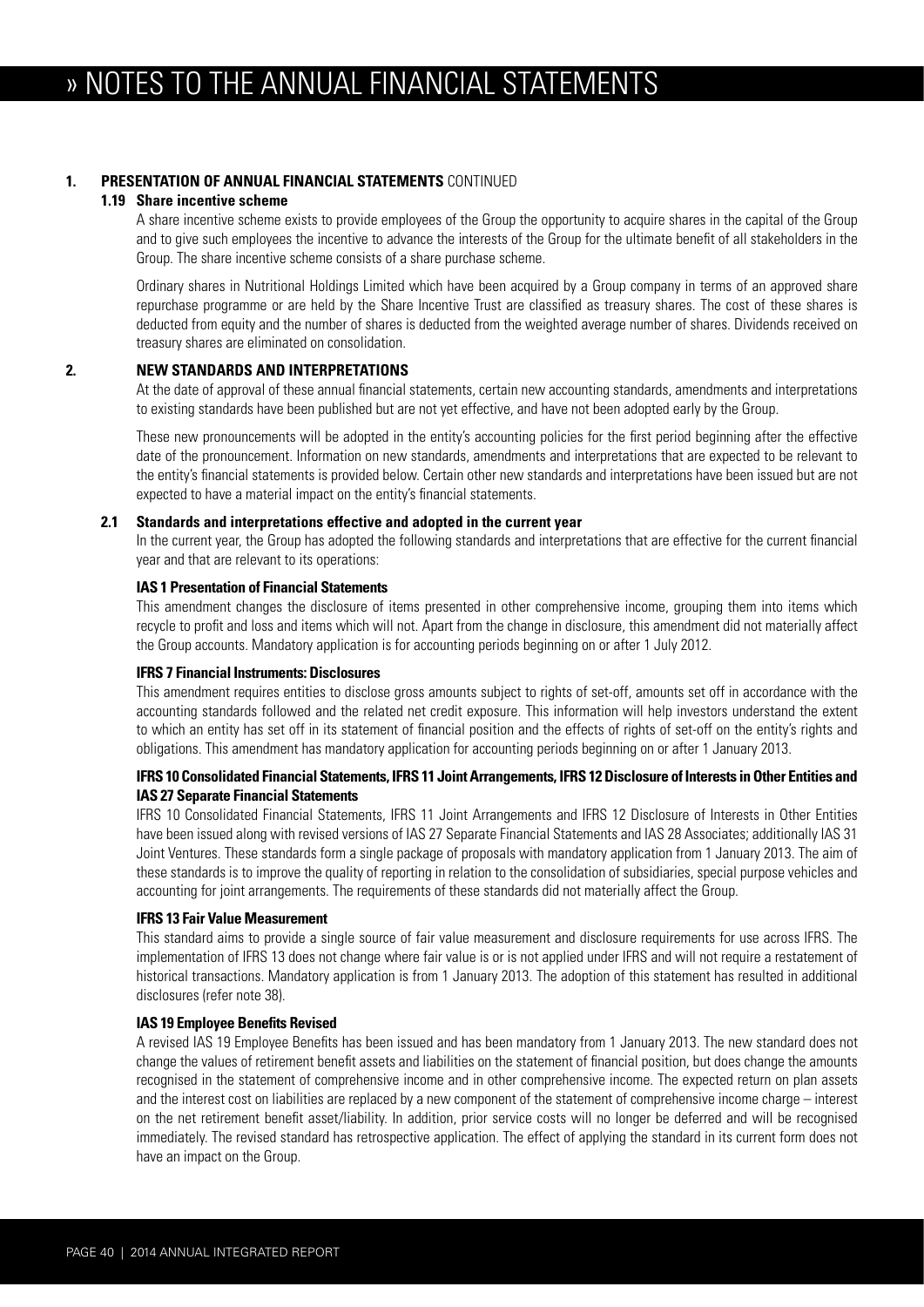## 1. PRESENTATION OF ANNUAL FINANCIAL STATEMENTS CONTINUED

### 1.19 Share incentive scheme

A share incentive scheme exists to provide employees of the Group the opportunity to acquire shares in the capital of the Group and to give such employees the incentive to advance the interests of the Group for the ultimate benefit of all stakeholders in the Group. The share incentive scheme consists of a share purchase scheme.

Ordinary shares in Nutritional Holdings Limited which have been acquired by a Group company in terms of an approved share repurchase programme or are held by the Share Incentive Trust are classified as treasury shares. The cost of these shares is deducted from equity and the number of shares is deducted from the weighted average number of shares. Dividends received on treasury shares are eliminated on consolidation.

## 2. NEW STANDARDS AND INTERPRETATIONS

At the date of approval of these annual financial statements, certain new accounting standards, amendments and interpretations to existing standards have been published but are not yet effective, and have not been adopted early by the Group.

These new pronouncements will be adopted in the entity's accounting policies for the first period beginning after the effective date of the pronouncement. Information on new standards, amendments and interpretations that are expected to be relevant to the entity's financial statements is provided below. Certain other new standards and interpretations have been issued but are not expected to have a material impact on the entity's financial statements.

### 2.1 Standards and interpretations effective and adopted in the current year

In the current year, the Group has adopted the following standards and interpretations that are effective for the current financial year and that are relevant to its operations:

**IAS 1 Presentation of Financial Statements**

This amendment changes the disclosure of items presented in other comprehensive income, grouping them into items which recycle to profit and loss and items which will not. Apart from the change in disclosure, this amendment did not materially affect the Group accounts. Mandatory application is for accounting periods beginning on or after 1 July 2012.

**IFRS 7 Financial Instruments: Disclosures**

This amendment requires entities to disclose gross amounts subject to rights of set-off, amounts set off in accordance with the accounting standards followed and the related net credit exposure. This information will help investors understand the extent to which an entity has set off in its statement of financial position and the effects of rights of set-off on the entity's rights and obligations. This amendment has mandatory application for accounting periods beginning on or after 1 January 2013.

**IFRS 10 Consolidated Financial Statements, IFRS 11 Joint Arrangements, IFRS 12 Disclosure of Interests in Other Entities and IAS 27 Separate Financial Statements**

IFRS 10 Consolidated Financial Statements, IFRS 11 Joint Arrangements and IFRS 12 Disclosure of Interests in Other Entities have been issued along with revised versions of IAS 27 Separate Financial Statements and IAS 28 Associates; additionally IAS 31 Joint Ventures. These standards form a single package of proposals with mandatory application from 1 January 2013. The aim of these standards is to improve the quality of reporting in relation to the consolidation of subsidiaries, special purpose vehicles and accounting for joint arrangements. The requirements of these standards did not materially affect the Group.

**IFRS 13 Fair Value Measurement**

This standard aims to provide a single source of fair value measurement and disclosure requirements for use across IFRS. The implementation of IFRS 13 does not change where fair value is or is not applied under IFRS and will not require a restatement of historical transactions. Mandatory application is from 1 January 2013. The adoption of this statement has resulted in additional disclosures (refer note 38).

**IAS 19 Employee Benefits Revised**

A revised IAS 19 Employee Benefits has been issued and has been mandatory from 1 January 2013. The new standard does not change the values of retirement benefit assets and liabilities on the statement of financial position, but does change the amounts recognised in the statement of comprehensive income and in other comprehensive income. The expected return on plan assets and the interest cost on liabilities are replaced by a new component of the statement of comprehensive income charge – interest on the net retirement benefit asset/liability. In addition, prior service costs will no longer be deferred and will be recognised immediately. The revised standard has retrospective application. The effect of applying the standard in its current form does not have an impact on the Group.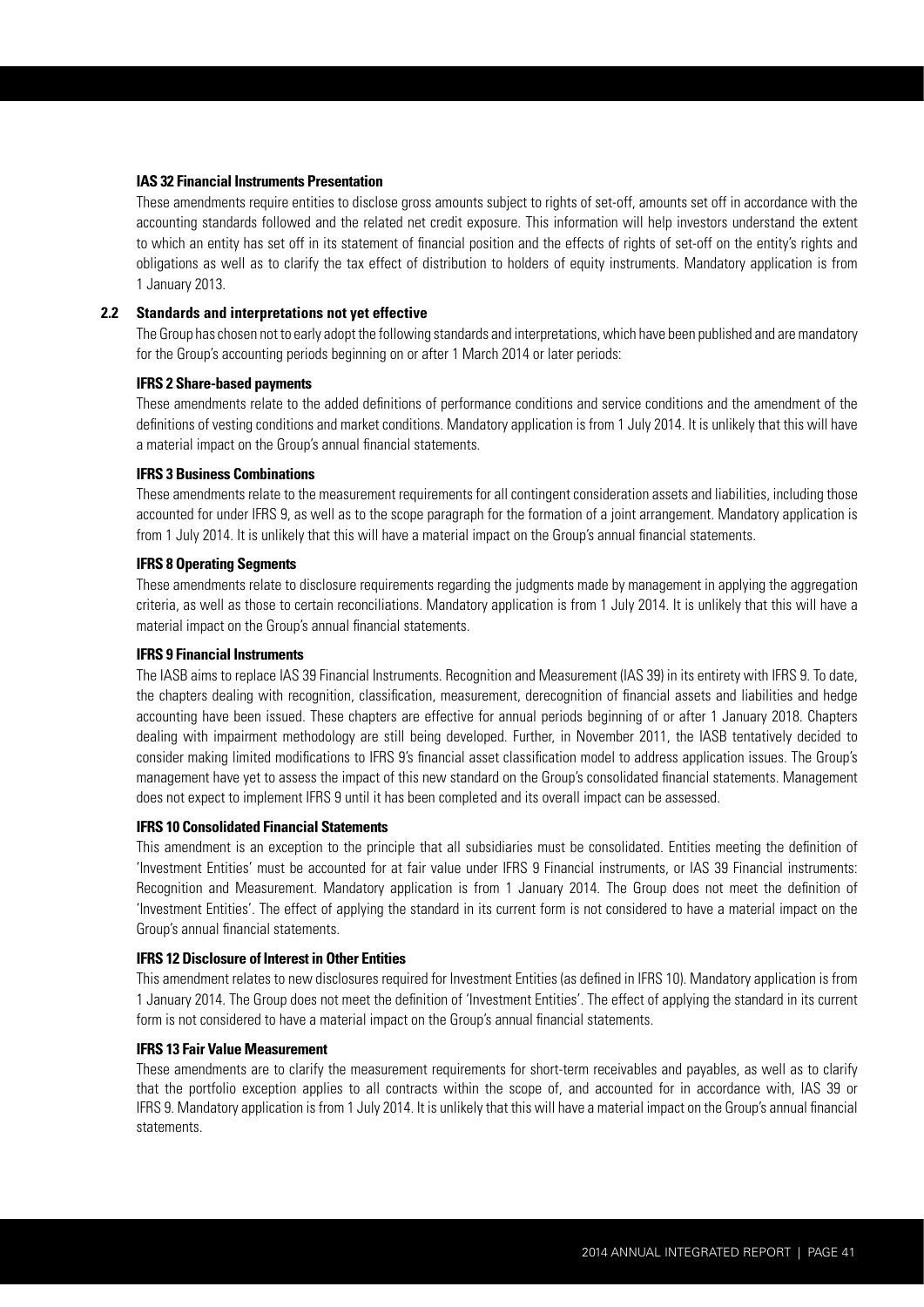**IAS 32 Financial Instruments Presentation**

These amendments require entities to disclose gross amounts subject to rights of set-off, amounts set off in accordance with the accounting standards followed and the related net credit exposure. This information will help investors understand the extent to which an entity has set off in its statement of financial position and the effects of rights of set-off on the entity's rights and obligations as well as to clarify the tax effect of distribution to holders of equity instruments. Mandatory application is from 1 January 2013.

## 2.2 Standards and interpretations not yet effective

The Group has chosen not to early adopt the following standards and interpretations, which have been published and are mandatory for the Group's accounting periods beginning on or after 1 March 2014 or later periods:

**IFRS 2 Share-based payments**

These amendments relate to the added definitions of performance conditions and service conditions and the amendment of the definitions of vesting conditions and market conditions. Mandatory application is from 1 July 2014. It is unlikely that this will have a material impact on the Group's annual financial statements.

**IFRS 3 Business Combinations**

These amendments relate to the measurement requirements for all contingent consideration assets and liabilities, including those accounted for under IFRS 9, as well as to the scope paragraph for the formation of a joint arrangement. Mandatory application is from 1 July 2014. It is unlikely that this will have a material impact on the Group's annual financial statements.

**IFRS 8 Operating Segments**

These amendments relate to disclosure requirements regarding the judgments made by management in applying the aggregation criteria, as well as those to certain reconciliations. Mandatory application is from 1 July 2014. It is unlikely that this will have a material impact on the Group's annual financial statements.

**IFRS 9 Financial Instruments**

The IASB aims to replace IAS 39 Financial Instruments. Recognition and Measurement (IAS 39) in its entirety with IFRS 9. To date, the chapters dealing with recognition, classification, measurement, derecognition of financial assets and liabilities and hedge accounting have been issued. These chapters are effective for annual periods beginning of or after 1 January 2018. Chapters dealing with impairment methodology are still being developed. Further, in November 2011, the IASB tentatively decided to consider making limited modifications to IFRS 9's financial asset classification model to address application issues. The Group's management have yet to assess the impact of this new standard on the Group's consolidated financial statements. Management does not expect to implement IFRS 9 until it has been completed and its overall impact can be assessed.

**IFRS 10 Consolidated Financial Statements**

This amendment is an exception to the principle that all subsidiaries must be consolidated. Entities meeting the definition of 'Investment Entities' must be accounted for at fair value under IFRS 9 Financial instruments, or IAS 39 Financial instruments: Recognition and Measurement. Mandatory application is from 1 January 2014. The Group does not meet the definition of 'Investment Entities'. The effect of applying the standard in its current form is not considered to have a material impact on the Group's annual financial statements.

**IFRS 12 Disclosure of Interest in Other Entities**

This amendment relates to new disclosures required for Investment Entities (as defined in IFRS 10). Mandatory application is from 1 January 2014. The Group does not meet the definition of 'Investment Entities'. The effect of applying the standard in its current form is not considered to have a material impact on the Group's annual financial statements.

**IFRS 13 Fair Value Measurement**

These amendments are to clarify the measurement requirements for short-term receivables and payables, as well as to clarify that the portfolio exception applies to all contracts within the scope of, and accounted for in accordance with, IAS 39 or IFRS 9. Mandatory application is from 1 July 2014. It is unlikely that this will have a material impact on the Group's annual financial statements.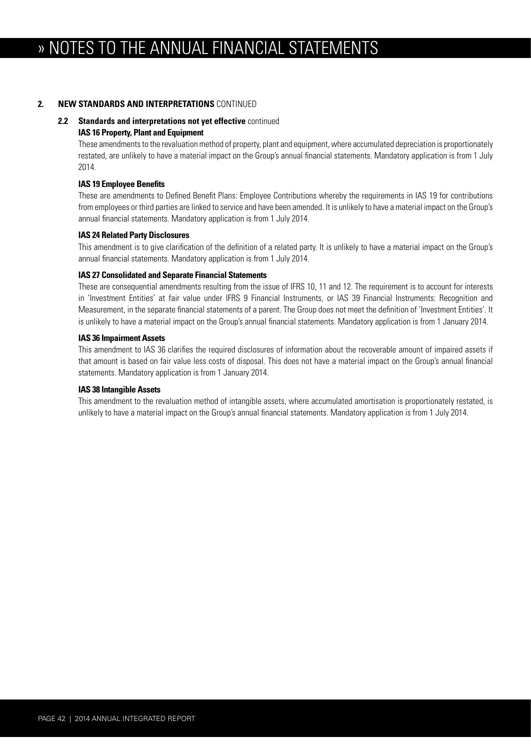## 2. NEW STANDARDS AND INTERPRETATIONS CONTINUED

### 2.2 Standards and interpretations not yet effective continued

**IAS 16 Property, Plant and Equipment**

These amendments to the revaluation method of property, plant and equipment, where accumulated depreciation is proportionately restated, are unlikely to have a material impact on the Group's annual financial statements. Mandatory application is from 1 July 2014.

**IAS 19 Employee Benefits**

These are amendments to Defined Benefit Plans: Employee Contributions whereby the requirements in IAS 19 for contributions from employees or third parties are linked to service and have been amended. It is unlikely to have a material impact on the Group's annual financial statements. Mandatory application is from 1 July 2014.

**IAS 24 Related Party Disclosures**

This amendment is to give clarification of the definition of a related party. It is unlikely to have a material impact on the Group's annual financial statements. Mandatory application is from 1 July 2014.

**IAS 27 Consolidated and Separate Financial Statements**

These are consequential amendments resulting from the issue of IFRS 10, 11 and 12. The requirement is to account for interests in 'Investment Entities' at fair value under IFRS 9 Financial Instruments, or IAS 39 Financial Instruments: Recognition and Measurement, in the separate financial statements of a parent. The Group does not meet the definition of 'Investment Entities'. It is unlikely to have a material impact on the Group's annual financial statements. Mandatory application is from 1 January 2014.

**IAS 36 Impairment Assets**

This amendment to IAS 36 clarifies the required disclosures of information about the recoverable amount of impaired assets if that amount is based on fair value less costs of disposal. This does not have a material impact on the Group's annual financial statements. Mandatory application is from 1 January 2014.

**IAS 38 Intangible Assets**

This amendment to the revaluation method of intangible assets, where accumulated amortisation is proportionately restated, is unlikely to have a material impact on the Group's annual financial statements. Mandatory application is from 1 July 2014.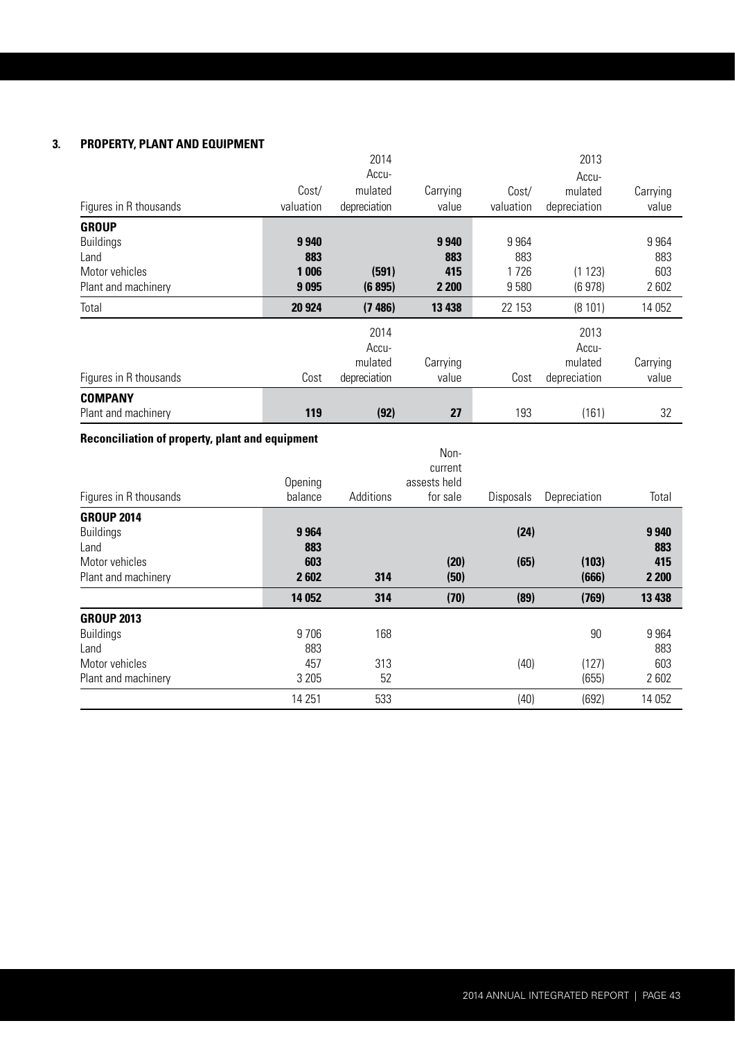## 3. PROPERTY, PLANT AND EQUIPMENT

| Figures in R thousands | 2014 Cost/ valuation | 2014 Accumulated depreciation | 2014 Carrying value | 2013 Cost/ valuation | 2013 Accumulated depreciation | 2013 Carrying value |
|---|---|---|---|---|---|---|
| **GROUP** | | | | | | |
| Buildings | **9 940** | | **9 940** | 9 964 | | 9 964 |
| Land | **883** | | **883** | 883 | | 883 |
| Motor vehicles | **1 006** | **(591)** | **415** | 1 726 | (1 123) | 603 |
| Plant and machinery | **9 095** | **(6 895)** | **2 200** | 9 580 | (6 978) | 2 602 |
| Total | **20 924** | **(7 486)** | **13 438** | 22 153 | (8 101) | 14 052 |

| Figures in R thousands | 2014 Cost | 2014 Accumulated depreciation | 2014 Carrying value | 2013 Cost | 2013 Accumulated depreciation | 2013 Carrying value |
|---|---|---|---|---|---|---|
| **COMPANY** | | | | | | |
| Plant and machinery | **119** | **(92)** | **27** | 193 | (161) | 32 |

### Reconciliation of property, plant and equipment

| Figures in R thousands | Opening balance | Additions | Non-current assests held for sale | Disposals | Depreciation | Total |
|---|---|---|---|---|---|---|
| **GROUP 2014** | | | | | | |
| Buildings | **9 964** | | | **(24)** | | **9 940** |
| Land | **883** | | | | | **883** |
| Motor vehicles | **603** | | **(20)** | **(65)** | **(103)** | **415** |
| Plant and machinery | **2 602** | **314** | **(50)** | | **(666)** | **2 200** |
| | **14 052** | **314** | **(70)** | **(89)** | **(769)** | **13 438** |
| **GROUP 2013** | | | | | | |
| Buildings | 9 706 | 168 | | | 90 | 9 964 |
| Land | 883 | | | | | 883 |
| Motor vehicles | 457 | 313 | | (40) | (127) | 603 |
| Plant and machinery | 3 205 | 52 | | | (655) | 2 602 |
| | 14 251 | 533 | | (40) | (692) | 14 052 |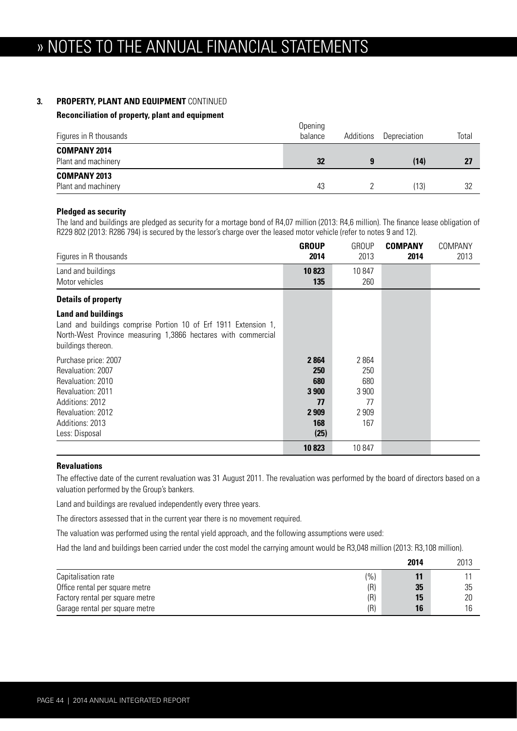# » NOTES TO THE ANNUAL FINANCIAL STATEMENTS

### 3. PROPERTY, PLANT AND EQUIPMENT CONTINUED

**Reconciliation of property, plant and equipment**

| Figures in R thousands | Opening balance | Additions | Depreciation | Total |
|---|---|---|---|---|
| **COMPANY 2014** | | | | |
| Plant and machinery | **32** | **9** | **(14)** | **27** |
| **COMPANY 2013** | | | | |
| Plant and machinery | 43 | 2 | (13) | 32 |

**Pledged as security**

The land and buildings are pledged as security for a mortage bond of R4,07 million (2013: R4,6 million). The finance lease obligation of R229 802 (2013: R286 794) is secured by the lessor's charge over the leased motor vehicle (refer to notes 9 and 12).

| Figures in R thousands | **GROUP 2014** | GROUP 2013 | **COMPANY 2014** | COMPANY 2013 |
|---|---|---|---|---|
| Land and buildings | **10 823** | 10 847 | | |
| Motor vehicles | **135** | 260 | | |
| **Details of property** | | | | |
| **Land and buildings** Land and buildings comprise Portion 10 of Erf 1911 Extension 1, North-West Province measuring 1,3866 hectares with commercial buildings thereon. | | | | |
| Purchase price: 2007 | **2 864** | 2 864 | | |
| Revaluation: 2007 | **250** | 250 | | |
| Revaluation: 2010 | **680** | 680 | | |
| Revaluation: 2011 | **3 900** | 3 900 | | |
| Additions: 2012 | **77** | 77 | | |
| Revaluation: 2012 | **2 909** | 2 909 | | |
| Additions: 2013 | **168** | 167 | | |
| Less: Disposal | **(25)** | | | |
| | **10 823** | 10 847 | | |

**Revaluations**

The effective date of the current revaluation was 31 August 2011. The revaluation was performed by the board of directors based on a valuation performed by the Group's bankers.

Land and buildings are revalued independently every three years.

The directors assessed that in the current year there is no movement required.

The valuation was performed using the rental yield approach, and the following assumptions were used:

Had the land and buildings been carried under the cost model the carrying amount would be R3,048 million (2013: R3,108 million).

| | | **2014** | 2013 |
|---|---|---|---|
| Capitalisation rate | (%) | **11** | 11 |
| Office rental per square metre | (R) | **35** | 35 |
| Factory rental per square metre | (R) | **15** | 20 |
| Garage rental per square metre | (R) | **16** | 16 |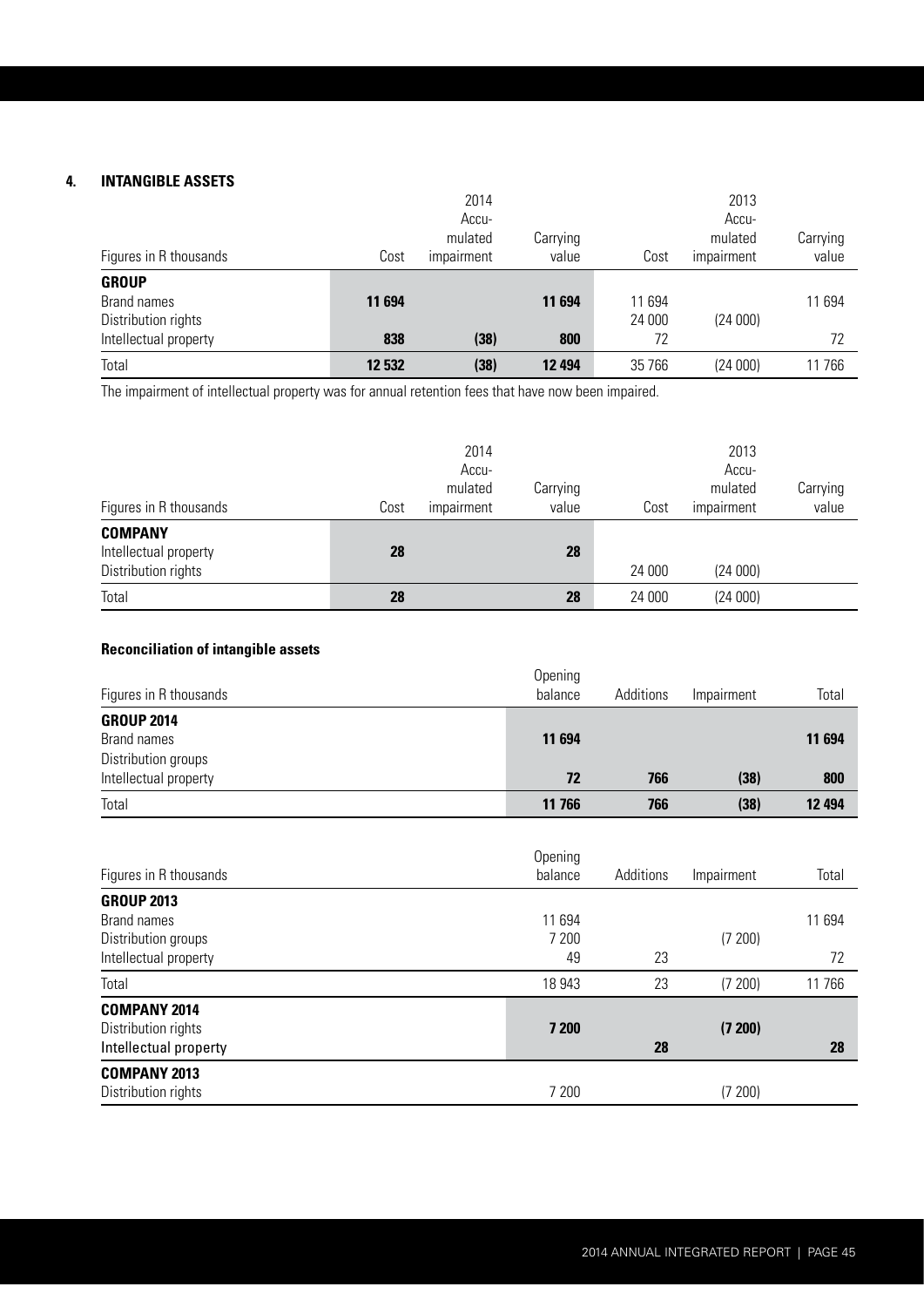## 4. INTANGIBLE ASSETS

| Figures in R thousands | 2014 Cost | 2014 Accumulated impairment | 2014 Carrying value | 2013 Cost | 2013 Accumulated impairment | 2013 Carrying value |
|---|---|---|---|---|---|---|
| **GROUP** | | | | | | |
| Brand names | **11 694** | | **11 694** | 11 694 | | 11 694 |
| Distribution rights | | | | 24 000 | (24 000) | |
| Intellectual property | **838** | **(38)** | **800** | 72 | | 72 |
| Total | **12 532** | **(38)** | **12 494** | 35 766 | (24 000) | 11 766 |

The impairment of intellectual property was for annual retention fees that have now been impaired.

| Figures in R thousands | 2014 Cost | 2014 Accumulated impairment | 2014 Carrying value | 2013 Cost | 2013 Accumulated impairment | 2013 Carrying value |
|---|---|---|---|---|---|---|
| **COMPANY** | | | | | | |
| Intellectual property | **28** | | **28** | | | |
| Distribution rights | | | | 24 000 | (24 000) | |
| Total | **28** | | **28** | 24 000 | (24 000) | |

### Reconciliation of intangible assets

| Figures in R thousands | Opening balance | Additions | Impairment | Total |
|---|---|---|---|---|
| **GROUP 2014** | | | | |
| Brand names | **11 694** | | | **11 694** |
| Distribution groups | | | | |
| Intellectual property | **72** | **766** | **(38)** | **800** |
| Total | **11 766** | **766** | **(38)** | **12 494** |

| Figures in R thousands | Opening balance | Additions | Impairment | Total |
|---|---|---|---|---|
| **GROUP 2013** | | | | |
| Brand names | 11 694 | | | 11 694 |
| Distribution groups | 7 200 | | (7 200) | |
| Intellectual property | 49 | 23 | | 72 |
| Total | 18 943 | 23 | (7 200) | 11 766 |
| **COMPANY 2014** | | | | |
| Distribution rights | **7 200** | | **(7 200)** | |
| Intellectual property | | **28** | | **28** |
| **COMPANY 2013** | | | | |
| Distribution rights | 7 200 | | (7 200) | |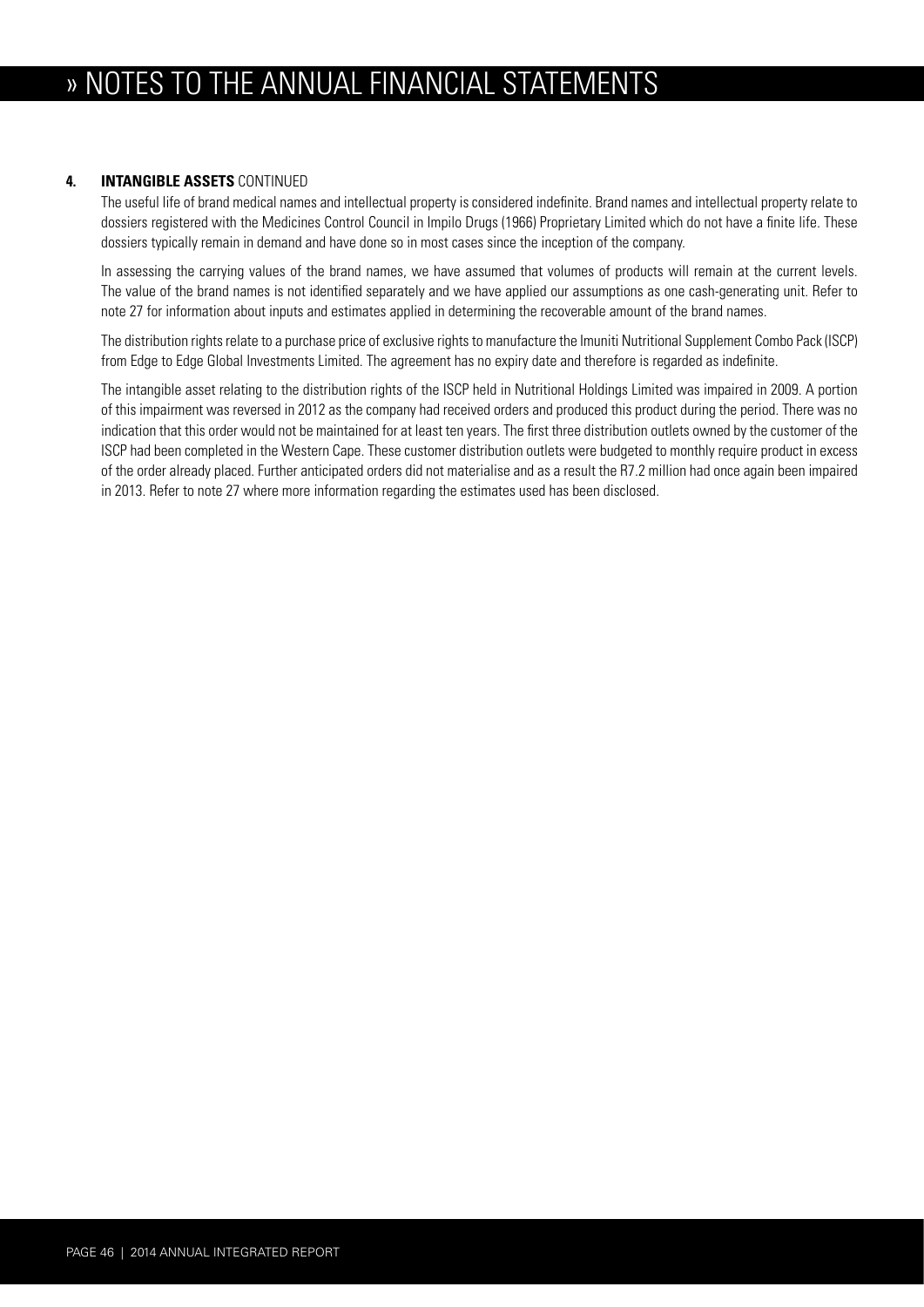# » NOTES TO THE ANNUAL FINANCIAL STATEMENTS

**4. INTANGIBLE ASSETS** CONTINUED

The useful life of brand medical names and intellectual property is considered indefinite. Brand names and intellectual property relate to dossiers registered with the Medicines Control Council in Impilo Drugs (1966) Proprietary Limited which do not have a finite life. These dossiers typically remain in demand and have done so in most cases since the inception of the company.

In assessing the carrying values of the brand names, we have assumed that volumes of products will remain at the current levels. The value of the brand names is not identified separately and we have applied our assumptions as one cash-generating unit. Refer to note 27 for information about inputs and estimates applied in determining the recoverable amount of the brand names.

The distribution rights relate to a purchase price of exclusive rights to manufacture the Imuniti Nutritional Supplement Combo Pack (ISCP) from Edge to Edge Global Investments Limited. The agreement has no expiry date and therefore is regarded as indefinite.

The intangible asset relating to the distribution rights of the ISCP held in Nutritional Holdings Limited was impaired in 2009. A portion of this impairment was reversed in 2012 as the company had received orders and produced this product during the period. There was no indication that this order would not be maintained for at least ten years. The first three distribution outlets owned by the customer of the ISCP had been completed in the Western Cape. These customer distribution outlets were budgeted to monthly require product in excess of the order already placed. Further anticipated orders did not materialise and as a result the R7.2 million had once again been impaired in 2013. Refer to note 27 where more information regarding the estimates used has been disclosed.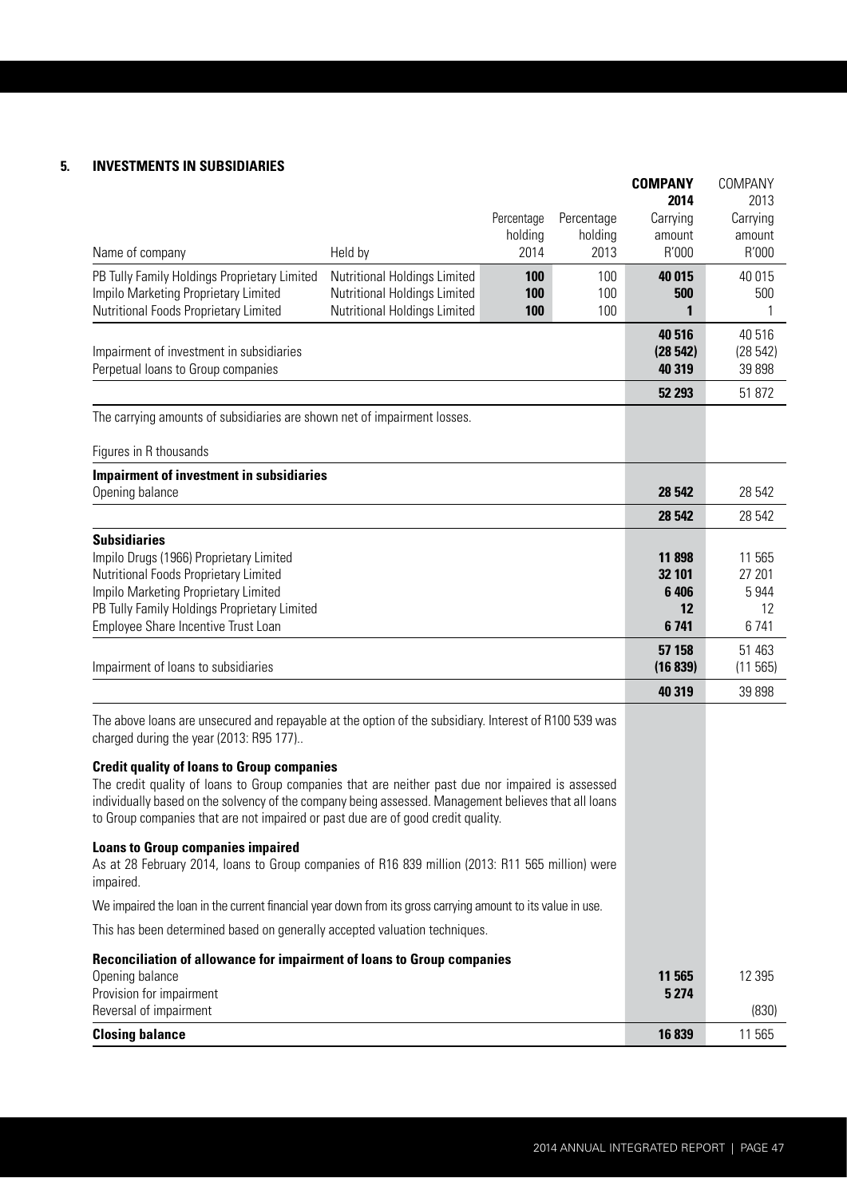## 5. INVESTMENTS IN SUBSIDIARIES

| Name of company | Held by | Percentage holding 2014 | Percentage holding 2013 | COMPANY 2014 Carrying amount R'000 | COMPANY 2013 Carrying amount R'000 |
|---|---|---|---|---|---|
| PB Tully Family Holdings Proprietary Limited | Nutritional Holdings Limited | **100** | 100 | **40 015** | 40 015 |
| Impilo Marketing Proprietary Limited | Nutritional Holdings Limited | **100** | 100 | **500** | 500 |
| Nutritional Foods Proprietary Limited | Nutritional Holdings Limited | **100** | 100 | **1** | 1 |
| | | | | **40 516** | 40 516 |
| Impairment of investment in subsidiaries | | | | **(28 542)** | (28 542) |
| Perpetual loans to Group companies | | | | **40 319** | 39 898 |
| | | | | **52 293** | 51 872 |

The carrying amounts of subsidiaries are shown net of impairment losses.

| Figures in R thousands | 2014 | 2013 |
|---|---|---|
| **Impairment of investment in subsidiaries** | | |
| Opening balance | **28 542** | 28 542 |
| | **28 542** | 28 542 |
| **Subsidiaries** | | |
| Impilo Drugs (1966) Proprietary Limited | **11 898** | 11 565 |
| Nutritional Foods Proprietary Limited | **32 101** | 27 201 |
| Impilo Marketing Proprietary Limited | **6 406** | 5 944 |
| PB Tully Family Holdings Proprietary Limited | **12** | 12 |
| Employee Share Incentive Trust Loan | **6 741** | 6 741 |
| | **57 158** | 51 463 |
| Impairment of loans to subsidiaries | **(16 839)** | (11 565) |
| | **40 319** | 39 898 |

The above loans are unsecured and repayable at the option of the subsidiary. Interest of R100 539 was charged during the year (2013: R95 177)..

**Credit quality of loans to Group companies**

The credit quality of loans to Group companies that are neither past due nor impaired is assessed individually based on the solvency of the company being assessed. Management believes that all loans to Group companies that are not impaired or past due are of good credit quality.

**Loans to Group companies impaired**

As at 28 February 2014, loans to Group companies of R16 839 million (2013: R11 565 million) were impaired.

We impaired the loan in the current financial year down from its gross carrying amount to its value in use.

This has been determined based on generally accepted valuation techniques.

| **Reconciliation of allowance for impairment of loans to Group companies** | 2014 | 2013 |
|---|---|---|
| Opening balance | **11 565** | 12 395 |
| Provision for impairment | **5 274** | |
| Reversal of impairment | | (830) |
| **Closing balance** | **16 839** | 11 565 |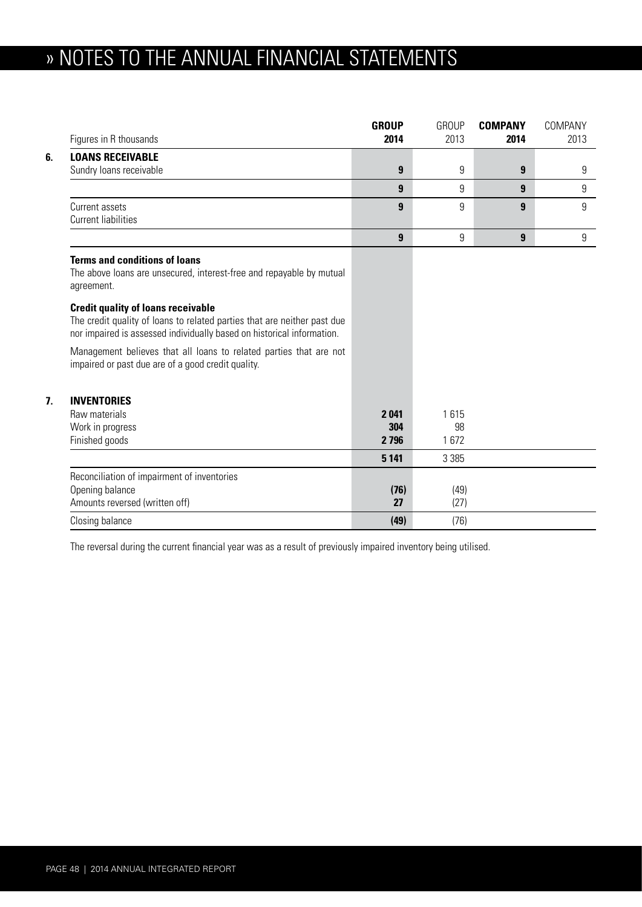# » NOTES TO THE ANNUAL FINANCIAL STATEMENTS

| Figures in R thousands | GROUP 2014 | GROUP 2013 | COMPANY 2014 | COMPANY 2013 |
|---|---|---|---|---|
| **6. LOANS RECEIVABLE** | | | | |
| Sundry loans receivable | **9** | 9 | **9** | 9 |
| | **9** | 9 | **9** | 9 |
| Current assets | **9** | 9 | **9** | 9 |
| Current liabilities | | | | |
| | **9** | 9 | **9** | 9 |

**Terms and conditions of loans**

The above loans are unsecured, interest-free and repayable by mutual agreement.

**Credit quality of loans receivable**

The credit quality of loans to related parties that are neither past due nor impaired is assessed individually based on historical information.

Management believes that all loans to related parties that are not impaired or past due are of a good credit quality.

| Figures in R thousands | GROUP 2014 | GROUP 2013 | COMPANY 2014 | COMPANY 2013 |
|---|---|---|---|---|
| **7. INVENTORIES** | | | | |
| Raw materials | **2 041** | 1 615 | | |
| Work in progress | **304** | 98 | | |
| Finished goods | **2 796** | 1 672 | | |
| | **5 141** | 3 385 | | |
| Reconciliation of impairment of inventories | | | | |
| Opening balance | **(76)** | (49) | | |
| Amounts reversed (written off) | **27** | (27) | | |
| Closing balance | **(49)** | (76) | | |

The reversal during the current financial year was as a result of previously impaired inventory being utilised.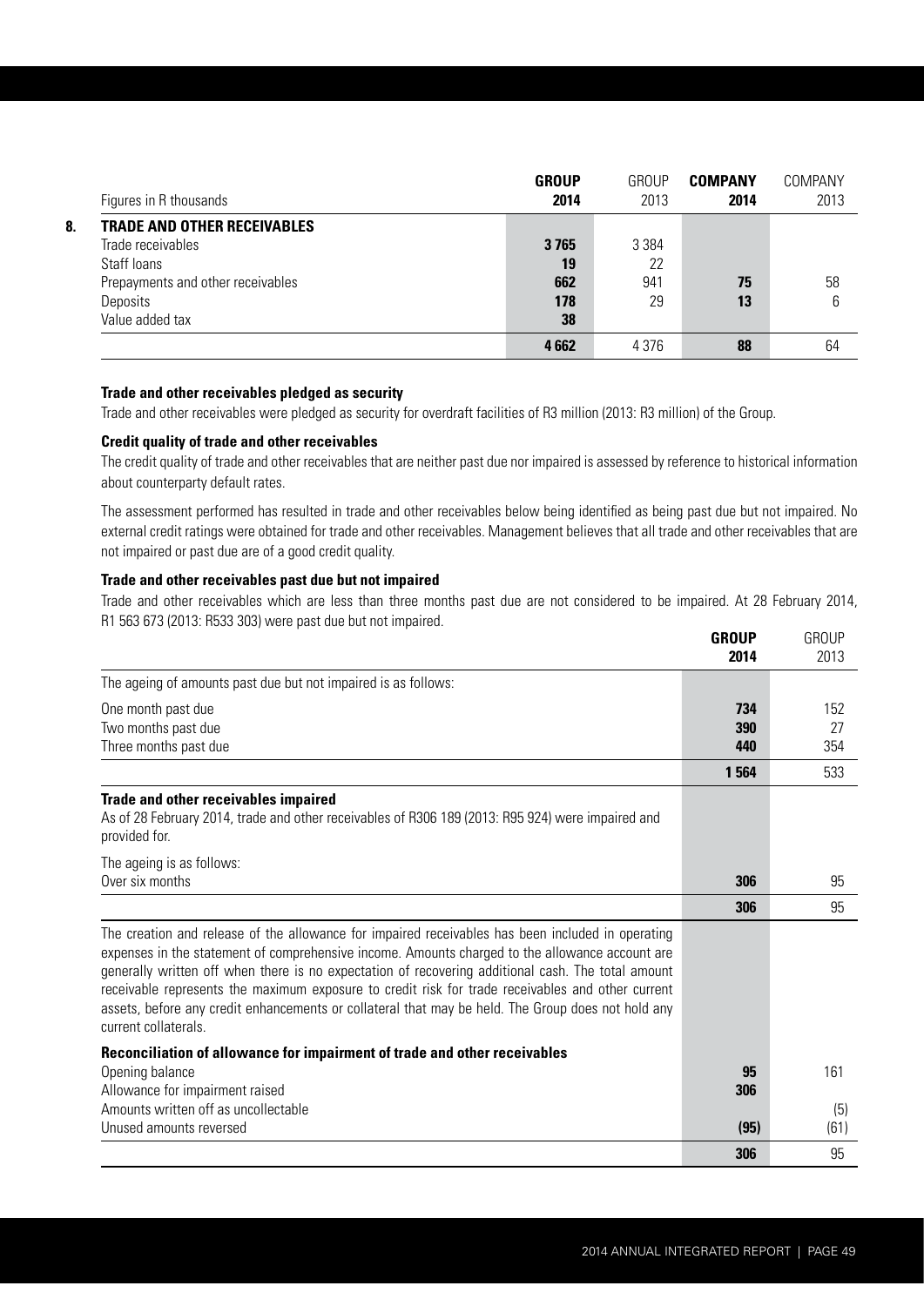| Figures in R thousands | **GROUP 2014** | GROUP 2013 | **COMPANY 2014** | COMPANY 2013 |
|---|---|---|---|---|
| **8. TRADE AND OTHER RECEIVABLES** | | | | |
| Trade receivables | **3 765** | 3 384 | | |
| Staff loans | **19** | 22 | | |
| Prepayments and other receivables | **662** | 941 | **75** | 58 |
| Deposits | **178** | 29 | **13** | 6 |
| Value added tax | **38** | | | |
| | **4 662** | 4 376 | **88** | 64 |

**Trade and other receivables pledged as security**

Trade and other receivables were pledged as security for overdraft facilities of R3 million (2013: R3 million) of the Group.

**Credit quality of trade and other receivables**

The credit quality of trade and other receivables that are neither past due nor impaired is assessed by reference to historical information about counterparty default rates.

The assessment performed has resulted in trade and other receivables below being identified as being past due but not impaired. No external credit ratings were obtained for trade and other receivables. Management believes that all trade and other receivables that are not impaired or past due are of a good credit quality.

**Trade and other receivables past due but not impaired**

Trade and other receivables which are less than three months past due are not considered to be impaired. At 28 February 2014, R1 563 673 (2013: R533 303) were past due but not impaired.

| | **GROUP 2014** | GROUP 2013 |
|---|---|---|
| The ageing of amounts past due but not impaired is as follows: | | |
| One month past due | **734** | 152 |
| Two months past due | **390** | 27 |
| Three months past due | **440** | 354 |
| | **1 564** | 533 |
| **Trade and other receivables impaired** | | |
| As of 28 February 2014, trade and other receivables of R306 189 (2013: R95 924) were impaired and provided for. | | |
| The ageing is as follows: | | |
| Over six months | **306** | 95 |
| | **306** | 95 |
| The creation and release of the allowance for impaired receivables has been included in operating expenses in the statement of comprehensive income. Amounts charged to the allowance account are generally written off when there is no expectation of recovering additional cash. The total amount receivable represents the maximum exposure to credit risk for trade receivables and other current assets, before any credit enhancements or collateral that may be held. The Group does not hold any current collaterals. | | |
| **Reconciliation of allowance for impairment of trade and other receivables** | | |
| Opening balance | **95** | 161 |
| Allowance for impairment raised | **306** | |
| Amounts written off as uncollectable | | (5) |
| Unused amounts reversed | **(95)** | (61) |
| | **306** | 95 |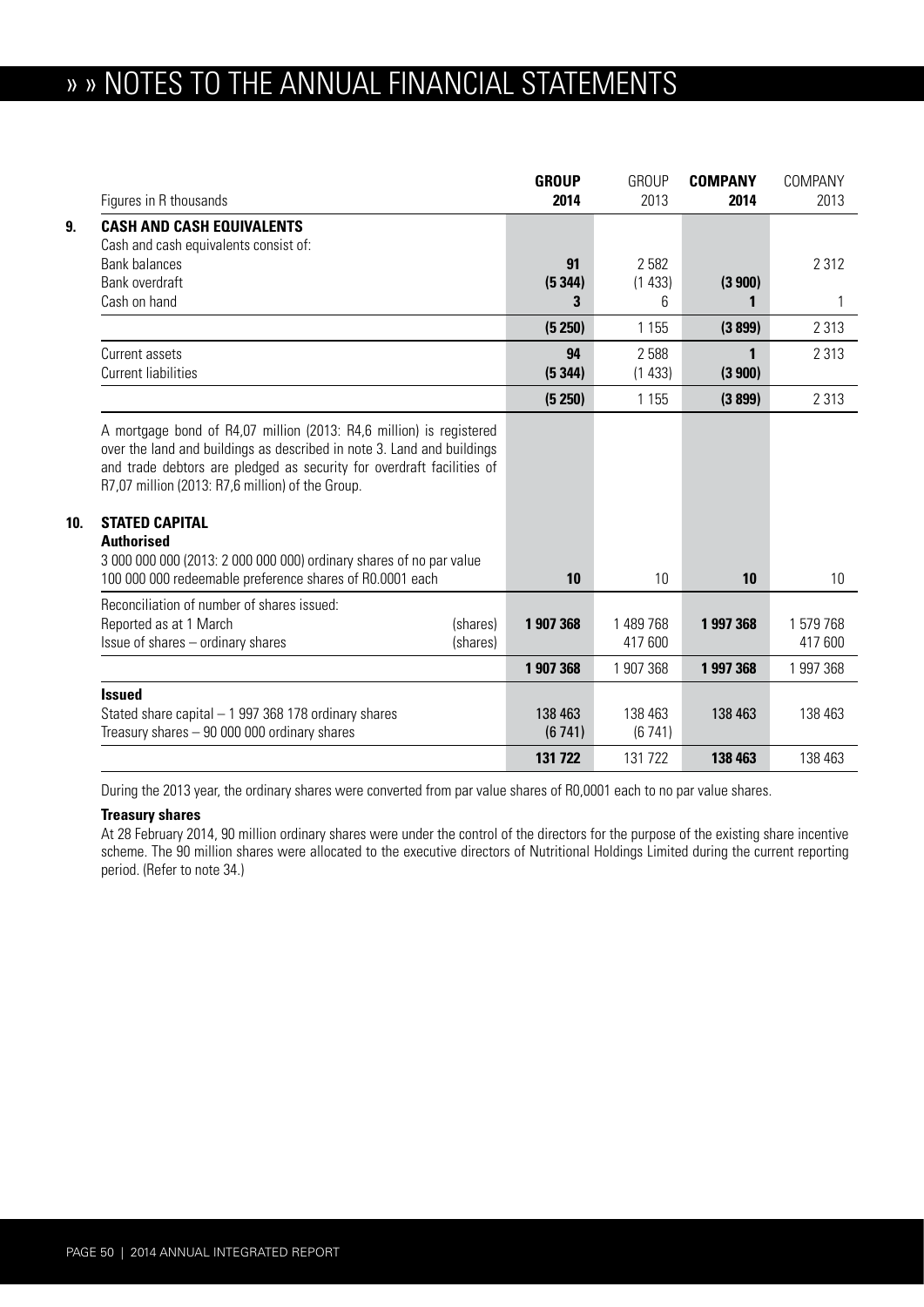# » » NOTES TO THE ANNUAL FINANCIAL STATEMENTS

| Figures in R thousands | | GROUP 2014 | GROUP 2013 | COMPANY 2014 | COMPANY 2013 |
|---|---|---|---|---|---|
| **9. CASH AND CASH EQUIVALENTS** | | | | | |
| Cash and cash equivalents consist of: | | | | | |
| Bank balances | | **91** | 2 582 | | 2 312 |
| Bank overdraft | | **(5 344)** | (1 433) | **(3 900)** | |
| Cash on hand | | **3** | 6 | **1** | 1 |
| | | **(5 250)** | 1 155 | **(3 899)** | 2 313 |
| Current assets | | **94** | 2 588 | **1** | 2 313 |
| Current liabilities | | **(5 344)** | (1 433) | **(3 900)** | |
| | | **(5 250)** | 1 155 | **(3 899)** | 2 313 |

A mortgage bond of R4,07 million (2013: R4,6 million) is registered over the land and buildings as described in note 3. Land and buildings and trade debtors are pledged as security for overdraft facilities of R7,07 million (2013: R7,6 million) of the Group.

| Figures in R thousands | | GROUP 2014 | GROUP 2013 | COMPANY 2014 | COMPANY 2013 |
|---|---|---|---|---|---|
| **10. STATED CAPITAL** | | | | | |
| **Authorised** | | | | | |
| 3 000 000 000 (2013: 2 000 000 000) ordinary shares of no par value | | | | | |
| 100 000 000 redeemable preference shares of R0.0001 each | | **10** | 10 | **10** | 10 |
| Reconciliation of number of shares issued: | | | | | |
| Reported as at 1 March | (shares) | **1 907 368** | 1 489 768 | **1 997 368** | 1 579 768 |
| Issue of shares – ordinary shares | (shares) | | 417 600 | | 417 600 |
| | | **1 907 368** | 1 907 368 | **1 997 368** | 1 997 368 |
| **Issued** | | | | | |
| Stated share capital – 1 997 368 178 ordinary shares | | 138 463 | 138 463 | 138 463 | 138 463 |
| Treasury shares – 90 000 000 ordinary shares | | (6 741) | (6 741) | | |
| | | **131 722** | 131 722 | **138 463** | 138 463 |

During the 2013 year, the ordinary shares were converted from par value shares of R0,0001 each to no par value shares.

**Treasury shares**

At 28 February 2014, 90 million ordinary shares were under the control of the directors for the purpose of the existing share incentive scheme. The 90 million shares were allocated to the executive directors of Nutritional Holdings Limited during the current reporting period. (Refer to note 34.)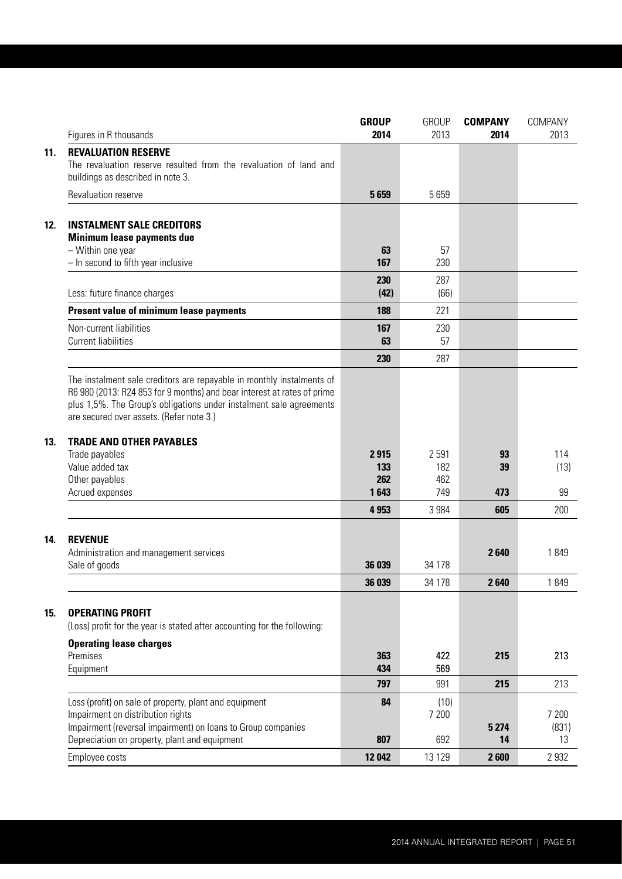| Figures in R thousands | GROUP 2014 | GROUP 2013 | COMPANY 2014 | COMPANY 2013 |
|---|---|---|---|---|
| **11. REVALUATION RESERVE** | | | | |
| The revaluation reserve resulted from the revaluation of land and buildings as described in note 3. | | | | |
| Revaluation reserve | **5 659** | 5 659 | | |
| **12. INSTALMENT SALE CREDITORS** | | | | |
| **Minimum lease payments due** | | | | |
| – Within one year | **63** | 57 | | |
| – In second to fifth year inclusive | **167** | 230 | | |
| | **230** | 287 | | |
| Less: future finance charges | **(42)** | (66) | | |
| **Present value of minimum lease payments** | **188** | 221 | | |
| Non-current liabilities | **167** | 230 | | |
| Current liabilities | **63** | 57 | | |
| | **230** | 287 | | |
| The instalment sale creditors are repayable in monthly instalments of R6 980 (2013: R24 853 for 9 months) and bear interest at rates of prime plus 1,5%. The Group's obligations under instalment sale agreements are secured over assets. (Refer note 3.) | | | | |
| **13. TRADE AND OTHER PAYABLES** | | | | |
| Trade payables | **2 915** | 2 591 | **93** | 114 |
| Value added tax | **133** | 182 | **39** | (13) |
| Other payables | **262** | 462 | | |
| Acrued expenses | **1 643** | 749 | **473** | 99 |
| | **4 953** | 3 984 | **605** | 200 |
| **14. REVENUE** | | | | |
| Administration and management services | | | **2 640** | 1 849 |
| Sale of goods | **36 039** | 34 178 | | |
| | **36 039** | 34 178 | **2 640** | 1 849 |
| **15. OPERATING PROFIT** | | | | |
| (Loss) profit for the year is stated after accounting for the following: | | | | |
| **Operating lease charges** | | | | |
| Premises | **363** | 422 | **215** | 213 |
| Equipment | **434** | 569 | | |
| | **797** | 991 | **215** | 213 |
| Loss (profit) on sale of property, plant and equipment | **84** | (10) | | |
| Impairment on distribution rights | | 7 200 | | 7 200 |
| Impairment (reversal impairment) on loans to Group companies | | | **5 274** | (831) |
| Depreciation on property, plant and equipment | **807** | 692 | **14** | 13 |
| Employee costs | **12 042** | 13 129 | **2 600** | 2 932 |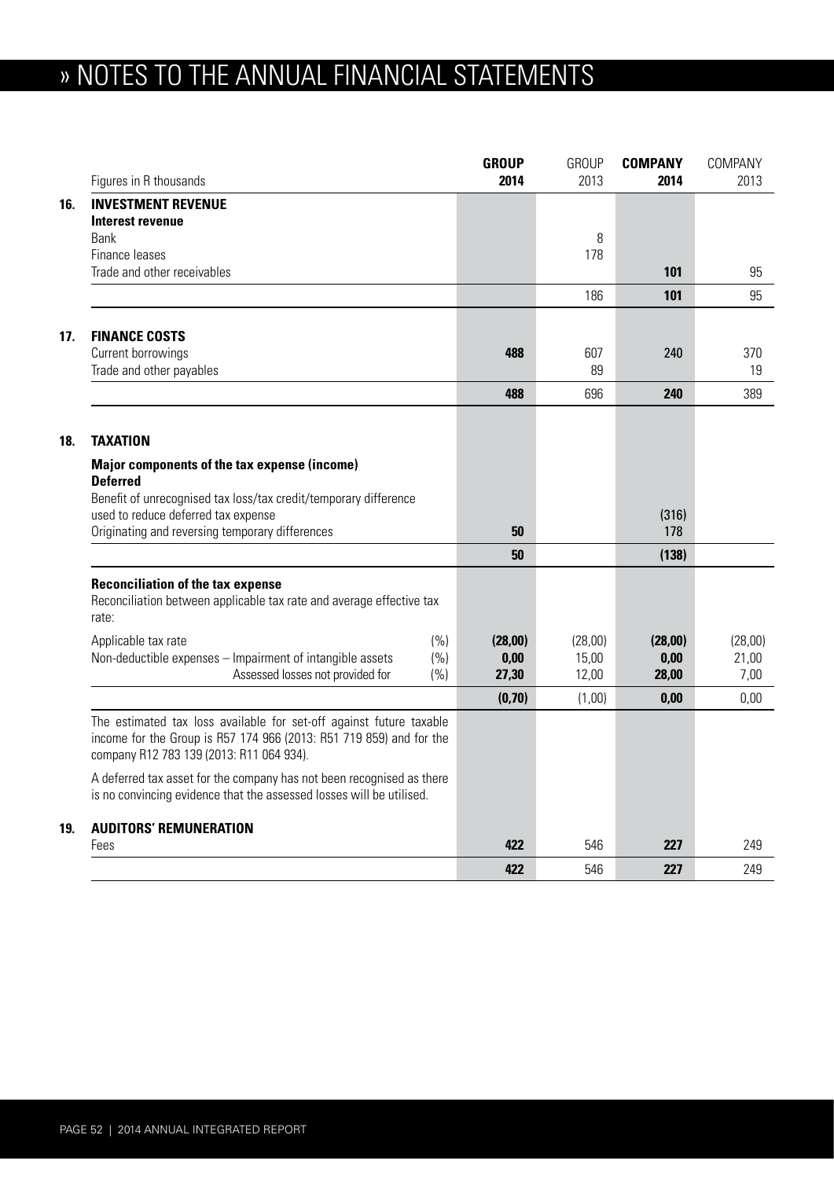# » NOTES TO THE ANNUAL FINANCIAL STATEMENTS

| | Figures in R thousands | | GROUP 2014 | GROUP 2013 | COMPANY 2014 | COMPANY 2013 |
|---|---|---|---|---|---|---|
| **16.** | **INVESTMENT REVENUE** | | | | | |
| | **Interest revenue** | | | | | |
| | Bank | | | 8 | | |
| | Finance leases | | | 178 | | |
| | Trade and other receivables | | | | **101** | 95 |
| | | | | 186 | **101** | 95 |
| **17.** | **FINANCE COSTS** | | | | | |
| | Current borrowings | | **488** | 607 | 240 | 370 |
| | Trade and other payables | | | 89 | | 19 |
| | | | **488** | 696 | **240** | 389 |
| **18.** | **TAXATION** | | | | | |
| | **Major components of the tax expense (income)** | | | | | |
| | **Deferred** | | | | | |
| | Benefit of unrecognised tax loss/tax credit/temporary difference used to reduce deferred tax expense | | | | (316) | |
| | Originating and reversing temporary differences | | **50** | | 178 | |
| | | | **50** | | **(138)** | |
| | **Reconciliation of the tax expense** | | | | | |
| | Reconciliation between applicable tax rate and average effective tax rate: | | | | | |
| | Applicable tax rate | (%) | **(28,00)** | (28,00) | **(28,00)** | (28,00) |
| | Non-deductible expenses – Impairment of intangible assets | (%) | **0,00** | 15,00 | **0,00** | 21,00 |
| | Assessed losses not provided for | (%) | **27,30** | 12,00 | **28,00** | 7,00 |
| | | | **(0,70)** | (1,00) | **0,00** | 0,00 |

The estimated tax loss available for set-off against future taxable income for the Group is R57 174 966 (2013: R51 719 859) and for the company R12 783 139 (2013: R11 064 934).

A deferred tax asset for the company has not been recognised as there is no convincing evidence that the assessed losses will be utilised.

| | Figures in R thousands | GROUP 2014 | GROUP 2013 | COMPANY 2014 | COMPANY 2013 |
|---|---|---|---|---|---|
| **19.** | **AUDITORS' REMUNERATION** | | | | |
| | Fees | **422** | 546 | **227** | 249 |
| | | **422** | 546 | **227** | 249 |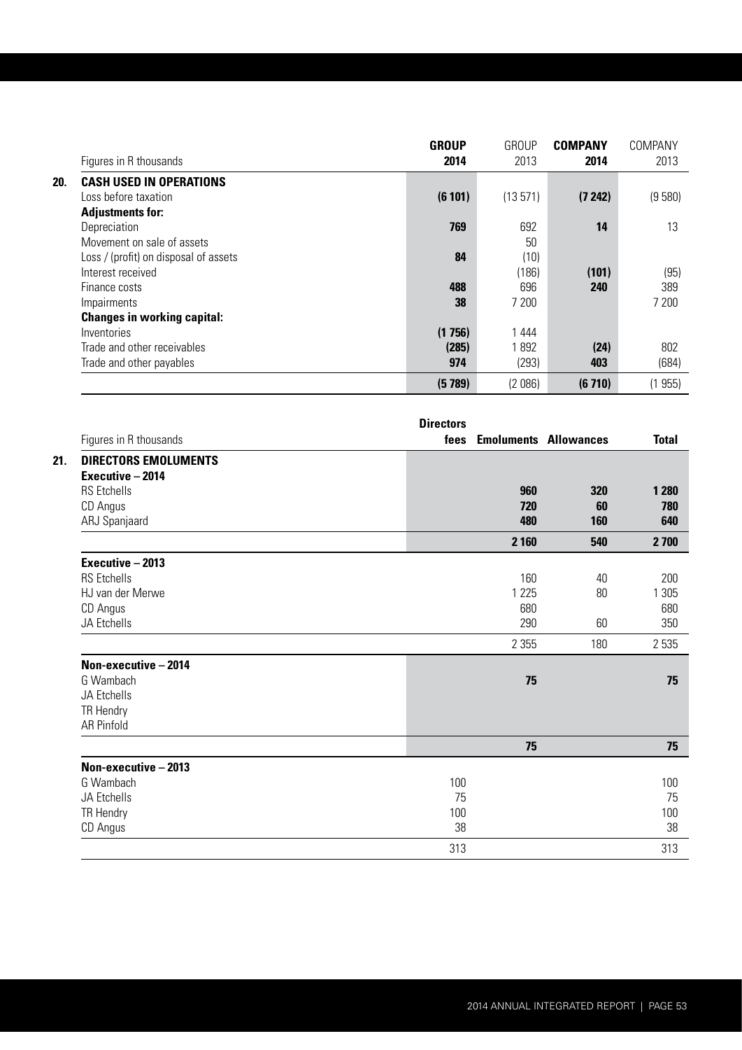| | Figures in R thousands | GROUP 2014 | GROUP 2013 | COMPANY 2014 | COMPANY 2013 |
|---|---|---|---|---|---|
| **20.** | **CASH USED IN OPERATIONS** | | | | |
| | Loss before taxation | **(6 101)** | (13 571) | **(7 242)** | (9 580) |
| | **Adjustments for:** | | | | |
| | Depreciation | **769** | 692 | **14** | 13 |
| | Movement on sale of assets | | 50 | | |
| | Loss / (profit) on disposal of assets | **84** | (10) | | |
| | Interest received | | (186) | **(101)** | (95) |
| | Finance costs | **488** | 696 | **240** | 389 |
| | Impairments | **38** | 7 200 | | 7 200 |
| | **Changes in working capital:** | | | | |
| | Inventories | **(1 756)** | 1 444 | | |
| | Trade and other receivables | **(285)** | 1 892 | **(24)** | 802 |
| | Trade and other payables | **974** | (293) | **403** | (684) |
| | | **(5 789)** | (2 086) | **(6 710)** | (1 955) |

| | Figures in R thousands | Directors fees | Emoluments | Allowances | Total |
|---|---|---|---|---|---|
| **21.** | **DIRECTORS EMOLUMENTS** | | | | |
| | **Executive – 2014** | | | | |
| | RS Etchells | | **960** | **320** | **1 280** |
| | CD Angus | | **720** | **60** | **780** |
| | ARJ Spanjaard | | **480** | **160** | **640** |
| | | | **2 160** | **540** | **2 700** |
| | **Executive – 2013** | | | | |
| | RS Etchells | | 160 | 40 | 200 |
| | HJ van der Merwe | | 1 225 | 80 | 1 305 |
| | CD Angus | | 680 | | 680 |
| | JA Etchells | | 290 | 60 | 350 |
| | | | 2 355 | 180 | 2 535 |
| | **Non-executive – 2014** | | | | |
| | G Wambach | | **75** | | **75** |
| | JA Etchells | | | | |
| | TR Hendry | | | | |
| | AR Pinfold | | | | |
| | | | **75** | | **75** |
| | **Non-executive – 2013** | | | | |
| | G Wambach | 100 | | | 100 |
| | JA Etchells | 75 | | | 75 |
| | TR Hendry | 100 | | | 100 |
| | CD Angus | 38 | | | 38 |
| | | 313 | | | 313 |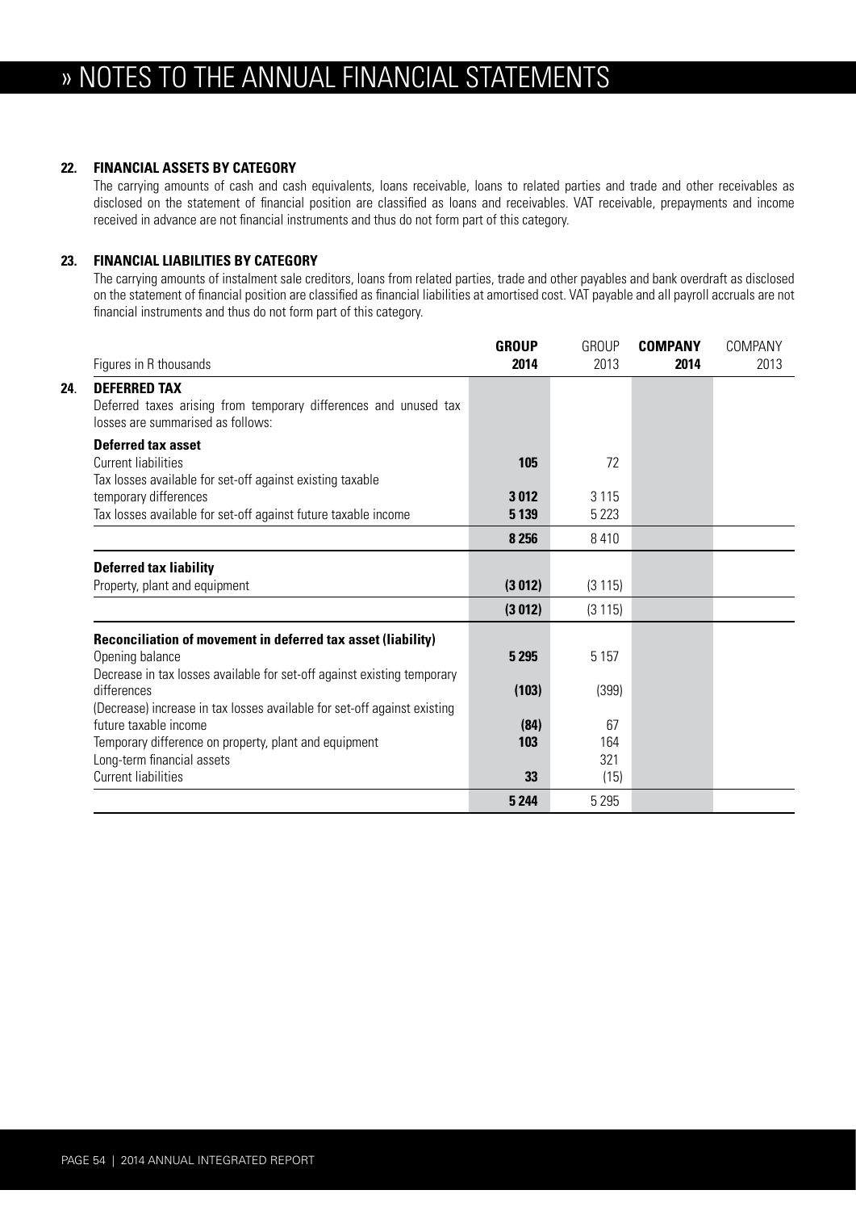# » NOTES TO THE ANNUAL FINANCIAL STATEMENTS

## 22. FINANCIAL ASSETS BY CATEGORY

The carrying amounts of cash and cash equivalents, loans receivable, loans to related parties and trade and other receivables as disclosed on the statement of financial position are classified as loans and receivables. VAT receivable, prepayments and income received in advance are not financial instruments and thus do not form part of this category.

## 23. FINANCIAL LIABILITIES BY CATEGORY

The carrying amounts of instalment sale creditors, loans from related parties, trade and other payables and bank overdraft as disclosed on the statement of financial position are classified as financial liabilities at amortised cost. VAT payable and all payroll accruals are not financial instruments and thus do not form part of this category.

| Figures in R thousands | **GROUP 2014** | GROUP 2013 | **COMPANY 2014** | COMPANY 2013 |
|---|---|---|---|---|
| **24. DEFERRED TAX** | | | | |
| Deferred taxes arising from temporary differences and unused tax losses are summarised as follows: | | | | |
| **Deferred tax asset** | | | | |
| Current liabilities | **105** | 72 | | |
| Tax losses available for set-off against existing taxable temporary differences | **3 012** | 3 115 | | |
| Tax losses available for set-off against future taxable income | **5 139** | 5 223 | | |
| | **8 256** | 8 410 | | |
| **Deferred tax liability** | | | | |
| Property, plant and equipment | **(3 012)** | (3 115) | | |
| | **(3 012)** | (3 115) | | |
| **Reconciliation of movement in deferred tax asset (liability)** | | | | |
| Opening balance | **5 295** | 5 157 | | |
| Decrease in tax losses available for set-off against existing temporary differences | **(103)** | (399) | | |
| (Decrease) increase in tax losses available for set-off against existing future taxable income | **(84)** | 67 | | |
| Temporary difference on property, plant and equipment | **103** | 164 | | |
| Long-term financial assets | | 321 | | |
| Current liabilities | **33** | (15) | | |
| | **5 244** | 5 295 | | |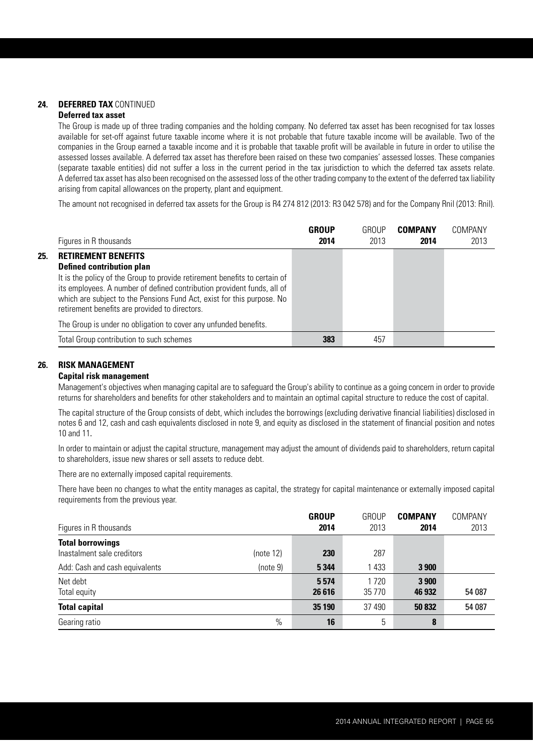**24. DEFERRED TAX** CONTINUED

**Deferred tax asset**

The Group is made up of three trading companies and the holding company. No deferred tax asset has been recognised for tax losses available for set-off against future taxable income where it is not probable that future taxable income will be available. Two of the companies in the Group earned a taxable income and it is probable that taxable profit will be available in future in order to utilise the assessed losses available. A deferred tax asset has therefore been raised on these two companies' assessed losses. These companies (separate taxable entities) did not suffer a loss in the current period in the tax jurisdiction to which the deferred tax assets relate. A deferred tax asset has also been recognised on the assessed loss of the other trading company to the extent of the deferred tax liability arising from capital allowances on the property, plant and equipment.

The amount not recognised in deferred tax assets for the Group is R4 274 812 (2013: R3 042 578) and for the Company Rnil (2013: Rnil).

| Figures in R thousands | **GROUP 2014** | GROUP 2013 | **COMPANY 2014** | COMPANY 2013 |
|---|---|---|---|---|
| **25. RETIREMENT BENEFITS** | | | | |
| **Defined contribution plan** | | | | |
| It is the policy of the Group to provide retirement benefits to certain of its employees. A number of defined contribution provident funds, all of which are subject to the Pensions Fund Act, exist for this purpose. No retirement benefits are provided to directors. | | | | |
| The Group is under no obligation to cover any unfunded benefits. | | | | |
| Total Group contribution to such schemes | **383** | 457 | | |

**26. RISK MANAGEMENT**

**Capital risk management**

Management's objectives when managing capital are to safeguard the Group's ability to continue as a going concern in order to provide returns for shareholders and benefits for other stakeholders and to maintain an optimal capital structure to reduce the cost of capital.

The capital structure of the Group consists of debt, which includes the borrowings (excluding derivative financial liabilities) disclosed in notes 6 and 12, cash and cash equivalents disclosed in note 9, and equity as disclosed in the statement of financial position and notes 10 and 11.

In order to maintain or adjust the capital structure, management may adjust the amount of dividends paid to shareholders, return capital to shareholders, issue new shares or sell assets to reduce debt.

There are no externally imposed capital requirements.

There have been no changes to what the entity manages as capital, the strategy for capital maintenance or externally imposed capital requirements from the previous year.

| Figures in R thousands | | **GROUP 2014** | GROUP 2013 | **COMPANY 2014** | COMPANY 2013 |
|---|---|---|---|---|---|
| **Total borrowings** | | | | | |
| Inastalment sale creditors | (note 12) | **230** | 287 | | |
| Add: Cash and cash equivalents | (note 9) | **5 344** | 1 433 | **3 900** | |
| Net debt | | **5 574** | 1 720 | **3 900** | |
| Total equity | | **26 616** | 35 770 | **46 932** | 54 087 |
| **Total capital** | | **35 190** | 37 490 | **50 832** | 54 087 |
| Gearing ratio | % | **16** | 5 | **8** | |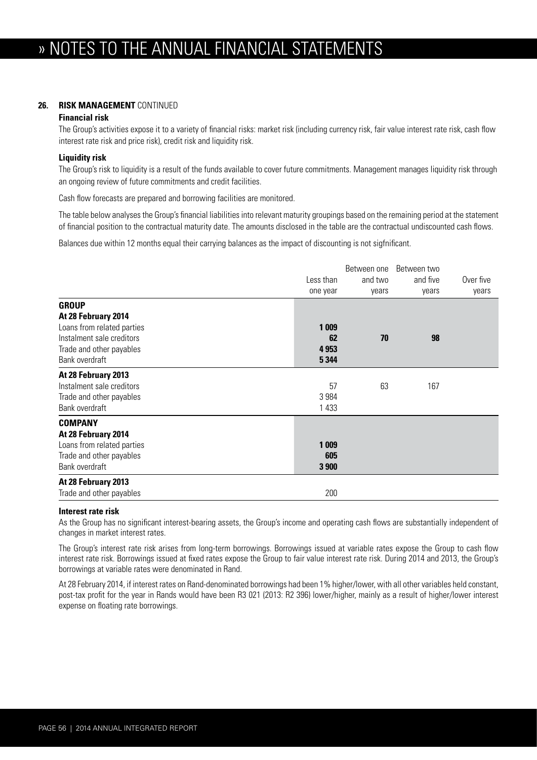# » NOTES TO THE ANNUAL FINANCIAL STATEMENTS

**26. RISK MANAGEMENT** CONTINUED

**Financial risk**

The Group's activities expose it to a variety of financial risks: market risk (including currency risk, fair value interest rate risk, cash flow interest rate risk and price risk), credit risk and liquidity risk.

**Liquidity risk**

The Group's risk to liquidity is a result of the funds available to cover future commitments. Management manages liquidity risk through an ongoing review of future commitments and credit facilities.

Cash flow forecasts are prepared and borrowing facilities are monitored.

The table below analyses the Group's financial liabilities into relevant maturity groupings based on the remaining period at the statement of financial position to the contractual maturity date. The amounts disclosed in the table are the contractual undiscounted cash flows.

Balances due within 12 months equal their carrying balances as the impact of discounting is not sigfnificant.

| | Less than one year | Between one and two years | Between two and five years | Over five years |
|---|---|---|---|---|
| **GROUP** | | | | |
| **At 28 February 2014** | | | | |
| Loans from related parties | **1 009** | | | |
| Instalment sale creditors | **62** | **70** | **98** | |
| Trade and other payables | **4 953** | | | |
| Bank overdraft | **5 344** | | | |
| **At 28 February 2013** | | | | |
| Instalment sale creditors | 57 | 63 | 167 | |
| Trade and other payables | 3 984 | | | |
| Bank overdraft | 1 433 | | | |
| **COMPANY** | | | | |
| **At 28 February 2014** | | | | |
| Loans from related parties | **1 009** | | | |
| Trade and other payables | **605** | | | |
| Bank overdraft | **3 900** | | | |
| **At 28 February 2013** | | | | |
| Trade and other payables | 200 | | | |

**Interest rate risk**

As the Group has no significant interest-bearing assets, the Group's income and operating cash flows are substantially independent of changes in market interest rates.

The Group's interest rate risk arises from long-term borrowings. Borrowings issued at variable rates expose the Group to cash flow interest rate risk. Borrowings issued at fixed rates expose the Group to fair value interest rate risk. During 2014 and 2013, the Group's borrowings at variable rates were denominated in Rand.

At 28 February 2014, if interest rates on Rand-denominated borrowings had been 1% higher/lower, with all other variables held constant, post-tax profit for the year in Rands would have been R3 021 (2013: R2 396) lower/higher, mainly as a result of higher/lower interest expense on floating rate borrowings.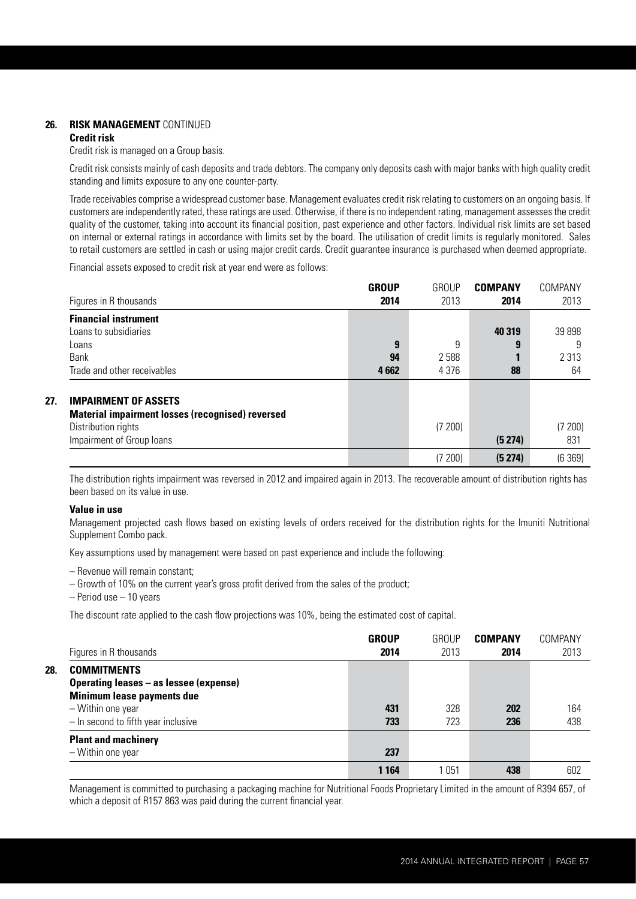## 26. RISK MANAGEMENT CONTINUED

**Credit risk**

Credit risk is managed on a Group basis.

Credit risk consists mainly of cash deposits and trade debtors. The company only deposits cash with major banks with high quality credit standing and limits exposure to any one counter-party.

Trade receivables comprise a widespread customer base. Management evaluates credit risk relating to customers on an ongoing basis. If customers are independently rated, these ratings are used. Otherwise, if there is no independent rating, management assesses the credit quality of the customer, taking into account its financial position, past experience and other factors. Individual risk limits are set based on internal or external ratings in accordance with limits set by the board. The utilisation of credit limits is regularly monitored. Sales to retail customers are settled in cash or using major credit cards. Credit guarantee insurance is purchased when deemed appropriate.

Financial assets exposed to credit risk at year end were as follows:

| Figures in R thousands | **GROUP 2014** | GROUP 2013 | **COMPANY 2014** | COMPANY 2013 |
|---|---|---|---|---|
| **Financial instrument** | | | | |
| Loans to subsidiaries | | | **40 319** | 39 898 |
| Loans | **9** | 9 | **9** | 9 |
| Bank | **94** | 2 588 | **1** | 2 313 |
| Trade and other receivables | **4 662** | 4 376 | **88** | 64 |

## 27. IMPAIRMENT OF ASSETS

| | **GROUP 2014** | GROUP 2013 | **COMPANY 2014** | COMPANY 2013 |
|---|---|---|---|---|
| **Material impairment losses (recognised) reversed** | | | | |
| Distribution rights | | (7 200) | | (7 200) |
| Impairment of Group loans | | | **(5 274)** | 831 |
| | | (7 200) | **(5 274)** | (6 369) |

The distribution rights impairment was reversed in 2012 and impaired again in 2013. The recoverable amount of distribution rights has been based on its value in use.

**Value in use**

Management projected cash flows based on existing levels of orders received for the distribution rights for the Imuniti Nutritional Supplement Combo pack.

Key assumptions used by management were based on past experience and include the following:

– Revenue will remain constant;
– Growth of 10% on the current year's gross profit derived from the sales of the product;
– Period use – 10 years

The discount rate applied to the cash flow projections was 10%, being the estimated cost of capital.

## 28. COMMITMENTS

| Figures in R thousands | **GROUP 2014** | GROUP 2013 | **COMPANY 2014** | COMPANY 2013 |
|---|---|---|---|---|
| **Operating leases – as lessee (expense)** | | | | |
| **Minimum lease payments due** | | | | |
| – Within one year | **431** | 328 | **202** | 164 |
| – In second to fifth year inclusive | **733** | 723 | **236** | 438 |
| **Plant and machinery** | | | | |
| – Within one year | **237** | | | |
| | **1 164** | 1 051 | **438** | 602 |

Management is committed to purchasing a packaging machine for Nutritional Foods Proprietary Limited in the amount of R394 657, of which a deposit of R157 863 was paid during the current financial year.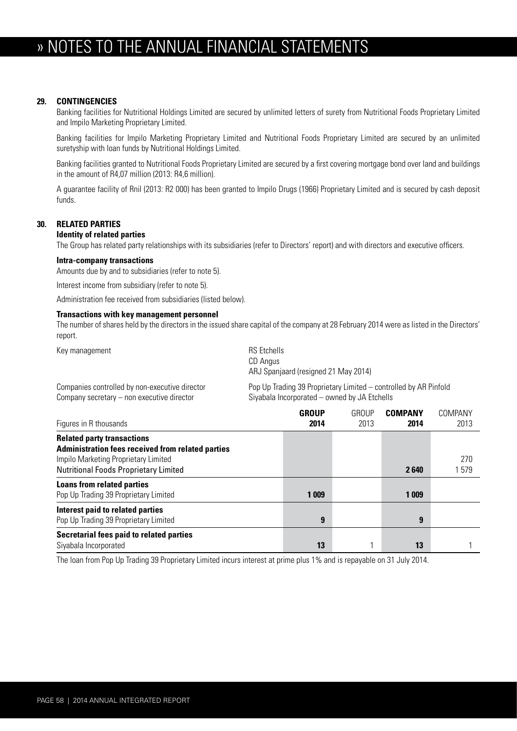# » NOTES TO THE ANNUAL FINANCIAL STATEMENTS

### 29. CONTINGENCIES

Banking facilities for Nutritional Holdings Limited are secured by unlimited letters of surety from Nutritional Foods Proprietary Limited and Impilo Marketing Proprietary Limited.

Banking facilities for Impilo Marketing Proprietary Limited and Nutritional Foods Proprietary Limited are secured by an unlimited suretyship with loan funds by Nutritional Holdings Limited.

Banking facilities granted to Nutritional Foods Proprietary Limited are secured by a first covering mortgage bond over land and buildings in the amount of R4,07 million (2013: R4,6 million).

A guarantee facility of Rnil (2013: R2 000) has been granted to Impilo Drugs (1966) Proprietary Limited and is secured by cash deposit funds.

### 30. RELATED PARTIES

**Identity of related parties**

The Group has related party relationships with its subsidiaries (refer to Directors' report) and with directors and executive officers.

**Intra-company transactions**

Amounts due by and to subsidiaries (refer to note 5).

Interest income from subsidiary (refer to note 5).

Administration fee received from subsidiaries (listed below).

**Transactions with key management personnel**

The number of shares held by the directors in the issued share capital of the company at 28 February 2014 were as listed in the Directors' report.

| | |
|---|---|
| Key management | RS Etchells<br>CD Angus<br>ARJ Spanjaard (resigned 21 May 2014) |
| Companies controlled by non-executive director | Pop Up Trading 39 Proprietary Limited – controlled by AR Pinfold |
| Company secretary – non executive director | Siyabala Incorporated – owned by JA Etchells |

| Figures in R thousands | GROUP 2014 | GROUP 2013 | COMPANY 2014 | COMPANY 2013 |
|---|---|---|---|---|
| **Related party transactions** | | | | |
| **Administration fees received from related parties** | | | | |
| Impilo Marketing Proprietary Limited | | | | 270 |
| Nutritional Foods Proprietary Limited | | | **2 640** | 1 579 |
| **Loans from related parties** | | | | |
| Pop Up Trading 39 Proprietary Limited | **1 009** | | **1 009** | |
| **Interest paid to related parties** | | | | |
| Pop Up Trading 39 Proprietary Limited | **9** | | **9** | |
| **Secretarial fees paid to related parties** | | | | |
| Siyabala Incorporated | **13** | 1 | **13** | 1 |

The loan from Pop Up Trading 39 Proprietary Limited incurs interest at prime plus 1% and is repayable on 31 July 2014.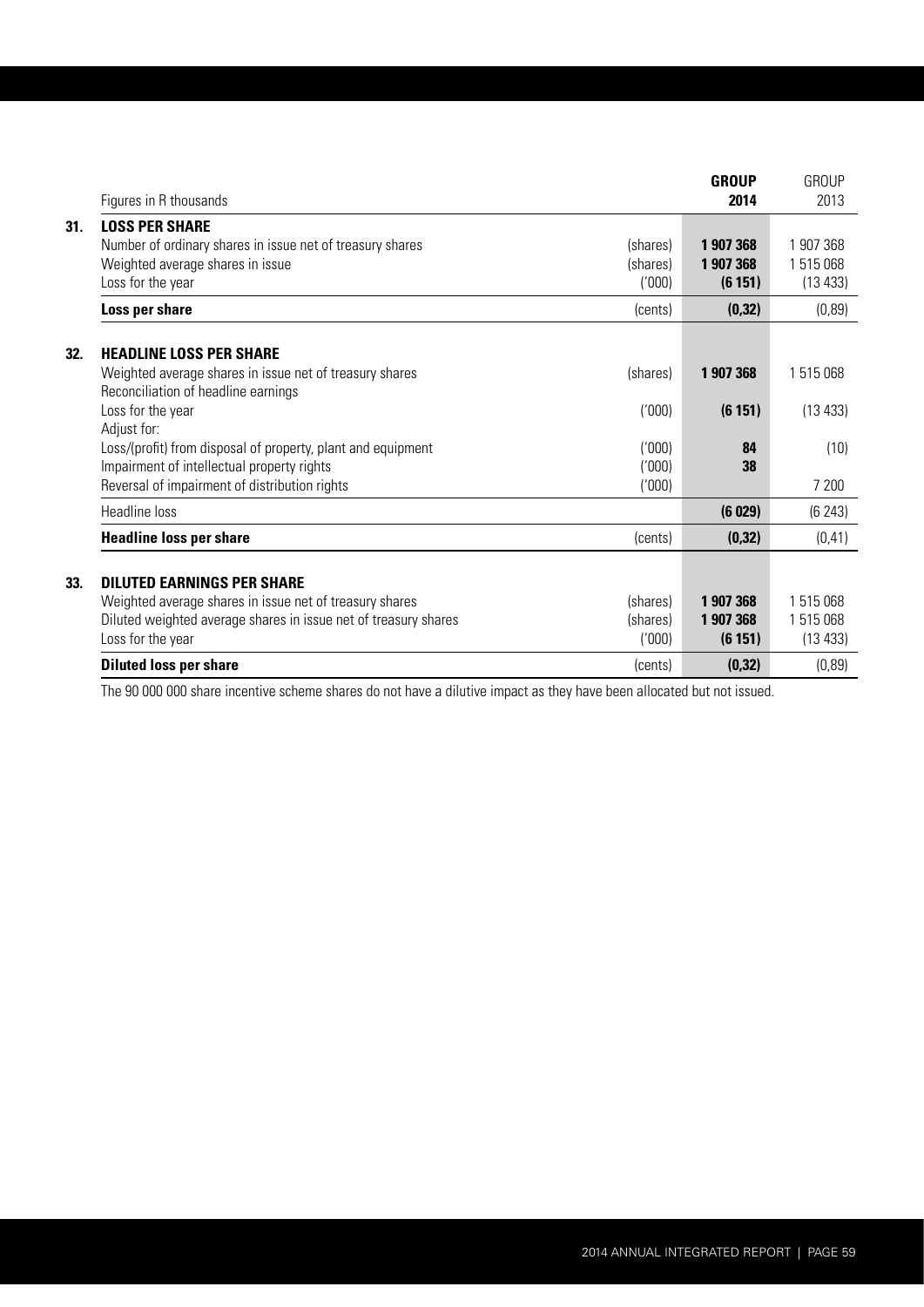| Figures in R thousands | | GROUP 2014 | GROUP 2013 |
|---|---|---|---|
| **31. LOSS PER SHARE** | | | |
| Number of ordinary shares in issue net of treasury shares | (shares) | **1 907 368** | 1 907 368 |
| Weighted average shares in issue | (shares) | **1 907 368** | 1 515 068 |
| Loss for the year | ('000) | **(6 151)** | (13 433) |
| **Loss per share** | (cents) | **(0,32)** | (0,89) |
| **32. HEADLINE LOSS PER SHARE** | | | |
| Weighted average shares in issue net of treasury shares | (shares) | **1 907 368** | 1 515 068 |
| Reconciliation of headline earnings | | | |
| Loss for the year | ('000) | **(6 151)** | (13 433) |
| Adjust for: | | | |
| Loss/(profit) from disposal of property, plant and equipment | ('000) | **84** | (10) |
| Impairment of intellectual property rights | ('000) | **38** | |
| Reversal of impairment of distribution rights | ('000) | | 7 200 |
| Headline loss | | **(6 029)** | (6 243) |
| **Headline loss per share** | (cents) | **(0,32)** | (0,41) |
| **33. DILUTED EARNINGS PER SHARE** | | | |
| Weighted average shares in issue net of treasury shares | (shares) | **1 907 368** | 1 515 068 |
| Diluted weighted average shares in issue net of treasury shares | (shares) | **1 907 368** | 1 515 068 |
| Loss for the year | ('000) | **(6 151)** | (13 433) |
| **Diluted loss per share** | (cents) | **(0,32)** | (0,89) |

The 90 000 000 share incentive scheme shares do not have a dilutive impact as they have been allocated but not issued.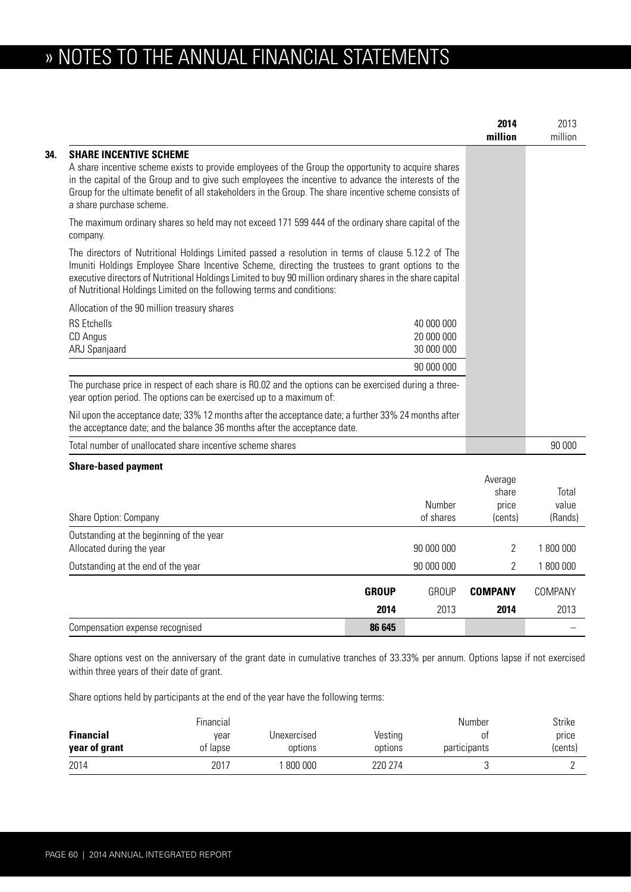# » NOTES TO THE ANNUAL FINANCIAL STATEMENTS

| | | **2014 million** | 2013 million |
|---|---|---|---|

## 34. SHARE INCENTIVE SCHEME

A share incentive scheme exists to provide employees of the Group the opportunity to acquire shares in the capital of the Group and to give such employees the incentive to advance the interests of the Group for the ultimate benefit of all stakeholders in the Group. The share incentive scheme consists of a share purchase scheme.

The maximum ordinary shares so held may not exceed 171 599 444 of the ordinary share capital of the company.

The directors of Nutritional Holdings Limited passed a resolution in terms of clause 5.12.2 of The Imuniti Holdings Employee Share Incentive Scheme, directing the trustees to grant options to the executive directors of Nutritional Holdings Limited to buy 90 million ordinary shares in the share capital of Nutritional Holdings Limited on the following terms and conditions:

Allocation of the 90 million treasury shares

| | |
|---|---|
| RS Etchells | 40 000 000 |
| CD Angus | 20 000 000 |
| ARJ Spanjaard | 30 000 000 |
| | 90 000 000 |

The purchase price in respect of each share is R0.02 and the options can be exercised during a three-year option period. The options can be exercised up to a maximum of:

Nil upon the acceptance date; 33% 12 months after the acceptance date; a further 33% 24 months after the acceptance date; and the balance 36 months after the acceptance date.

| | 2014 million | 2013 million |
|---|---|---|
| Total number of unallocated share incentive scheme shares | | 90 000 |

### Share-based payment

| Share Option: Company | Number of shares | Average share price (cents) | Total value (Rands) |
|---|---|---|---|
| Outstanding at the beginning of the year | | | |
| Allocated during the year | 90 000 000 | 2 | 1 800 000 |
| Outstanding at the end of the year | 90 000 000 | 2 | 1 800 000 |

| | **GROUP 2014** | GROUP 2013 | **COMPANY 2014** | COMPANY 2013 |
|---|---|---|---|---|
| Compensation expense recognised | **86 645** | | | – |

Share options vest on the anniversary of the grant date in cumulative tranches of 33.33% per annum. Options lapse if not exercised within three years of their date of grant.

Share options held by participants at the end of the year have the following terms:

| **Financial year of grant** | Financial year of lapse | Unexercised options | Vesting options | Number of participants | Strike price (cents) |
|---|---|---|---|---|---|
| 2014 | 2017 | 1 800 000 | 220 274 | 3 | 2 |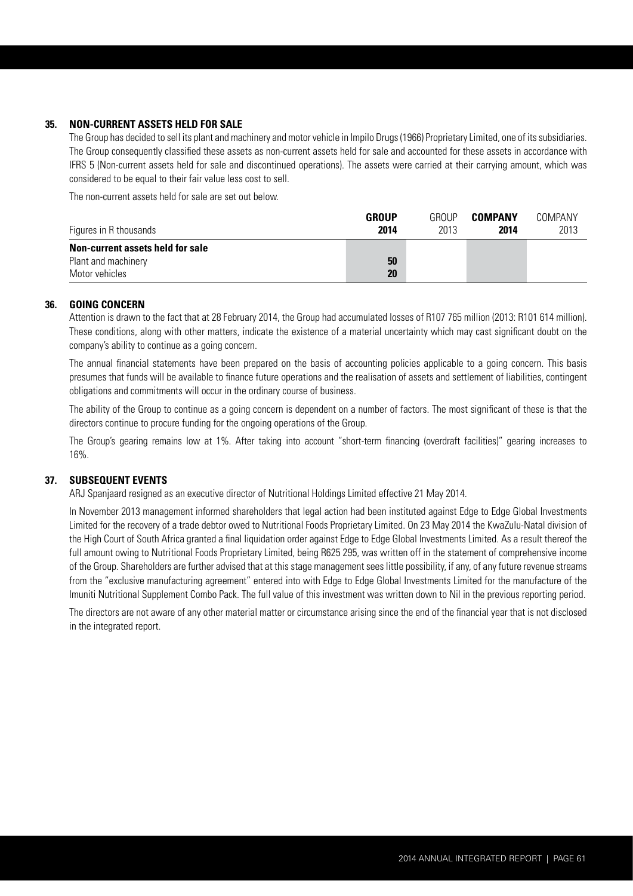## 35. NON-CURRENT ASSETS HELD FOR SALE

The Group has decided to sell its plant and machinery and motor vehicle in Impilo Drugs (1966) Proprietary Limited, one of its subsidiaries. The Group consequently classified these assets as non-current assets held for sale and accounted for these assets in accordance with IFRS 5 (Non-current assets held for sale and discontinued operations). The assets were carried at their carrying amount, which was considered to be equal to their fair value less cost to sell.

The non-current assets held for sale are set out below.

| Figures in R thousands | **GROUP 2014** | GROUP 2013 | **COMPANY 2014** | COMPANY 2013 |
|---|---|---|---|---|
| **Non-current assets held for sale** | | | | |
| Plant and machinery | **50** | | | |
| Motor vehicles | **20** | | | |

## 36. GOING CONCERN

Attention is drawn to the fact that at 28 February 2014, the Group had accumulated losses of R107 765 million (2013: R101 614 million). These conditions, along with other matters, indicate the existence of a material uncertainty which may cast significant doubt on the company's ability to continue as a going concern.

The annual financial statements have been prepared on the basis of accounting policies applicable to a going concern. This basis presumes that funds will be available to finance future operations and the realisation of assets and settlement of liabilities, contingent obligations and commitments will occur in the ordinary course of business.

The ability of the Group to continue as a going concern is dependent on a number of factors. The most significant of these is that the directors continue to procure funding for the ongoing operations of the Group.

The Group's gearing remains low at 1%. After taking into account "short-term financing (overdraft facilities)" gearing increases to 16%.

## 37. SUBSEQUENT EVENTS

ARJ Spanjaard resigned as an executive director of Nutritional Holdings Limited effective 21 May 2014.

In November 2013 management informed shareholders that legal action had been instituted against Edge to Edge Global Investments Limited for the recovery of a trade debtor owed to Nutritional Foods Proprietary Limited. On 23 May 2014 the KwaZulu-Natal division of the High Court of South Africa granted a final liquidation order against Edge to Edge Global Investments Limited. As a result thereof the full amount owing to Nutritional Foods Proprietary Limited, being R625 295, was written off in the statement of comprehensive income of the Group. Shareholders are further advised that at this stage management sees little possibility, if any, of any future revenue streams from the "exclusive manufacturing agreement" entered into with Edge to Edge Global Investments Limited for the manufacture of the Imuniti Nutritional Supplement Combo Pack. The full value of this investment was written down to Nil in the previous reporting period.

The directors are not aware of any other material matter or circumstance arising since the end of the financial year that is not disclosed in the integrated report.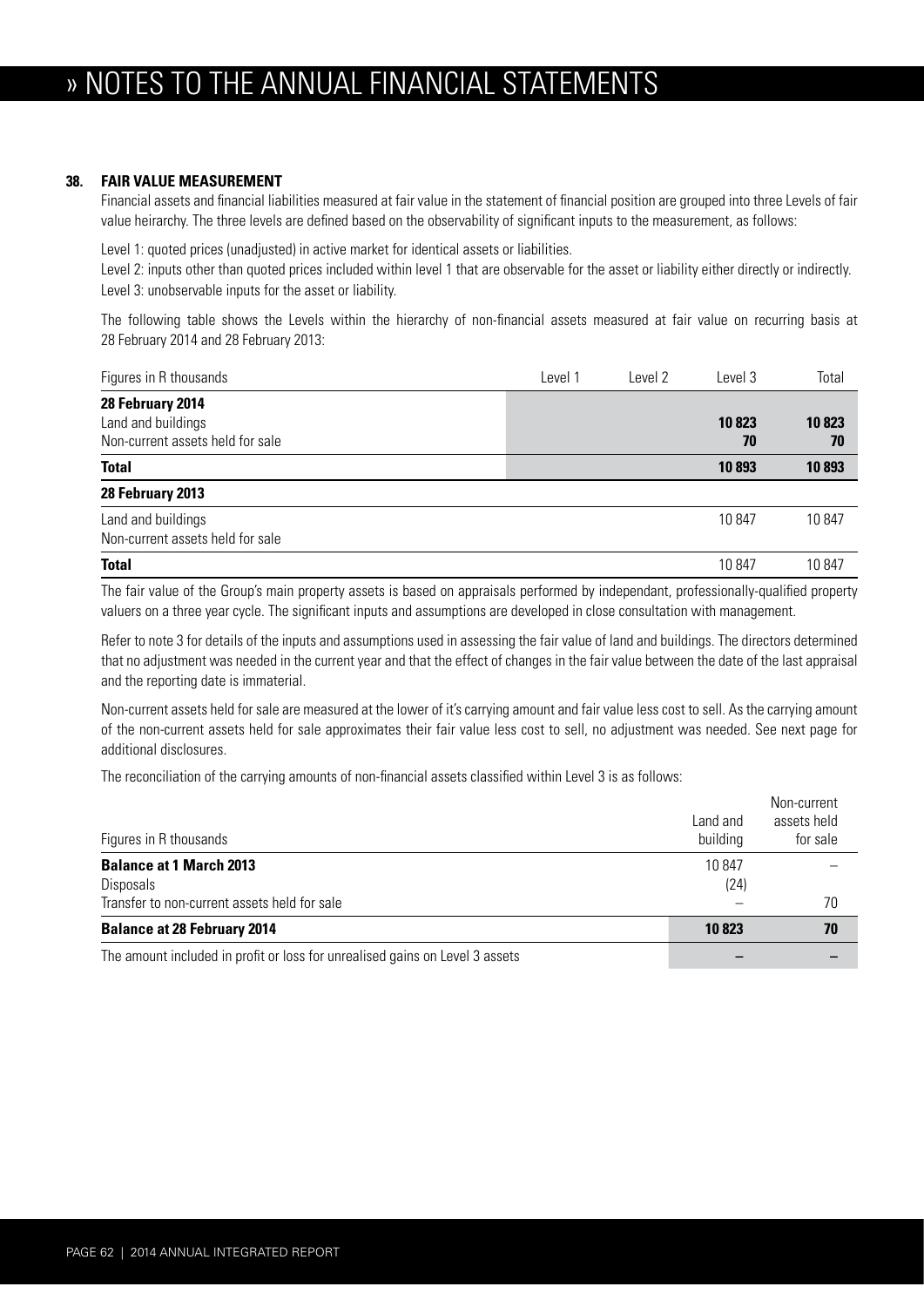## 38. FAIR VALUE MEASUREMENT

Financial assets and financial liabilities measured at fair value in the statement of financial position are grouped into three Levels of fair value heirarchy. The three levels are defined based on the observability of significant inputs to the measurement, as follows:

Level 1: quoted prices (unadjusted) in active market for identical assets or liabilities.

Level 2: inputs other than quoted prices included within level 1 that are observable for the asset or liability either directly or indirectly.

Level 3: unobservable inputs for the asset or liability.

The following table shows the Levels within the hierarchy of non-financial assets measured at fair value on recurring basis at 28 February 2014 and 28 February 2013:

| Figures in R thousands | Level 1 | Level 2 | Level 3 | Total |
|---|---|---|---|---|
| **28 February 2014** | | | | |
| Land and buildings | | | **10 823** | **10 823** |
| Non-current assets held for sale | | | **70** | **70** |
| **Total** | | | **10 893** | **10 893** |
| **28 February 2013** | | | | |
| Land and buildings | | | 10 847 | 10 847 |
| Non-current assets held for sale | | | | |
| **Total** | | | 10 847 | 10 847 |

The fair value of the Group's main property assets is based on appraisals performed by independant, professionally-qualified property valuers on a three year cycle. The significant inputs and assumptions are developed in close consultation with management.

Refer to note 3 for details of the inputs and assumptions used in assessing the fair value of land and buildings. The directors determined that no adjustment was needed in the current year and that the effect of changes in the fair value between the date of the last appraisal and the reporting date is immaterial.

Non-current assets held for sale are measured at the lower of it's carrying amount and fair value less cost to sell. As the carrying amount of the non-current assets held for sale approximates their fair value less cost to sell, no adjustment was needed. See next page for additional disclosures.

The reconciliation of the carrying amounts of non-financial assets classified within Level 3 is as follows:

| Figures in R thousands | Land and building | Non-current assets held for sale |
|---|---|---|
| **Balance at 1 March 2013** | 10 847 | – |
| Disposals | (24) | |
| Transfer to non-current assets held for sale | – | 70 |
| **Balance at 28 February 2014** | **10 823** | **70** |
| The amount included in profit or loss for unrealised gains on Level 3 assets | **–** | **–** |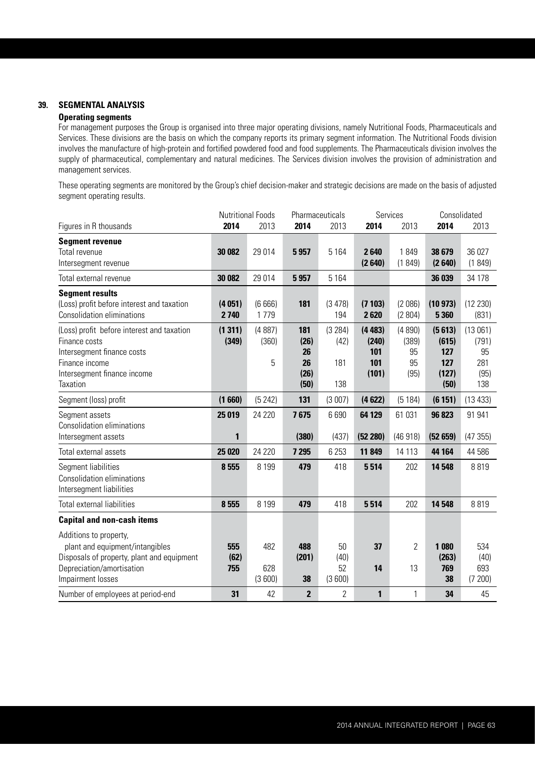## 39. SEGMENTAL ANALYSIS

### Operating segments

For management purposes the Group is organised into three major operating divisions, namely Nutritional Foods, Pharmaceuticals and Services. These divisions are the basis on which the company reports its primary segment information. The Nutritional Foods division involves the manufacture of high-protein and fortified powdered food and food supplements. The Pharmaceuticals division involves the supply of pharmaceutical, complementary and natural medicines. The Services division involves the provision of administration and management services.

These operating segments are monitored by the Group's chief decision-maker and strategic decisions are made on the basis of adjusted segment operating results.

| | Nutritional Foods | | Pharmaceuticals | | Services | | Consolidated | |
|---|---|---|---|---|---|---|---|---|
| Figures in R thousands | **2014** | 2013 | **2014** | 2013 | **2014** | 2013 | **2014** | 2013 |
| **Segment revenue** | | | | | | | | |
| Total revenue | **30 082** | 29 014 | **5 957** | 5 164 | **2 640** | 1 849 | **38 679** | 36 027 |
| Intersegment revenue | | | | | **(2 640)** | (1 849) | **(2 640)** | (1 849) |
| Total external revenue | **30 082** | 29 014 | **5 957** | 5 164 | | | **36 039** | 34 178 |
| **Segment results** | | | | | | | | |
| (Loss) profit before interest and taxation | **(4 051)** | (6 666) | **181** | (3 478) | **(7 103)** | (2 086) | **(10 973)** | (12 230) |
| Consolidation eliminations | **2 740** | 1 779 | | 194 | **2 620** | (2 804) | **5 360** | (831) |
| (Loss) profit before interest and taxation | **(1 311)** | (4 887) | **181** | (3 284) | **(4 483)** | (4 890) | **(5 613)** | (13 061) |
| Finance costs | **(349)** | (360) | **(26)** | (42) | **(240)** | (389) | **(615)** | (791) |
| Intersegment finance costs | | | **26** | | **101** | 95 | **127** | 95 |
| Finance income | | 5 | **26** | 181 | **101** | 95 | **127** | 281 |
| Intersegment finance income | | | **(26)** | | **(101)** | (95) | **(127)** | (95) |
| Taxation | | | **(50)** | 138 | | | **(50)** | 138 |
| Segment (loss) profit | **(1 660)** | (5 242) | **131** | (3 007) | **(4 622)** | (5 184) | **(6 151)** | (13 433) |
| Segment assets | **25 019** | 24 220 | **7 675** | 6 690 | **64 129** | 61 031 | **96 823** | 91 941 |
| Consolidation eliminations | | | | | | | | |
| Intersegment assets | **1** | | **(380)** | (437) | **(52 280)** | (46 918) | **(52 659)** | (47 355) |
| Total external assets | **25 020** | 24 220 | **7 295** | 6 253 | **11 849** | 14 113 | **44 164** | 44 586 |
| Segment liabilities | **8 555** | 8 199 | **479** | 418 | **5 514** | 202 | **14 548** | 8 819 |
| Consolidation eliminations | | | | | | | | |
| Intersegment liabilities | | | | | | | | |
| Total external liabilities | **8 555** | 8 199 | **479** | 418 | **5 514** | 202 | **14 548** | 8 819 |
| **Capital and non-cash items** | | | | | | | | |
| Additions to property, plant and equipment/intangibles | **555** | 482 | **488** | 50 | **37** | 2 | **1 080** | 534 |
| Disposals of property, plant and equipment | **(62)** | | **(201)** | (40) | | | **(263)** | (40) |
| Depreciation/amortisation | **755** | 628 | | 52 | **14** | 13 | **769** | 693 |
| Impairment losses | | (3 600) | **38** | (3 600) | | | **38** | (7 200) |
| Number of employees at period-end | **31** | 42 | **2** | 2 | **1** | 1 | **34** | 45 |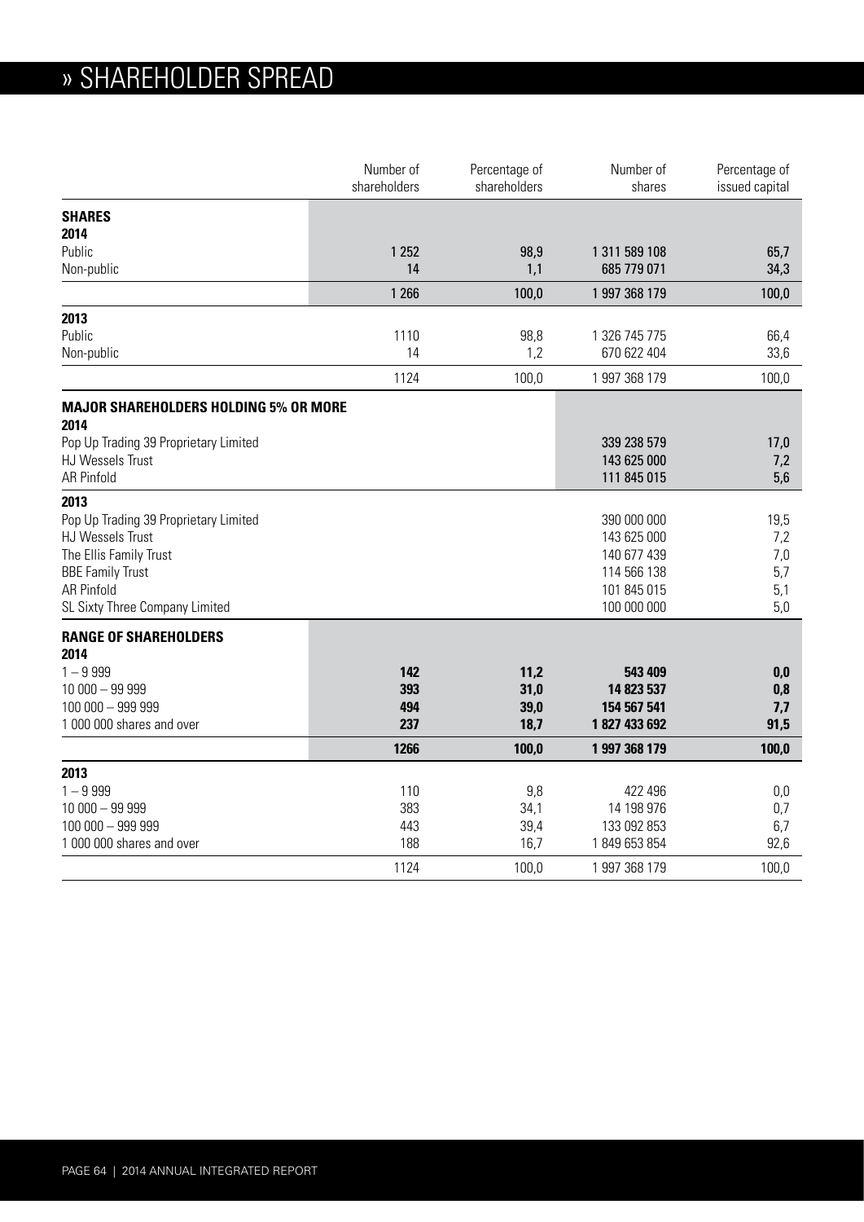# » SHAREHOLDER SPREAD

| | Number of shareholders | Percentage of shareholders | Number of shares | Percentage of issued capital |
|---|---|---|---|---|
| **SHARES** | | | | |
| **2014** | | | | |
| Public | **1 252** | **98,9** | **1 311 589 108** | **65,7** |
| Non-public | **14** | **1,1** | **685 779 071** | **34,3** |
| | **1 266** | **100,0** | **1 997 368 179** | **100,0** |
| **2013** | | | | |
| Public | 1110 | 98,8 | 1 326 745 775 | 66,4 |
| Non-public | 14 | 1,2 | 670 622 404 | 33,6 |
| | 1124 | 100,0 | 1 997 368 179 | 100,0 |
| **MAJOR SHAREHOLDERS HOLDING 5% OR MORE** | | | | |
| **2014** | | | | |
| Pop Up Trading 39 Proprietary Limited | | | **339 238 579** | **17,0** |
| HJ Wessels Trust | | | **143 625 000** | **7,2** |
| AR Pinfold | | | **111 845 015** | **5,6** |
| **2013** | | | | |
| Pop Up Trading 39 Proprietary Limited | | | 390 000 000 | 19,5 |
| HJ Wessels Trust | | | 143 625 000 | 7,2 |
| The Ellis Family Trust | | | 140 677 439 | 7,0 |
| BBE Family Trust | | | 114 566 138 | 5,7 |
| AR Pinfold | | | 101 845 015 | 5,1 |
| SL Sixty Three Company Limited | | | 100 000 000 | 5,0 |
| **RANGE OF SHAREHOLDERS** | | | | |
| **2014** | | | | |
| 1 – 9 999 | **142** | **11,2** | **543 409** | **0,0** |
| 10 000 – 99 999 | **393** | **31,0** | **14 823 537** | **0,8** |
| 100 000 – 999 999 | **494** | **39,0** | **154 567 541** | **7,7** |
| 1 000 000 shares and over | **237** | **18,7** | **1 827 433 692** | **91,5** |
| | **1266** | **100,0** | **1 997 368 179** | **100,0** |
| **2013** | | | | |
| 1 – 9 999 | 110 | 9,8 | 422 496 | 0,0 |
| 10 000 – 99 999 | 383 | 34,1 | 14 198 976 | 0,7 |
| 100 000 – 999 999 | 443 | 39,4 | 133 092 853 | 6,7 |
| 1 000 000 shares and over | 188 | 16,7 | 1 849 653 854 | 92,6 |
| | 1124 | 100,0 | 1 997 368 179 | 100,0 |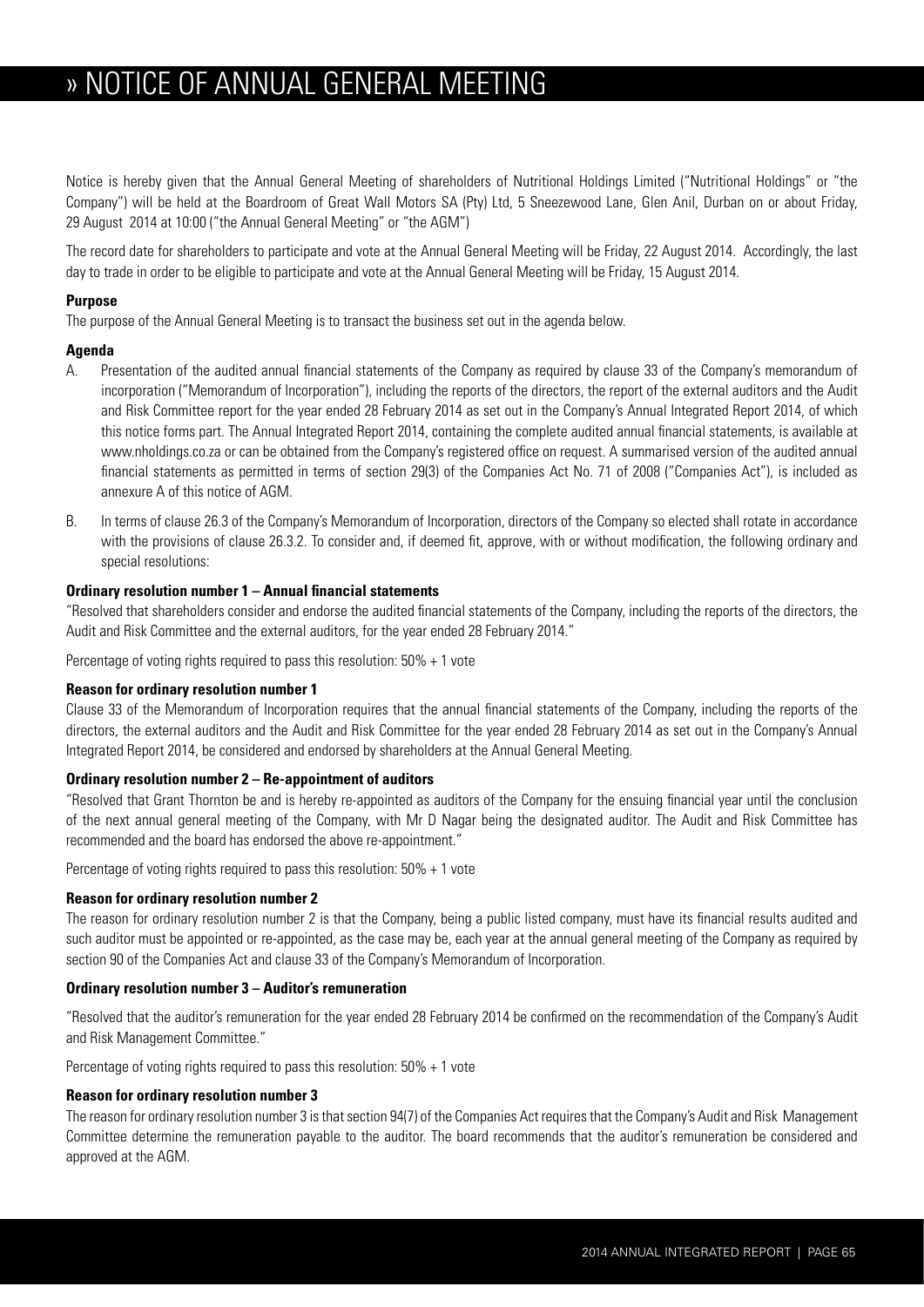# » NOTICE OF ANNUAL GENERAL MEETING

Notice is hereby given that the Annual General Meeting of shareholders of Nutritional Holdings Limited ("Nutritional Holdings" or "the Company") will be held at the Boardroom of Great Wall Motors SA (Pty) Ltd, 5 Sneezewood Lane, Glen Anil, Durban on or about Friday, 29 August 2014 at 10:00 ("the Annual General Meeting" or "the AGM")

The record date for shareholders to participate and vote at the Annual General Meeting will be Friday, 22 August 2014. Accordingly, the last day to trade in order to be eligible to participate and vote at the Annual General Meeting will be Friday, 15 August 2014.

**Purpose**

The purpose of the Annual General Meeting is to transact the business set out in the agenda below.

**Agenda**

A. Presentation of the audited annual financial statements of the Company as required by clause 33 of the Company's memorandum of incorporation ("Memorandum of Incorporation"), including the reports of the directors, the report of the external auditors and the Audit and Risk Committee report for the year ended 28 February 2014 as set out in the Company's Annual Integrated Report 2014, of which this notice forms part. The Annual Integrated Report 2014, containing the complete audited annual financial statements, is available at www.nholdings.co.za or can be obtained from the Company's registered office on request. A summarised version of the audited annual financial statements as permitted in terms of section 29(3) of the Companies Act No. 71 of 2008 ("Companies Act"), is included as annexure A of this notice of AGM.

B. In terms of clause 26.3 of the Company's Memorandum of Incorporation, directors of the Company so elected shall rotate in accordance with the provisions of clause 26.3.2. To consider and, if deemed fit, approve, with or without modification, the following ordinary and special resolutions:

**Ordinary resolution number 1 – Annual financial statements**

"Resolved that shareholders consider and endorse the audited financial statements of the Company, including the reports of the directors, the Audit and Risk Committee and the external auditors, for the year ended 28 February 2014."

Percentage of voting rights required to pass this resolution: 50% + 1 vote

**Reason for ordinary resolution number 1**

Clause 33 of the Memorandum of Incorporation requires that the annual financial statements of the Company, including the reports of the directors, the external auditors and the Audit and Risk Committee for the year ended 28 February 2014 as set out in the Company's Annual Integrated Report 2014, be considered and endorsed by shareholders at the Annual General Meeting.

**Ordinary resolution number 2 – Re-appointment of auditors**

"Resolved that Grant Thornton be and is hereby re-appointed as auditors of the Company for the ensuing financial year until the conclusion of the next annual general meeting of the Company, with Mr D Nagar being the designated auditor. The Audit and Risk Committee has recommended and the board has endorsed the above re-appointment."

Percentage of voting rights required to pass this resolution: 50% + 1 vote

**Reason for ordinary resolution number 2**

The reason for ordinary resolution number 2 is that the Company, being a public listed company, must have its financial results audited and such auditor must be appointed or re-appointed, as the case may be, each year at the annual general meeting of the Company as required by section 90 of the Companies Act and clause 33 of the Company's Memorandum of Incorporation.

**Ordinary resolution number 3 – Auditor's remuneration**

"Resolved that the auditor's remuneration for the year ended 28 February 2014 be confirmed on the recommendation of the Company's Audit and Risk Management Committee."

Percentage of voting rights required to pass this resolution: 50% + 1 vote

**Reason for ordinary resolution number 3**

The reason for ordinary resolution number 3 is that section 94(7) of the Companies Act requires that the Company's Audit and Risk Management Committee determine the remuneration payable to the auditor. The board recommends that the auditor's remuneration be considered and approved at the AGM.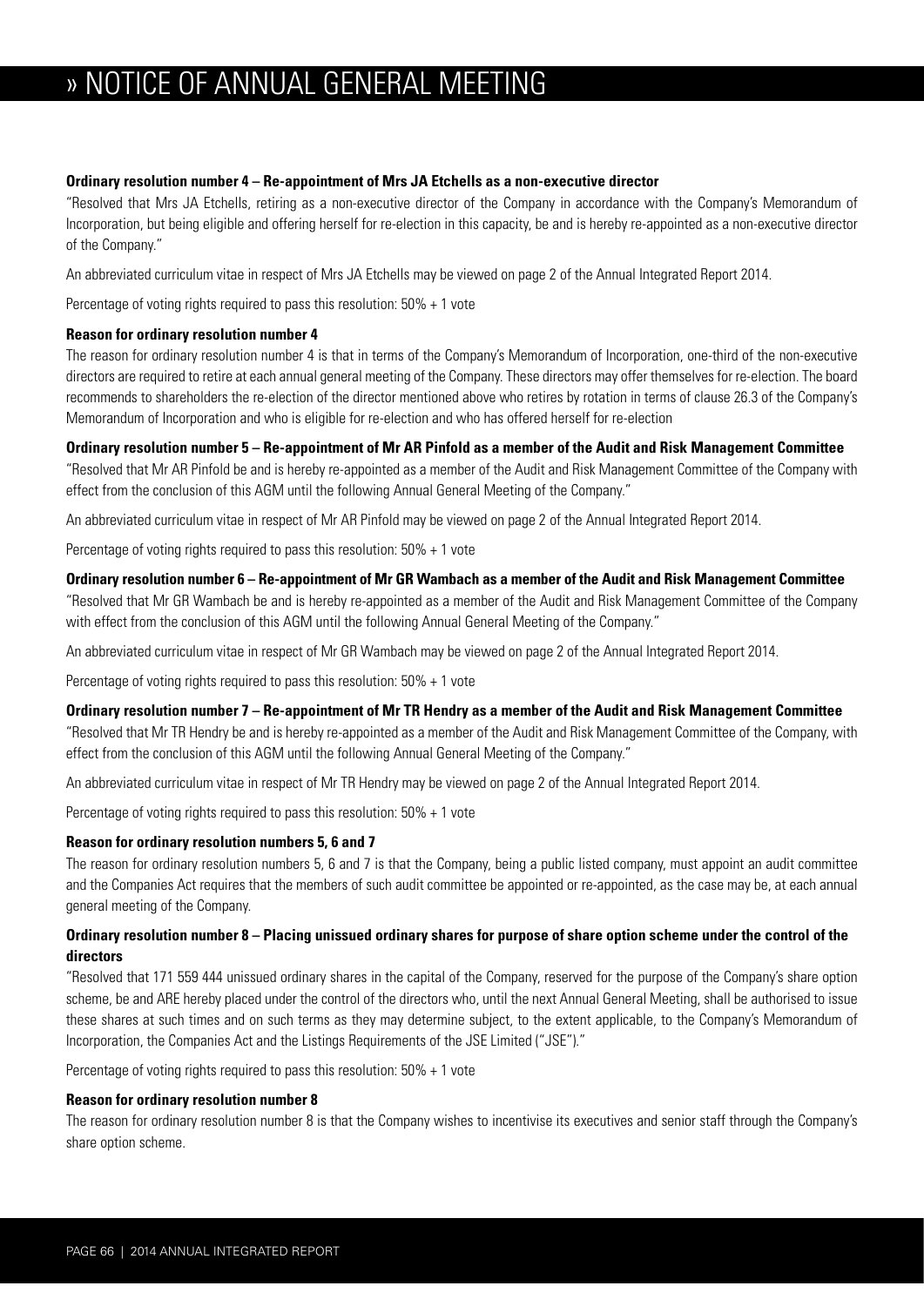# » NOTICE OF ANNUAL GENERAL MEETING

**Ordinary resolution number 4 – Re-appointment of Mrs JA Etchells as a non-executive director**

"Resolved that Mrs JA Etchells, retiring as a non-executive director of the Company in accordance with the Company's Memorandum of Incorporation, but being eligible and offering herself for re-election in this capacity, be and is hereby re-appointed as a non-executive director of the Company."

An abbreviated curriculum vitae in respect of Mrs JA Etchells may be viewed on page 2 of the Annual Integrated Report 2014.

Percentage of voting rights required to pass this resolution: 50% + 1 vote

**Reason for ordinary resolution number 4**

The reason for ordinary resolution number 4 is that in terms of the Company's Memorandum of Incorporation, one-third of the non-executive directors are required to retire at each annual general meeting of the Company. These directors may offer themselves for re-election. The board recommends to shareholders the re-election of the director mentioned above who retires by rotation in terms of clause 26.3 of the Company's Memorandum of Incorporation and who is eligible for re-election and who has offered herself for re-election

**Ordinary resolution number 5 – Re-appointment of Mr AR Pinfold as a member of the Audit and Risk Management Committee**

"Resolved that Mr AR Pinfold be and is hereby re-appointed as a member of the Audit and Risk Management Committee of the Company with effect from the conclusion of this AGM until the following Annual General Meeting of the Company."

An abbreviated curriculum vitae in respect of Mr AR Pinfold may be viewed on page 2 of the Annual Integrated Report 2014.

Percentage of voting rights required to pass this resolution: 50% + 1 vote

**Ordinary resolution number 6 – Re-appointment of Mr GR Wambach as a member of the Audit and Risk Management Committee**

"Resolved that Mr GR Wambach be and is hereby re-appointed as a member of the Audit and Risk Management Committee of the Company with effect from the conclusion of this AGM until the following Annual General Meeting of the Company."

An abbreviated curriculum vitae in respect of Mr GR Wambach may be viewed on page 2 of the Annual Integrated Report 2014.

Percentage of voting rights required to pass this resolution: 50% + 1 vote

**Ordinary resolution number 7 – Re-appointment of Mr TR Hendry as a member of the Audit and Risk Management Committee**

"Resolved that Mr TR Hendry be and is hereby re-appointed as a member of the Audit and Risk Management Committee of the Company, with effect from the conclusion of this AGM until the following Annual General Meeting of the Company."

An abbreviated curriculum vitae in respect of Mr TR Hendry may be viewed on page 2 of the Annual Integrated Report 2014.

Percentage of voting rights required to pass this resolution: 50% + 1 vote

**Reason for ordinary resolution numbers 5, 6 and 7**

The reason for ordinary resolution numbers 5, 6 and 7 is that the Company, being a public listed company, must appoint an audit committee and the Companies Act requires that the members of such audit committee be appointed or re-appointed, as the case may be, at each annual general meeting of the Company.

**Ordinary resolution number 8 – Placing unissued ordinary shares for purpose of share option scheme under the control of the directors**

"Resolved that 171 559 444 unissued ordinary shares in the capital of the Company, reserved for the purpose of the Company's share option scheme, be and ARE hereby placed under the control of the directors who, until the next Annual General Meeting, shall be authorised to issue these shares at such times and on such terms as they may determine subject, to the extent applicable, to the Company's Memorandum of Incorporation, the Companies Act and the Listings Requirements of the JSE Limited ("JSE")."

Percentage of voting rights required to pass this resolution: 50% + 1 vote

**Reason for ordinary resolution number 8**

The reason for ordinary resolution number 8 is that the Company wishes to incentivise its executives and senior staff through the Company's share option scheme.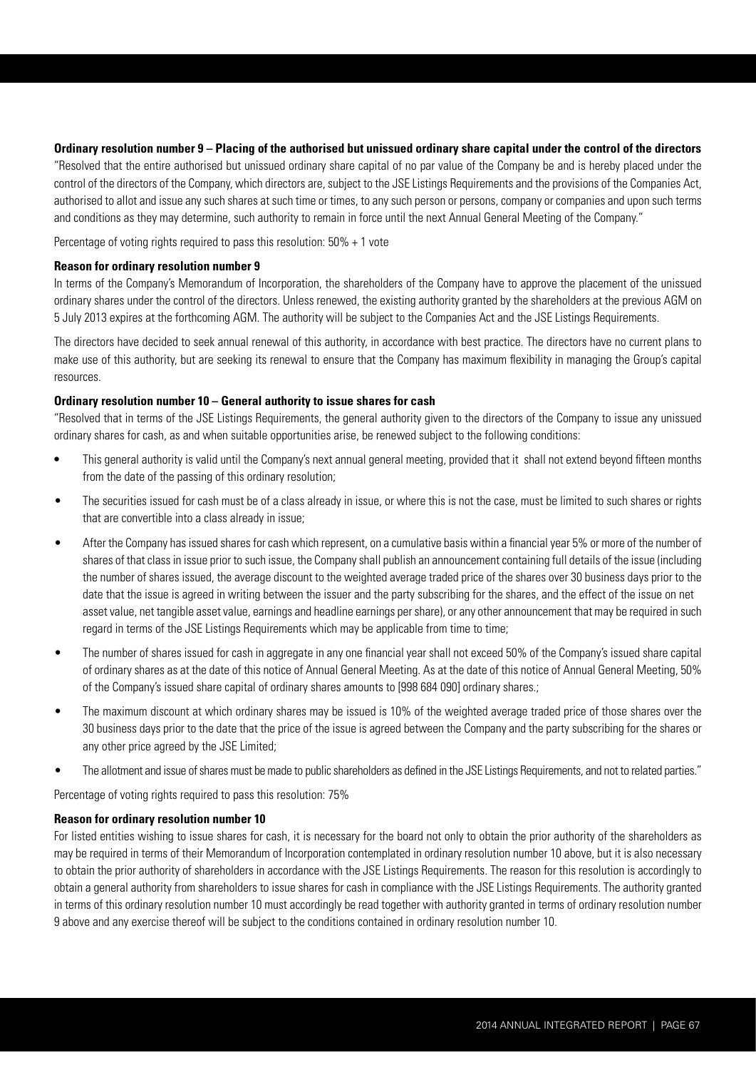**Ordinary resolution number 9 – Placing of the authorised but unissued ordinary share capital under the control of the directors**

"Resolved that the entire authorised but unissued ordinary share capital of no par value of the Company be and is hereby placed under the control of the directors of the Company, which directors are, subject to the JSE Listings Requirements and the provisions of the Companies Act, authorised to allot and issue any such shares at such time or times, to any such person or persons, company or companies and upon such terms and conditions as they may determine, such authority to remain in force until the next Annual General Meeting of the Company."

Percentage of voting rights required to pass this resolution: 50% + 1 vote

**Reason for ordinary resolution number 9**

In terms of the Company's Memorandum of Incorporation, the shareholders of the Company have to approve the placement of the unissued ordinary shares under the control of the directors. Unless renewed, the existing authority granted by the shareholders at the previous AGM on 5 July 2013 expires at the forthcoming AGM. The authority will be subject to the Companies Act and the JSE Listings Requirements.

The directors have decided to seek annual renewal of this authority, in accordance with best practice. The directors have no current plans to make use of this authority, but are seeking its renewal to ensure that the Company has maximum flexibility in managing the Group's capital resources.

**Ordinary resolution number 10 – General authority to issue shares for cash**

"Resolved that in terms of the JSE Listings Requirements, the general authority given to the directors of the Company to issue any unissued ordinary shares for cash, as and when suitable opportunities arise, be renewed subject to the following conditions:

- This general authority is valid until the Company's next annual general meeting, provided that it shall not extend beyond fifteen months from the date of the passing of this ordinary resolution;
- The securities issued for cash must be of a class already in issue, or where this is not the case, must be limited to such shares or rights that are convertible into a class already in issue;
- After the Company has issued shares for cash which represent, on a cumulative basis within a financial year 5% or more of the number of shares of that class in issue prior to such issue, the Company shall publish an announcement containing full details of the issue (including the number of shares issued, the average discount to the weighted average traded price of the shares over 30 business days prior to the date that the issue is agreed in writing between the issuer and the party subscribing for the shares, and the effect of the issue on net asset value, net tangible asset value, earnings and headline earnings per share), or any other announcement that may be required in such regard in terms of the JSE Listings Requirements which may be applicable from time to time;
- The number of shares issued for cash in aggregate in any one financial year shall not exceed 50% of the Company's issued share capital of ordinary shares as at the date of this notice of Annual General Meeting. As at the date of this notice of Annual General Meeting, 50% of the Company's issued share capital of ordinary shares amounts to [998 684 090] ordinary shares.;
- The maximum discount at which ordinary shares may be issued is 10% of the weighted average traded price of those shares over the 30 business days prior to the date that the price of the issue is agreed between the Company and the party subscribing for the shares or any other price agreed by the JSE Limited;
- The allotment and issue of shares must be made to public shareholders as defined in the JSE Listings Requirements, and not to related parties."

Percentage of voting rights required to pass this resolution: 75%

**Reason for ordinary resolution number 10**

For listed entities wishing to issue shares for cash, it is necessary for the board not only to obtain the prior authority of the shareholders as may be required in terms of their Memorandum of Incorporation contemplated in ordinary resolution number 10 above, but it is also necessary to obtain the prior authority of shareholders in accordance with the JSE Listings Requirements. The reason for this resolution is accordingly to obtain a general authority from shareholders to issue shares for cash in compliance with the JSE Listings Requirements. The authority granted in terms of this ordinary resolution number 10 must accordingly be read together with authority granted in terms of ordinary resolution number 9 above and any exercise thereof will be subject to the conditions contained in ordinary resolution number 10.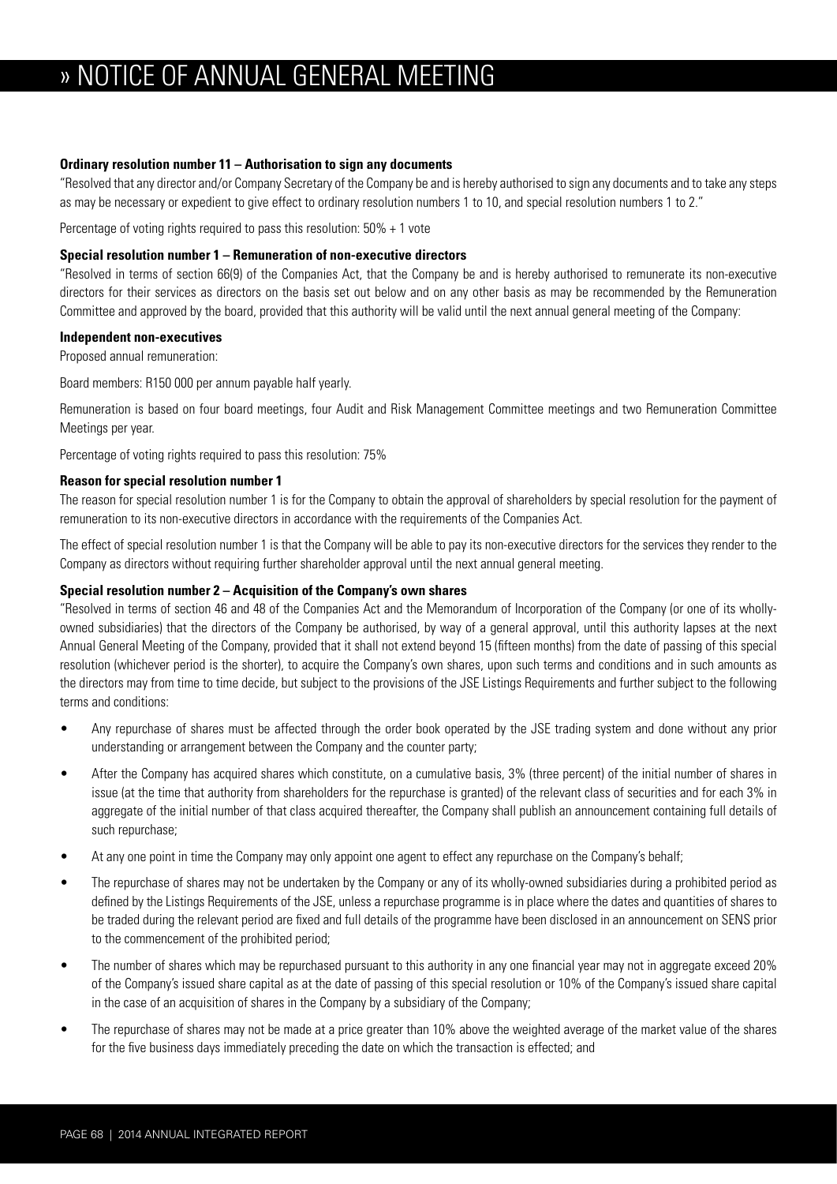# » NOTICE OF ANNUAL GENERAL MEETING

**Ordinary resolution number 11 – Authorisation to sign any documents**

"Resolved that any director and/or Company Secretary of the Company be and is hereby authorised to sign any documents and to take any steps as may be necessary or expedient to give effect to ordinary resolution numbers 1 to 10, and special resolution numbers 1 to 2."

Percentage of voting rights required to pass this resolution: 50% + 1 vote

**Special resolution number 1 – Remuneration of non-executive directors**

"Resolved in terms of section 66(9) of the Companies Act, that the Company be and is hereby authorised to remunerate its non-executive directors for their services as directors on the basis set out below and on any other basis as may be recommended by the Remuneration Committee and approved by the board, provided that this authority will be valid until the next annual general meeting of the Company:

**Independent non-executives**

Proposed annual remuneration:

Board members: R150 000 per annum payable half yearly.

Remuneration is based on four board meetings, four Audit and Risk Management Committee meetings and two Remuneration Committee Meetings per year.

Percentage of voting rights required to pass this resolution: 75%

**Reason for special resolution number 1**

The reason for special resolution number 1 is for the Company to obtain the approval of shareholders by special resolution for the payment of remuneration to its non-executive directors in accordance with the requirements of the Companies Act.

The effect of special resolution number 1 is that the Company will be able to pay its non-executive directors for the services they render to the Company as directors without requiring further shareholder approval until the next annual general meeting.

**Special resolution number 2 – Acquisition of the Company's own shares**

"Resolved in terms of section 46 and 48 of the Companies Act and the Memorandum of Incorporation of the Company (or one of its wholly-owned subsidiaries) that the directors of the Company be authorised, by way of a general approval, until this authority lapses at the next Annual General Meeting of the Company, provided that it shall not extend beyond 15 (fifteen months) from the date of passing of this special resolution (whichever period is the shorter), to acquire the Company's own shares, upon such terms and conditions and in such amounts as the directors may from time to time decide, but subject to the provisions of the JSE Listings Requirements and further subject to the following terms and conditions:

- Any repurchase of shares must be affected through the order book operated by the JSE trading system and done without any prior understanding or arrangement between the Company and the counter party;
- After the Company has acquired shares which constitute, on a cumulative basis, 3% (three percent) of the initial number of shares in issue (at the time that authority from shareholders for the repurchase is granted) of the relevant class of securities and for each 3% in aggregate of the initial number of that class acquired thereafter, the Company shall publish an announcement containing full details of such repurchase;
- At any one point in time the Company may only appoint one agent to effect any repurchase on the Company's behalf;
- The repurchase of shares may not be undertaken by the Company or any of its wholly-owned subsidiaries during a prohibited period as defined by the Listings Requirements of the JSE, unless a repurchase programme is in place where the dates and quantities of shares to be traded during the relevant period are fixed and full details of the programme have been disclosed in an announcement on SENS prior to the commencement of the prohibited period;
- The number of shares which may be repurchased pursuant to this authority in any one financial year may not in aggregate exceed 20% of the Company's issued share capital as at the date of passing of this special resolution or 10% of the Company's issued share capital in the case of an acquisition of shares in the Company by a subsidiary of the Company;
- The repurchase of shares may not be made at a price greater than 10% above the weighted average of the market value of the shares for the five business days immediately preceding the date on which the transaction is effected; and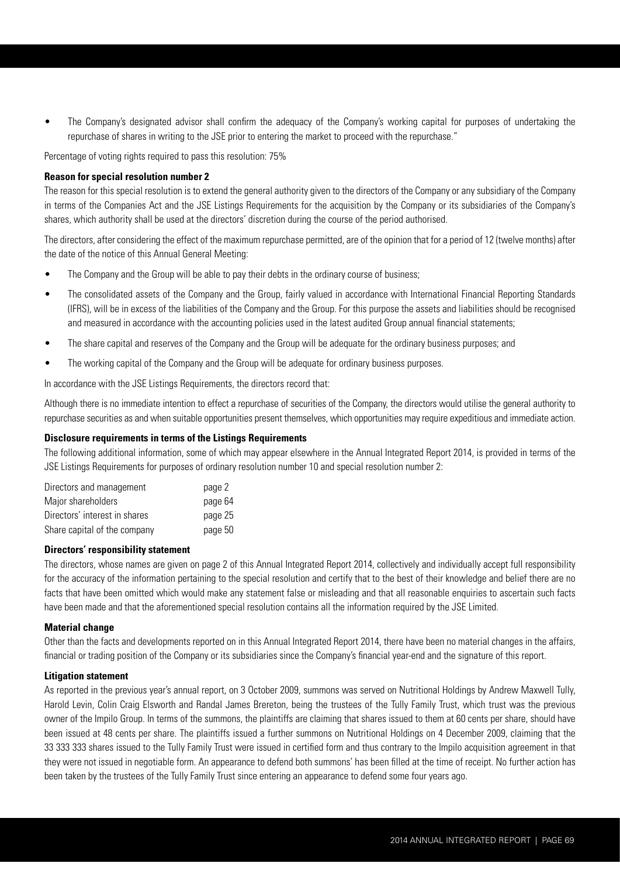- The Company's designated advisor shall confirm the adequacy of the Company's working capital for purposes of undertaking the repurchase of shares in writing to the JSE prior to entering the market to proceed with the repurchase."

Percentage of voting rights required to pass this resolution: 75%

**Reason for special resolution number 2**

The reason for this special resolution is to extend the general authority given to the directors of the Company or any subsidiary of the Company in terms of the Companies Act and the JSE Listings Requirements for the acquisition by the Company or its subsidiaries of the Company's shares, which authority shall be used at the directors' discretion during the course of the period authorised.

The directors, after considering the effect of the maximum repurchase permitted, are of the opinion that for a period of 12 (twelve months) after the date of the notice of this Annual General Meeting:

- The Company and the Group will be able to pay their debts in the ordinary course of business;
- The consolidated assets of the Company and the Group, fairly valued in accordance with International Financial Reporting Standards (IFRS), will be in excess of the liabilities of the Company and the Group. For this purpose the assets and liabilities should be recognised and measured in accordance with the accounting policies used in the latest audited Group annual financial statements;
- The share capital and reserves of the Company and the Group will be adequate for the ordinary business purposes; and
- The working capital of the Company and the Group will be adequate for ordinary business purposes.

In accordance with the JSE Listings Requirements, the directors record that:

Although there is no immediate intention to effect a repurchase of securities of the Company, the directors would utilise the general authority to repurchase securities as and when suitable opportunities present themselves, which opportunities may require expeditious and immediate action.

**Disclosure requirements in terms of the Listings Requirements**

The following additional information, some of which may appear elsewhere in the Annual Integrated Report 2014, is provided in terms of the JSE Listings Requirements for purposes of ordinary resolution number 10 and special resolution number 2:

| | |
|---|---|
| Directors and management | page 2 |
| Major shareholders | page 64 |
| Directors' interest in shares | page 25 |
| Share capital of the company | page 50 |

**Directors' responsibility statement**

The directors, whose names are given on page 2 of this Annual Integrated Report 2014, collectively and individually accept full responsibility for the accuracy of the information pertaining to the special resolution and certify that to the best of their knowledge and belief there are no facts that have been omitted which would make any statement false or misleading and that all reasonable enquiries to ascertain such facts have been made and that the aforementioned special resolution contains all the information required by the JSE Limited.

**Material change**

Other than the facts and developments reported on in this Annual Integrated Report 2014, there have been no material changes in the affairs, financial or trading position of the Company or its subsidiaries since the Company's financial year-end and the signature of this report.

**Litigation statement**

As reported in the previous year's annual report, on 3 October 2009, summons was served on Nutritional Holdings by Andrew Maxwell Tully, Harold Levin, Colin Craig Elsworth and Randal James Brereton, being the trustees of the Tully Family Trust, which trust was the previous owner of the Impilo Group. In terms of the summons, the plaintiffs are claiming that shares issued to them at 60 cents per share, should have been issued at 48 cents per share. The plaintiffs issued a further summons on Nutritional Holdings on 4 December 2009, claiming that the 33 333 333 shares issued to the Tully Family Trust were issued in certified form and thus contrary to the Impilo acquisition agreement in that they were not issued in negotiable form. An appearance to defend both summons' has been filled at the time of receipt. No further action has been taken by the trustees of the Tully Family Trust since entering an appearance to defend some four years ago.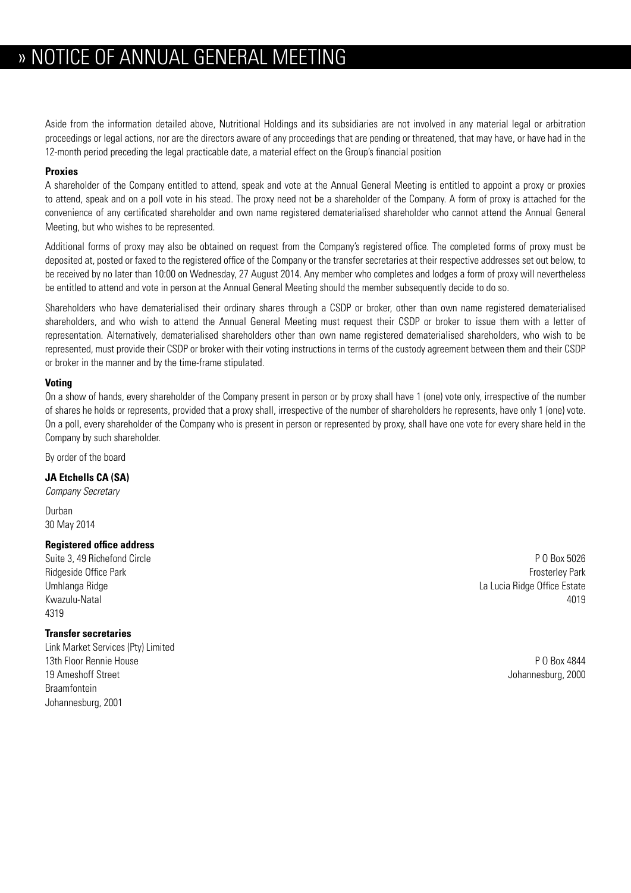# » NOTICE OF ANNUAL GENERAL MEETING

Aside from the information detailed above, Nutritional Holdings and its subsidiaries are not involved in any material legal or arbitration proceedings or legal actions, nor are the directors aware of any proceedings that are pending or threatened, that may have, or have had in the 12-month period preceding the legal practicable date, a material effect on the Group's financial position

**Proxies**

A shareholder of the Company entitled to attend, speak and vote at the Annual General Meeting is entitled to appoint a proxy or proxies to attend, speak and on a poll vote in his stead. The proxy need not be a shareholder of the Company. A form of proxy is attached for the convenience of any certificated shareholder and own name registered dematerialised shareholder who cannot attend the Annual General Meeting, but who wishes to be represented.

Additional forms of proxy may also be obtained on request from the Company's registered office. The completed forms of proxy must be deposited at, posted or faxed to the registered office of the Company or the transfer secretaries at their respective addresses set out below, to be received by no later than 10:00 on Wednesday, 27 August 2014. Any member who completes and lodges a form of proxy will nevertheless be entitled to attend and vote in person at the Annual General Meeting should the member subsequently decide to do so.

Shareholders who have dematerialised their ordinary shares through a CSDP or broker, other than own name registered dematerialised shareholders, and who wish to attend the Annual General Meeting must request their CSDP or broker to issue them with a letter of representation. Alternatively, dematerialised shareholders other than own name registered dematerialised shareholders, who wish to be represented, must provide their CSDP or broker with their voting instructions in terms of the custody agreement between them and their CSDP or broker in the manner and by the time-frame stipulated.

**Voting**

On a show of hands, every shareholder of the Company present in person or by proxy shall have 1 (one) vote only, irrespective of the number of shares he holds or represents, provided that a proxy shall, irrespective of the number of shareholders he represents, have only 1 (one) vote. On a poll, every shareholder of the Company who is present in person or represented by proxy, shall have one vote for every share held in the Company by such shareholder.

By order of the board

**JA Etchells CA (SA)**
*Company Secretary*

Durban
30 May 2014

**Registered office address**

Suite 3, 49 Richefond Circle
Ridgeside Office Park
Umhlanga Ridge
Kwazulu-Natal
4319

P O Box 5026
Frosterley Park
La Lucia Ridge Office Estate
4019

**Transfer secretaries**

Link Market Services (Pty) Limited
13th Floor Rennie House
19 Ameshoff Street
Braamfontein
Johannesburg, 2001

P O Box 4844
Johannesburg, 2000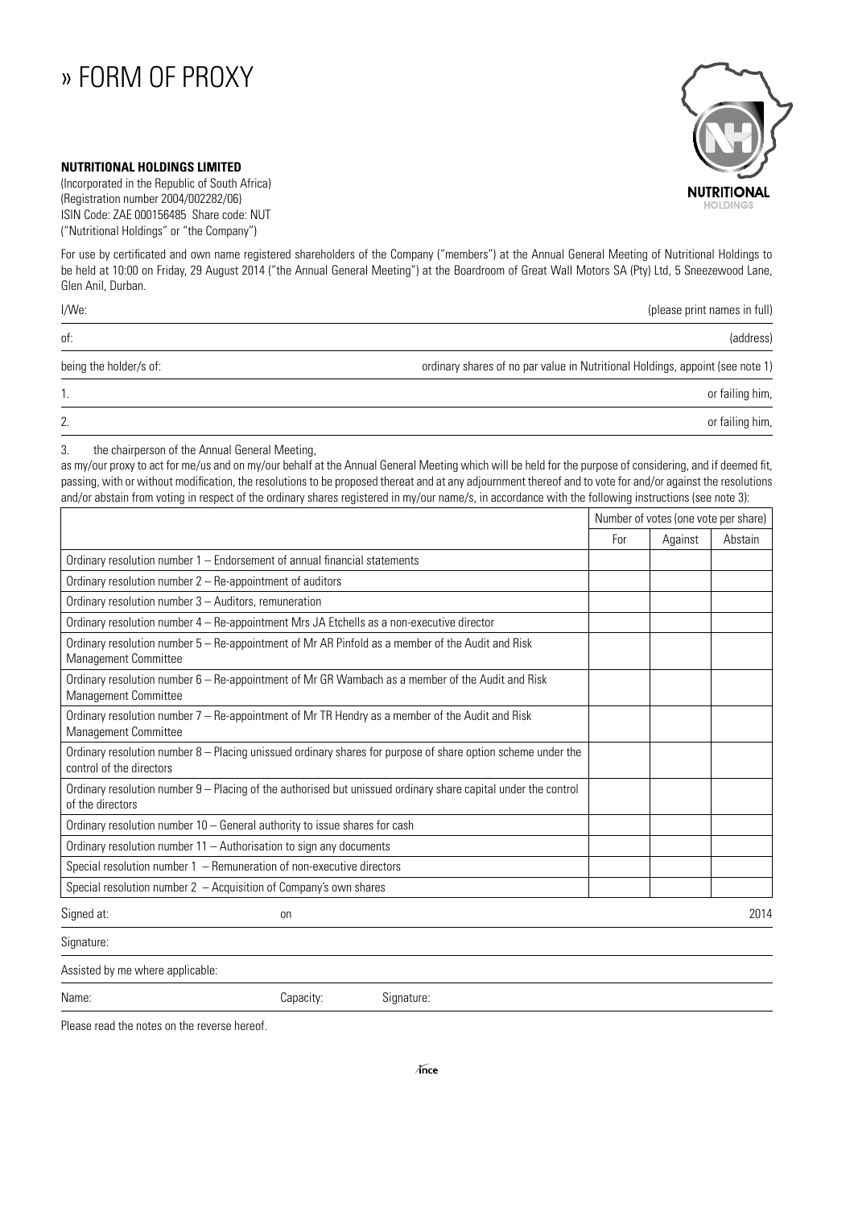# » FORM OF PROXY

**NUTRITIONAL HOLDINGS LIMITED**
(Incorporated in the Republic of South Africa)
(Registration number 2004/002282/06)
ISIN Code: ZAE 000156485 Share code: NUT
("Nutritional Holdings" or "the Company")

For use by certificated and own name registered shareholders of the Company ("members") at the Annual General Meeting of Nutritional Holdings to be held at 10:00 on Friday, 29 August 2014 ("the Annual General Meeting") at the Boardroom of Great Wall Motors SA (Pty) Ltd, 5 Sneezewood Lane, Glen Anil, Durban.

I/We: (please print names in full)

of: (address)

being the holder/s of: ordinary shares of no par value in Nutritional Holdings, appoint (see note 1)

1. or failing him,

2. or failing him,

3. the chairperson of the Annual General Meeting,

as my/our proxy to act for me/us and on my/our behalf at the Annual General Meeting which will be held for the purpose of considering, and if deemed fit, passing, with or without modification, the resolutions to be proposed thereat and at any adjournment thereof and to vote for and/or against the resolutions and/or abstain from voting in respect of the ordinary shares registered in my/our name/s, in accordance with the following instructions (see note 3):

| | Number of votes (one vote per share) | | |
|---|---|---|---|
| | For | Against | Abstain |
| Ordinary resolution number 1 – Endorsement of annual financial statements | | | |
| Ordinary resolution number 2 – Re-appointment of auditors | | | |
| Ordinary resolution number 3 – Auditors, remuneration | | | |
| Ordinary resolution number 4 – Re-appointment Mrs JA Etchells as a non-executive director | | | |
| Ordinary resolution number 5 – Re-appointment of Mr AR Pinfold as a member of the Audit and Risk Management Committee | | | |
| Ordinary resolution number 6 – Re-appointment of Mr GR Wambach as a member of the Audit and Risk Management Committee | | | |
| Ordinary resolution number 7 – Re-appointment of Mr TR Hendry as a member of the Audit and Risk Management Committee | | | |
| Ordinary resolution number 8 – Placing unissued ordinary shares for purpose of share option scheme under the control of the directors | | | |
| Ordinary resolution number 9 – Placing of the authorised but unissued ordinary share capital under the control of the directors | | | |
| Ordinary resolution number 10 – General authority to issue shares for cash | | | |
| Ordinary resolution number 11 – Authorisation to sign any documents | | | |
| Special resolution number 1 – Remuneration of non-executive directors | | | |
| Special resolution number 2 – Acquisition of Company's own shares | | | |

Signed at: on 2014

Signature:

Assisted by me where applicable:

Name: Capacity: Signature:

Please read the notes on the reverse hereof.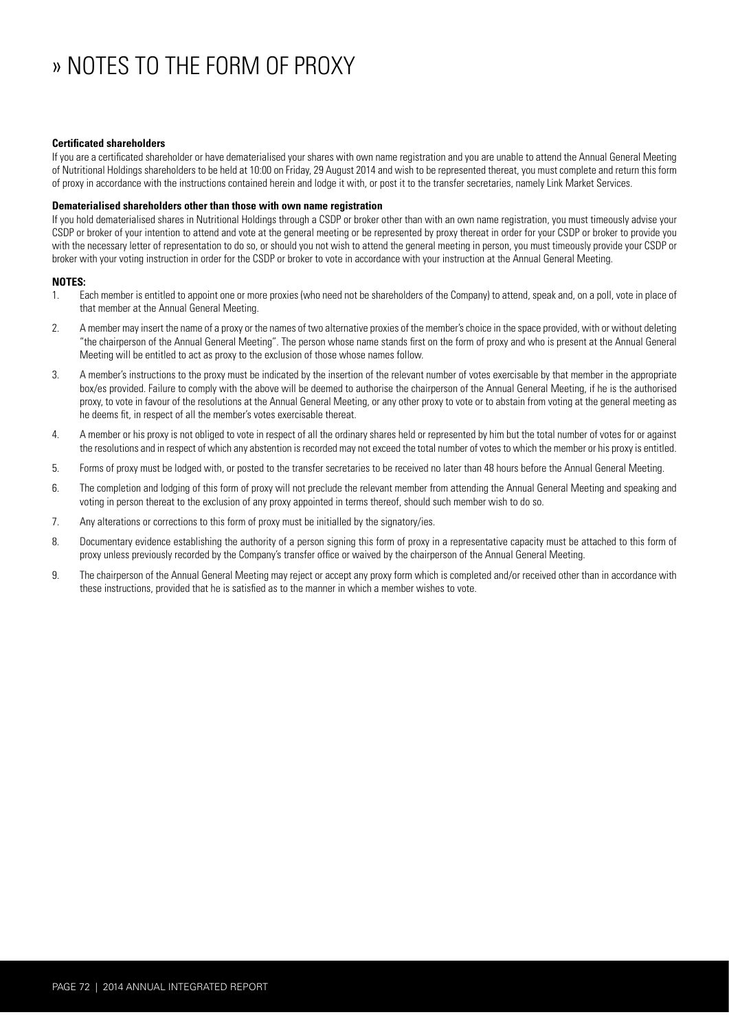# » NOTES TO THE FORM OF PROXY

**Certificated shareholders**

If you are a certificated shareholder or have dematerialised your shares with own name registration and you are unable to attend the Annual General Meeting of Nutritional Holdings shareholders to be held at 10:00 on Friday, 29 August 2014 and wish to be represented thereat, you must complete and return this form of proxy in accordance with the instructions contained herein and lodge it with, or post it to the transfer secretaries, namely Link Market Services.

**Dematerialised shareholders other than those with own name registration**

If you hold dematerialised shares in Nutritional Holdings through a CSDP or broker other than with an own name registration, you must timeously advise your CSDP or broker of your intention to attend and vote at the general meeting or be represented by proxy thereat in order for your CSDP or broker to provide you with the necessary letter of representation to do so, or should you not wish to attend the general meeting in person, you must timeously provide your CSDP or broker with your voting instruction in order for the CSDP or broker to vote in accordance with your instruction at the Annual General Meeting.

**NOTES:**

1. Each member is entitled to appoint one or more proxies (who need not be shareholders of the Company) to attend, speak and, on a poll, vote in place of that member at the Annual General Meeting.
2. A member may insert the name of a proxy or the names of two alternative proxies of the member's choice in the space provided, with or without deleting "the chairperson of the Annual General Meeting". The person whose name stands first on the form of proxy and who is present at the Annual General Meeting will be entitled to act as proxy to the exclusion of those whose names follow.
3. A member's instructions to the proxy must be indicated by the insertion of the relevant number of votes exercisable by that member in the appropriate box/es provided. Failure to comply with the above will be deemed to authorise the chairperson of the Annual General Meeting, if he is the authorised proxy, to vote in favour of the resolutions at the Annual General Meeting, or any other proxy to vote or to abstain from voting at the general meeting as he deems fit, in respect of all the member's votes exercisable thereat.
4. A member or his proxy is not obliged to vote in respect of all the ordinary shares held or represented by him but the total number of votes for or against the resolutions and in respect of which any abstention is recorded may not exceed the total number of votes to which the member or his proxy is entitled.
5. Forms of proxy must be lodged with, or posted to the transfer secretaries to be received no later than 48 hours before the Annual General Meeting.
6. The completion and lodging of this form of proxy will not preclude the relevant member from attending the Annual General Meeting and speaking and voting in person thereat to the exclusion of any proxy appointed in terms thereof, should such member wish to do so.
7. Any alterations or corrections to this form of proxy must be initialled by the signatory/ies.
8. Documentary evidence establishing the authority of a person signing this form of proxy in a representative capacity must be attached to this form of proxy unless previously recorded by the Company's transfer office or waived by the chairperson of the Annual General Meeting.
9. The chairperson of the Annual General Meeting may reject or accept any proxy form which is completed and/or received other than in accordance with these instructions, provided that he is satisfied as to the manner in which a member wishes to vote.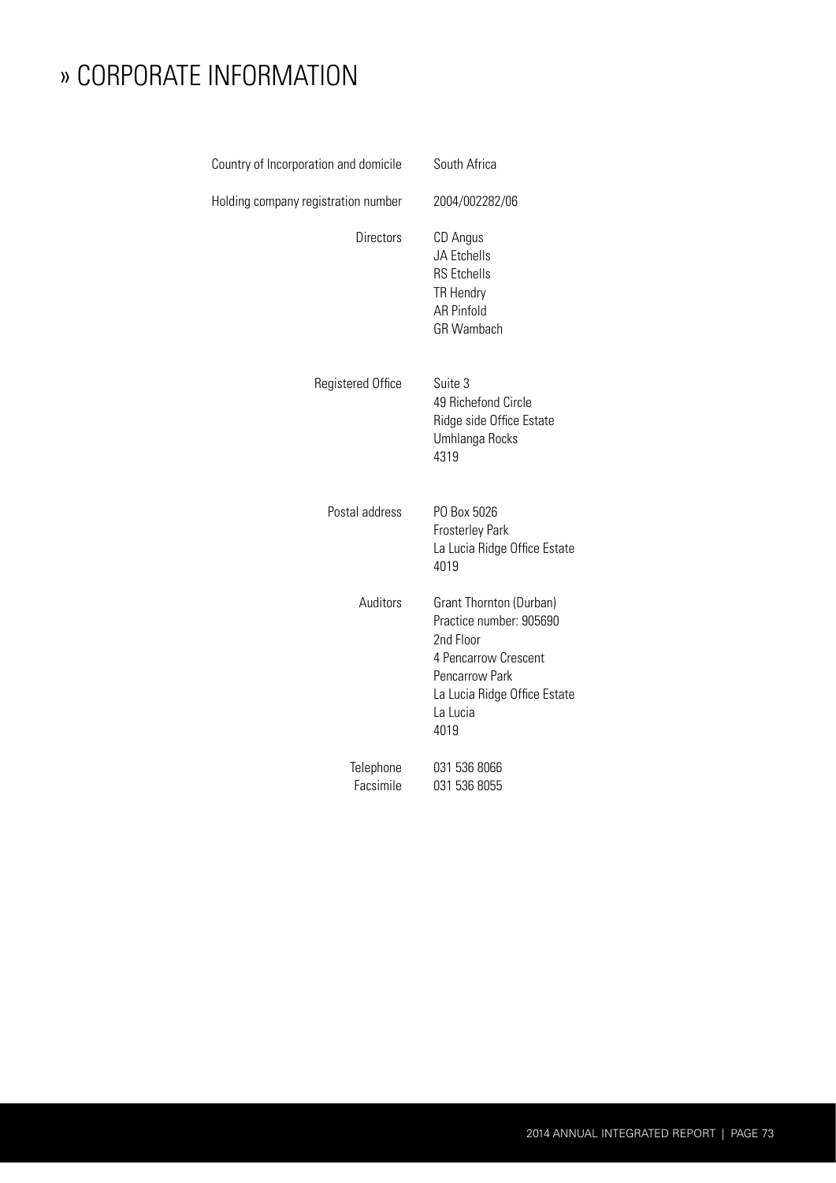# » CORPORATE INFORMATION

| | |
|---|---|
| Country of Incorporation and domicile | South Africa |
| Holding company registration number | 2004/002282/06 |
| Directors | CD Angus<br>JA Etchells<br>RS Etchells<br>TR Hendry<br>AR Pinfold<br>GR Wambach |
| Registered Office | Suite 3<br>49 Richefond Circle<br>Ridge side Office Estate<br>Umhlanga Rocks<br>4319 |
| Postal address | PO Box 5026<br>Frosterley Park<br>La Lucia Ridge Office Estate<br>4019 |
| Auditors | Grant Thornton (Durban)<br>Practice number: 905690<br>2nd Floor<br>4 Pencarrow Crescent<br>Pencarrow Park<br>La Lucia Ridge Office Estate<br>La Lucia<br>4019 |
| Telephone | 031 536 8066 |
| Facsimile | 031 536 8055 |